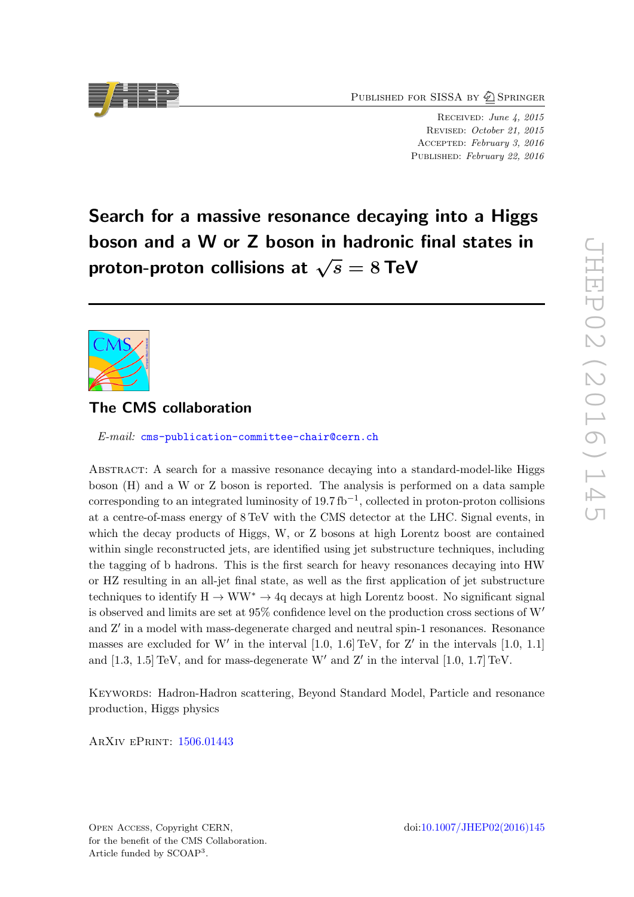Published for SISSA by Springer

Received: *June 4, 2015*
Revised: *October 21, 2015*
Accepted: *February 3, 2016*
Published: *February 22, 2016*

# Search for a massive resonance decaying into a Higgs boson and a W or Z boson in hadronic final states in proton-proton collisions at $\sqrt{s} = 8$ TeV

## The CMS collaboration

*E-mail:* cms-publication-committee-chair@cern.ch

Abstract: A search for a massive resonance decaying into a standard-model-like Higgs boson (H) and a W or Z boson is reported. The analysis is performed on a data sample corresponding to an integrated luminosity of $19.7\,\mathrm{fb}^{-1}$, collected in proton-proton collisions at a centre-of-mass energy of 8 TeV with the CMS detector at the LHC. Signal events, in which the decay products of Higgs, W, or Z bosons at high Lorentz boost are contained within single reconstructed jets, are identified using jet substructure techniques, including the tagging of b hadrons. This is the first search for heavy resonances decaying into HW or HZ resulting in an all-jet final state, as well as the first application of jet substructure techniques to identify $\mathrm{H} \rightarrow \mathrm{WW}^{*} \rightarrow 4\mathrm{q}$ decays at high Lorentz boost. No significant signal is observed and limits are set at 95% confidence level on the production cross sections of $\mathrm{W}'$ and $\mathrm{Z}'$ in a model with mass-degenerate charged and neutral spin-1 resonances. Resonance masses are excluded for $\mathrm{W}'$ in the interval [1.0, 1.6] TeV, for $\mathrm{Z}'$ in the intervals [1.0, 1.1] and [1.3, 1.5] TeV, and for mass-degenerate $\mathrm{W}'$ and $\mathrm{Z}'$ in the interval [1.0, 1.7] TeV.

Keywords: Hadron-Hadron scattering, Beyond Standard Model, Particle and resonance production, Higgs physics

ArXiv ePrint: 1506.01443

Open Access, Copyright CERN, for the benefit of the CMS Collaboration. Article funded by SCOAP[3].

doi:10.1007/JHEP02(2016)145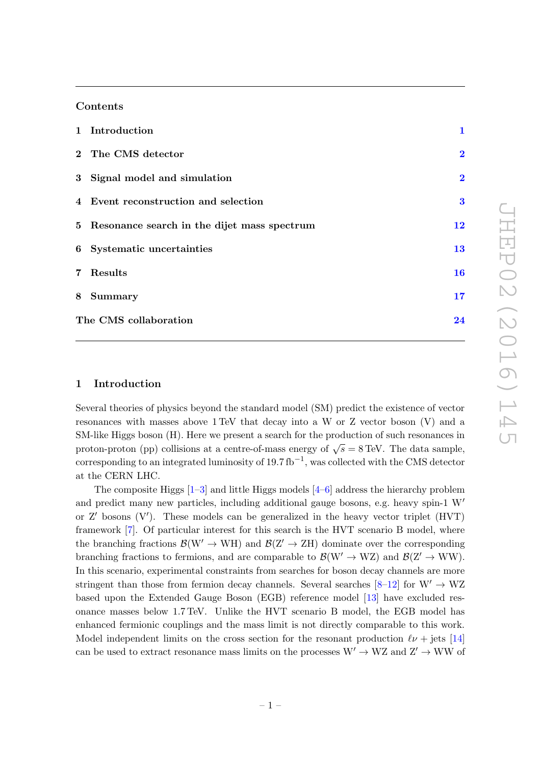## Contents

| | | |
|---|---|---|
| 1 | Introduction | 1 |
| 2 | The CMS detector | 2 |
| 3 | Signal model and simulation | 2 |
| 4 | Event reconstruction and selection | 3 |
| 5 | Resonance search in the dijet mass spectrum | 12 |
| 6 | Systematic uncertainties | 13 |
| 7 | Results | 16 |
| 8 | Summary | 17 |
| | The CMS collaboration | 24 |

## 1 Introduction

Several theories of physics beyond the standard model (SM) predict the existence of vector resonances with masses above 1 TeV that decay into a W or Z vector boson (V) and a SM-like Higgs boson (H). Here we present a search for the production of such resonances in proton-proton (pp) collisions at a centre-of-mass energy of $\sqrt{s} = 8\,\mathrm{TeV}$. The data sample, corresponding to an integrated luminosity of $19.7\,\mathrm{fb}^{-1}$, was collected with the CMS detector at the CERN LHC.

The composite Higgs [1–3] and little Higgs models [4–6] address the hierarchy problem and predict many new particles, including additional gauge bosons, e.g. heavy spin-1 W′ or Z′ bosons (V′). These models can be generalized in the heavy vector triplet (HVT) framework [7]. Of particular interest for this search is the HVT scenario B model, where the branching fractions $\mathcal{B}(\mathrm{W}' \to \mathrm{WH})$ and $\mathcal{B}(\mathrm{Z}' \to \mathrm{ZH})$ dominate over the corresponding branching fractions to fermions, and are comparable to $\mathcal{B}(\mathrm{W}' \to \mathrm{WZ})$ and $\mathcal{B}(\mathrm{Z}' \to \mathrm{WW})$. In this scenario, experimental constraints from searches for boson decay channels are more stringent than those from fermion decay channels. Several searches [8–12] for $\mathrm{W}' \to \mathrm{WZ}$ based upon the Extended Gauge Boson (EGB) reference model [13] have excluded resonance masses below 1.7 TeV. Unlike the HVT scenario B model, the EGB model has enhanced fermionic couplings and the mass limit is not directly comparable to this work. Model independent limits on the cross section for the resonant production $\ell\nu$ + jets [14] can be used to extract resonance mass limits on the processes $\mathrm{W}' \to \mathrm{WZ}$ and $\mathrm{Z}' \to \mathrm{WW}$ of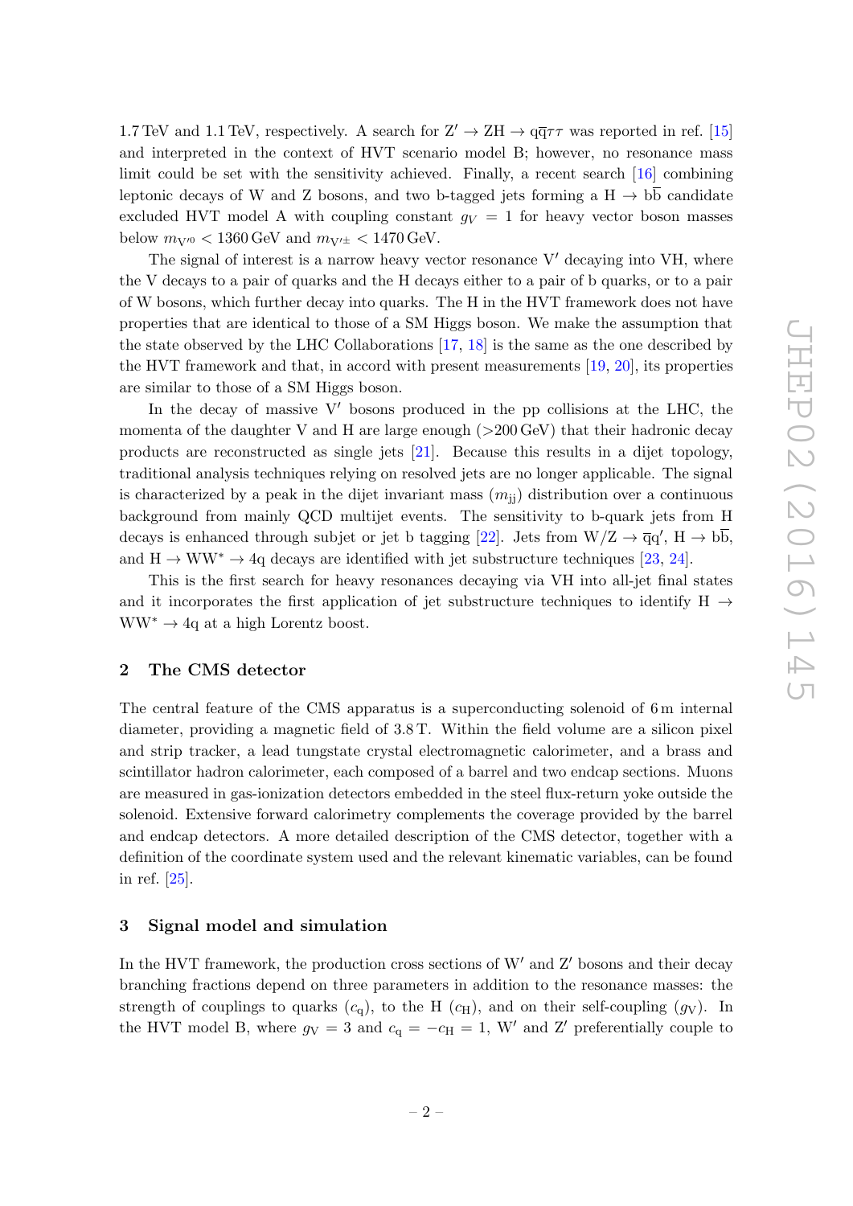1.7 TeV and 1.1 TeV, respectively. A search for $\mathrm{Z}' \to \mathrm{ZH} \to \mathrm{q\overline{q}}\tau\tau$ was reported in ref. [15] and interpreted in the context of HVT scenario model B; however, no resonance mass limit could be set with the sensitivity achieved. Finally, a recent search [16] combining leptonic decays of W and Z bosons, and two b-tagged jets forming a $\mathrm{H} \to \mathrm{b\overline{b}}$ candidate excluded HVT model A with coupling constant $g_V = 1$ for heavy vector boson masses below $m_{\mathrm{V'^0}} < 1360\,\mathrm{GeV}$ and $m_{\mathrm{V'^\pm}} < 1470\,\mathrm{GeV}$.

The signal of interest is a narrow heavy vector resonance $\mathrm{V}'$ decaying into VH, where the V decays to a pair of quarks and the H decays either to a pair of b quarks, or to a pair of W bosons, which further decay into quarks. The H in the HVT framework does not have properties that are identical to those of a SM Higgs boson. We make the assumption that the state observed by the LHC Collaborations [17, 18] is the same as the one described by the HVT framework and that, in accord with present measurements [19, 20], its properties are similar to those of a SM Higgs boson.

In the decay of massive $\mathrm{V}'$ bosons produced in the pp collisions at the LHC, the momenta of the daughter V and H are large enough (>200 GeV) that their hadronic decay products are reconstructed as single jets [21]. Because this results in a dijet topology, traditional analysis techniques relying on resolved jets are no longer applicable. The signal is characterized by a peak in the dijet invariant mass ($m_{\mathrm{jj}}$) distribution over a continuous background from mainly QCD multijet events. The sensitivity to b-quark jets from H decays is enhanced through subjet or jet b tagging [22]. Jets from $\mathrm{W/Z} \to \mathrm{\overline{q}q'}$, $\mathrm{H} \to \mathrm{b\overline{b}}$, and $\mathrm{H} \to \mathrm{WW^*} \to 4\mathrm{q}$ decays are identified with jet substructure techniques [23, 24].

This is the first search for heavy resonances decaying via VH into all-jet final states and it incorporates the first application of jet substructure techniques to identify $\mathrm{H} \to \mathrm{WW^*} \to 4\mathrm{q}$ at a high Lorentz boost.

## 2 The CMS detector

The central feature of the CMS apparatus is a superconducting solenoid of 6 m internal diameter, providing a magnetic field of 3.8 T. Within the field volume are a silicon pixel and strip tracker, a lead tungstate crystal electromagnetic calorimeter, and a brass and scintillator hadron calorimeter, each composed of a barrel and two endcap sections. Muons are measured in gas-ionization detectors embedded in the steel flux-return yoke outside the solenoid. Extensive forward calorimetry complements the coverage provided by the barrel and endcap detectors. A more detailed description of the CMS detector, together with a definition of the coordinate system used and the relevant kinematic variables, can be found in ref. [25].

## 3 Signal model and simulation

In the HVT framework, the production cross sections of $\mathrm{W}'$ and $\mathrm{Z}'$ bosons and their decay branching fractions depend on three parameters in addition to the resonance masses: the strength of couplings to quarks ($c_{\mathrm{q}}$), to the H ($c_{\mathrm{H}}$), and on their self-coupling ($g_{\mathrm{V}}$). In the HVT model B, where $g_{\mathrm{V}} = 3$ and $c_{\mathrm{q}} = -c_{\mathrm{H}} = 1$, $\mathrm{W}'$ and $\mathrm{Z}'$ preferentially couple to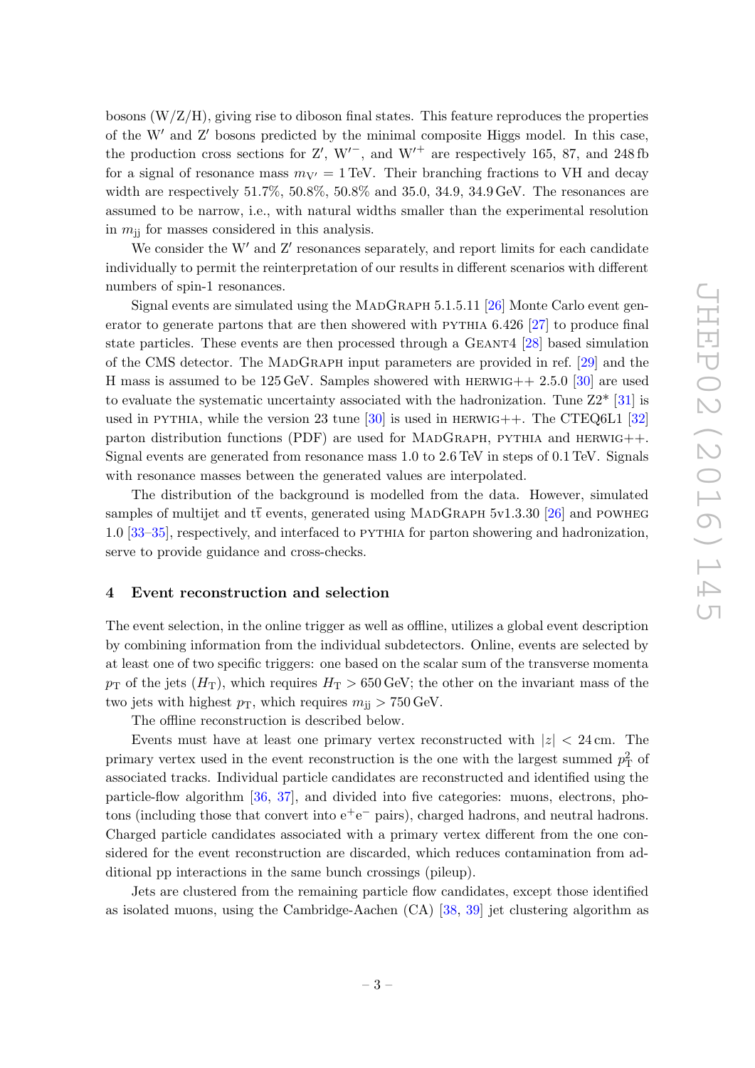bosons (W/Z/H), giving rise to diboson final states. This feature reproduces the properties of the W′ and Z′ bosons predicted by the minimal composite Higgs model. In this case, the production cross sections for Z′, W′⁻, and W′⁺ are respectively 165, 87, and 248 fb for a signal of resonance mass $m_{\mathrm{V}'} = 1\,\mathrm{TeV}$. Their branching fractions to VH and decay width are respectively 51.7%, 50.8%, 50.8% and 35.0, 34.9, 34.9 GeV. The resonances are assumed to be narrow, i.e., with natural widths smaller than the experimental resolution in $m_{\mathrm{jj}}$ for masses considered in this analysis.

We consider the W′ and Z′ resonances separately, and report limits for each candidate individually to permit the reinterpretation of our results in different scenarios with different numbers of spin-1 resonances.

Signal events are simulated using the MadGraph 5.1.5.11 [26] Monte Carlo event generator to generate partons that are then showered with pythia 6.426 [27] to produce final state particles. These events are then processed through a Geant4 [28] based simulation of the CMS detector. The MadGraph input parameters are provided in ref. [29] and the H mass is assumed to be 125 GeV. Samples showered with herwig++ 2.5.0 [30] are used to evaluate the systematic uncertainty associated with the hadronization. Tune Z2* [31] is used in pythia, while the version 23 tune [30] is used in herwig++. The CTEQ6L1 [32] parton distribution functions (PDF) are used for MadGraph, pythia and herwig++. Signal events are generated from resonance mass 1.0 to 2.6 TeV in steps of 0.1 TeV. Signals with resonance masses between the generated values are interpolated.

The distribution of the background is modelled from the data. However, simulated samples of multijet and $\mathrm{t\bar{t}}$ events, generated using MadGraph 5v1.3.30 [26] and powheg 1.0 [33–35], respectively, and interfaced to pythia for parton showering and hadronization, serve to provide guidance and cross-checks.

## 4 Event reconstruction and selection

The event selection, in the online trigger as well as offline, utilizes a global event description by combining information from the individual subdetectors. Online, events are selected by at least one of two specific triggers: one based on the scalar sum of the transverse momenta $p_{\mathrm{T}}$ of the jets ($H_{\mathrm{T}}$), which requires $H_{\mathrm{T}} > 650\,\mathrm{GeV}$; the other on the invariant mass of the two jets with highest $p_{\mathrm{T}}$, which requires $m_{\mathrm{jj}} > 750\,\mathrm{GeV}$.

The offline reconstruction is described below.

Events must have at least one primary vertex reconstructed with $|z| < 24\,\mathrm{cm}$. The primary vertex used in the event reconstruction is the one with the largest summed $p_{\mathrm{T}}^2$ of associated tracks. Individual particle candidates are reconstructed and identified using the particle-flow algorithm [36, 37], and divided into five categories: muons, electrons, photons (including those that convert into $\mathrm{e^+e^-}$ pairs), charged hadrons, and neutral hadrons. Charged particle candidates associated with a primary vertex different from the one considered for the event reconstruction are discarded, which reduces contamination from additional pp interactions in the same bunch crossings (pileup).

Jets are clustered from the remaining particle flow candidates, except those identified as isolated muons, using the Cambridge-Aachen (CA) [38, 39] jet clustering algorithm as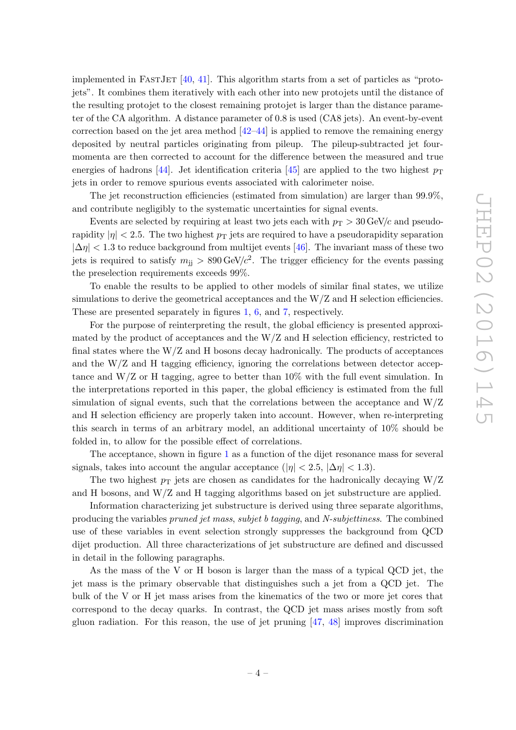implemented in FastJet [40, 41]. This algorithm starts from a set of particles as "protojets". It combines them iteratively with each other into new protojets until the distance of the resulting protojet to the closest remaining protojet is larger than the distance parameter of the CA algorithm. A distance parameter of 0.8 is used (CA8 jets). An event-by-event correction based on the jet area method [42–44] is applied to remove the remaining energy deposited by neutral particles originating from pileup. The pileup-subtracted jet four-momenta are then corrected to account for the difference between the measured and true energies of hadrons [44]. Jet identification criteria [45] are applied to the two highest $p_{\mathrm{T}}$ jets in order to remove spurious events associated with calorimeter noise.

The jet reconstruction efficiencies (estimated from simulation) are larger than 99.9%, and contribute negligibly to the systematic uncertainties for signal events.

Events are selected by requiring at least two jets each with $p_{\mathrm{T}} > 30\,\mathrm{GeV}/c$ and pseudorapidity $|\eta| < 2.5$. The two highest $p_{\mathrm{T}}$ jets are required to have a pseudorapidity separation $|\Delta\eta| < 1.3$ to reduce background from multijet events [46]. The invariant mass of these two jets is required to satisfy $m_{\mathrm{jj}} > 890\,\mathrm{GeV}/c^2$. The trigger efficiency for the events passing the preselection requirements exceeds 99%.

To enable the results to be applied to other models of similar final states, we utilize simulations to derive the geometrical acceptances and the W/Z and H selection efficiencies. These are presented separately in figures 1, 6, and 7, respectively.

For the purpose of reinterpreting the result, the global efficiency is presented approximated by the product of acceptances and the W/Z and H selection efficiency, restricted to final states where the W/Z and H bosons decay hadronically. The products of acceptances and the W/Z and H tagging efficiency, ignoring the correlations between detector acceptance and W/Z or H tagging, agree to better than 10% with the full event simulation. In the interpretations reported in this paper, the global efficiency is estimated from the full simulation of signal events, such that the correlations between the acceptance and W/Z and H selection efficiency are properly taken into account. However, when re-interpreting this search in terms of an arbitrary model, an additional uncertainty of 10% should be folded in, to allow for the possible effect of correlations.

The acceptance, shown in figure 1 as a function of the dijet resonance mass for several signals, takes into account the angular acceptance ($|\eta| < 2.5$, $|\Delta\eta| < 1.3$).

The two highest $p_{\mathrm{T}}$ jets are chosen as candidates for the hadronically decaying W/Z and H bosons, and W/Z and H tagging algorithms based on jet substructure are applied.

Information characterizing jet substructure is derived using three separate algorithms, producing the variables *pruned jet mass*, *subjet b tagging*, and *N-subjettiness*. The combined use of these variables in event selection strongly suppresses the background from QCD dijet production. All three characterizations of jet substructure are defined and discussed in detail in the following paragraphs.

As the mass of the V or H boson is larger than the mass of a typical QCD jet, the jet mass is the primary observable that distinguishes such a jet from a QCD jet. The bulk of the V or H jet mass arises from the kinematics of the two or more jet cores that correspond to the decay quarks. In contrast, the QCD jet mass arises mostly from soft gluon radiation. For this reason, the use of jet pruning [47, 48] improves discrimination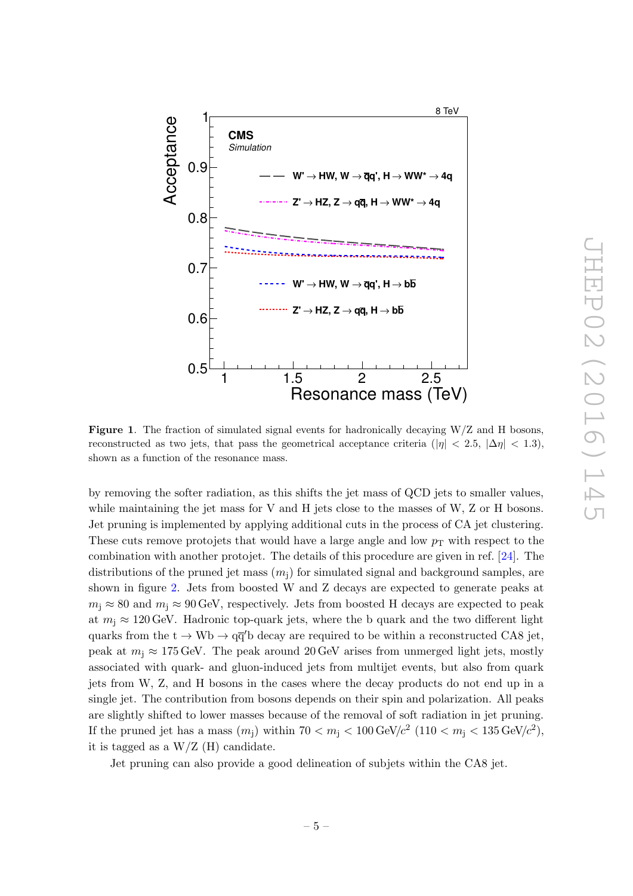8 TeV

CMS
*Simulation*

Acceptance

W' → HW, W → q̄q', H → WW* → 4q

Z' → HZ, Z → qq̄, H → WW* → 4q

W' → HW, W → q̄q', H → bb̄

Z' → HZ, Z → qq̄, H → bb̄

0.5
0.6
0.7
0.8
0.9
1

1
1.5
2
2.5

Resonance mass (TeV)

**Figure 1**. The fraction of simulated signal events for hadronically decaying W/Z and H bosons, reconstructed as two jets, that pass the geometrical acceptance criteria ($|\eta| < 2.5$, $|\Delta\eta| < 1.3$), shown as a function of the resonance mass.

by removing the softer radiation, as this shifts the jet mass of QCD jets to smaller values, while maintaining the jet mass for V and H jets close to the masses of W, Z or H bosons. Jet pruning is implemented by applying additional cuts in the process of CA jet clustering. These cuts remove protojets that would have a large angle and low $p_{\mathrm{T}}$ with respect to the combination with another protojet. The details of this procedure are given in ref. [24]. The distributions of the pruned jet mass ($m_{\mathrm{j}}$) for simulated signal and background samples, are shown in figure 2. Jets from boosted W and Z decays are expected to generate peaks at $m_{\mathrm{j}} \approx 80$ and $m_{\mathrm{j}} \approx 90\,\mathrm{GeV}$, respectively. Jets from boosted H decays are expected to peak at $m_{\mathrm{j}} \approx 120\,\mathrm{GeV}$. Hadronic top-quark jets, where the b quark and the two different light quarks from the $\mathrm{t} \to \mathrm{Wb} \to \mathrm{q\bar{q}'b}$ decay are required to be within a reconstructed CA8 jet, peak at $m_{\mathrm{j}} \approx 175\,\mathrm{GeV}$. The peak around 20 GeV arises from unmerged light jets, mostly associated with quark- and gluon-induced jets from multijet events, but also from quark jets from W, Z, and H bosons in the cases where the decay products do not end up in a single jet. The contribution from bosons depends on their spin and polarization. All peaks are slightly shifted to lower masses because of the removal of soft radiation in jet pruning. If the pruned jet has a mass ($m_{\mathrm{j}}$) within $70 < m_{\mathrm{j}} < 100\,\mathrm{GeV}/c^2$ ($110 < m_{\mathrm{j}} < 135\,\mathrm{GeV}/c^2$), it is tagged as a W/Z (H) candidate.

Jet pruning can also provide a good delineation of subjets within the CA8 jet.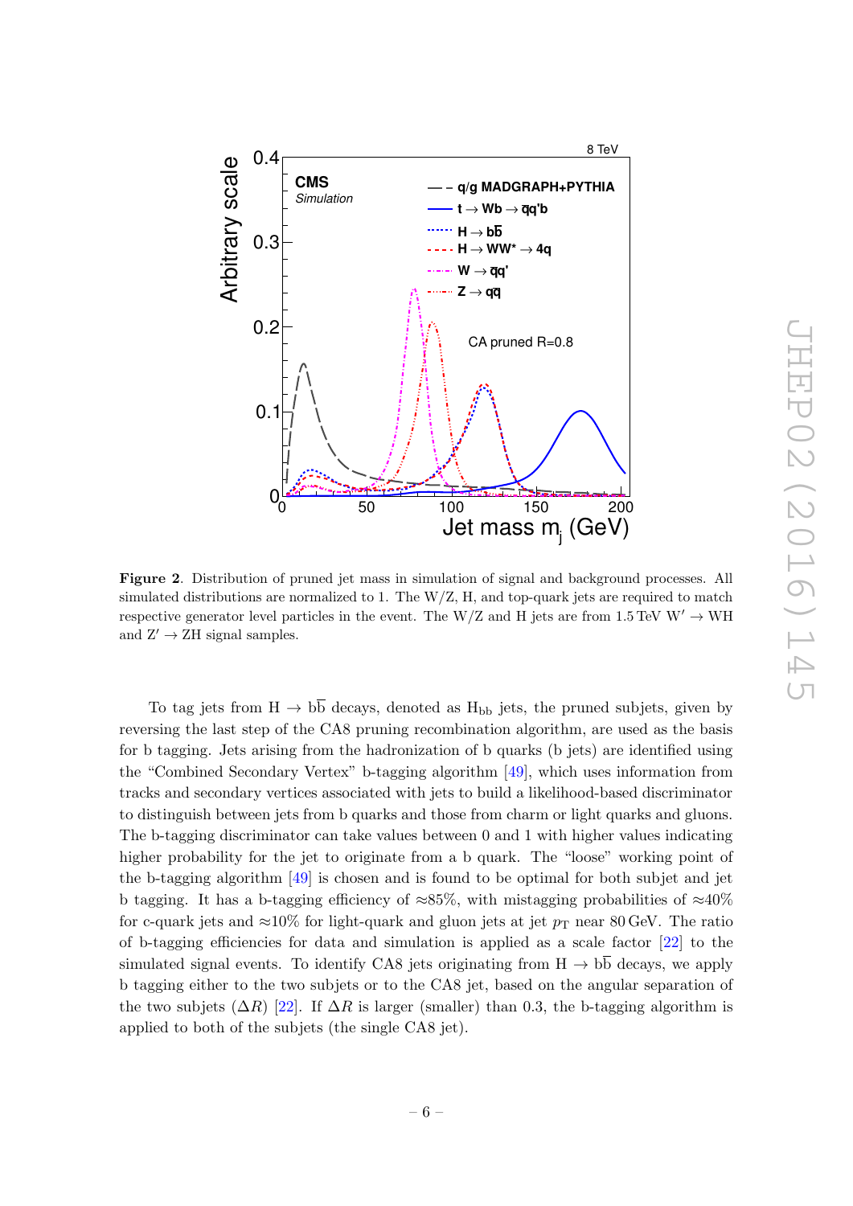8 TeV

CMS
*Simulation*

Arbitrary scale

0.4
0.3
0.2
0.1
0

0
50
100
150
200

Jet mass $m_j$ (GeV)

q/g MADGRAPH+PYTHIA
$t \to Wb \to \bar{q}q'b$
$H \to b\bar{b}$
$H \to WW^* \to 4q$
$W \to \bar{q}q'$
$Z \to q\bar{q}$

CA pruned R=0.8

**Figure 2**. Distribution of pruned jet mass in simulation of signal and background processes. All simulated distributions are normalized to 1. The W/Z, H, and top-quark jets are required to match respective generator level particles in the event. The W/Z and H jets are from 1.5 TeV $W' \to WH$ and $Z' \to ZH$ signal samples.

To tag jets from $H \to b\bar{b}$ decays, denoted as $H_{bb}$ jets, the pruned subjets, given by reversing the last step of the CA8 pruning recombination algorithm, are used as the basis for b tagging. Jets arising from the hadronization of b quarks (b jets) are identified using the "Combined Secondary Vertex" b-tagging algorithm [49], which uses information from tracks and secondary vertices associated with jets to build a likelihood-based discriminator to distinguish between jets from b quarks and those from charm or light quarks and gluons. The b-tagging discriminator can take values between 0 and 1 with higher values indicating higher probability for the jet to originate from a b quark. The "loose" working point of the b-tagging algorithm [49] is chosen and is found to be optimal for both subjet and jet b tagging. It has a b-tagging efficiency of $\approx$85%, with mistagging probabilities of $\approx$40% for c-quark jets and $\approx$10% for light-quark and gluon jets at jet $p_T$ near 80 GeV. The ratio of b-tagging efficiencies for data and simulation is applied as a scale factor [22] to the simulated signal events. To identify CA8 jets originating from $H \to b\bar{b}$ decays, we apply b tagging either to the two subjets or to the CA8 jet, based on the angular separation of the two subjets ($\Delta R$) [22]. If $\Delta R$ is larger (smaller) than 0.3, the b-tagging algorithm is applied to both of the subjets (the single CA8 jet).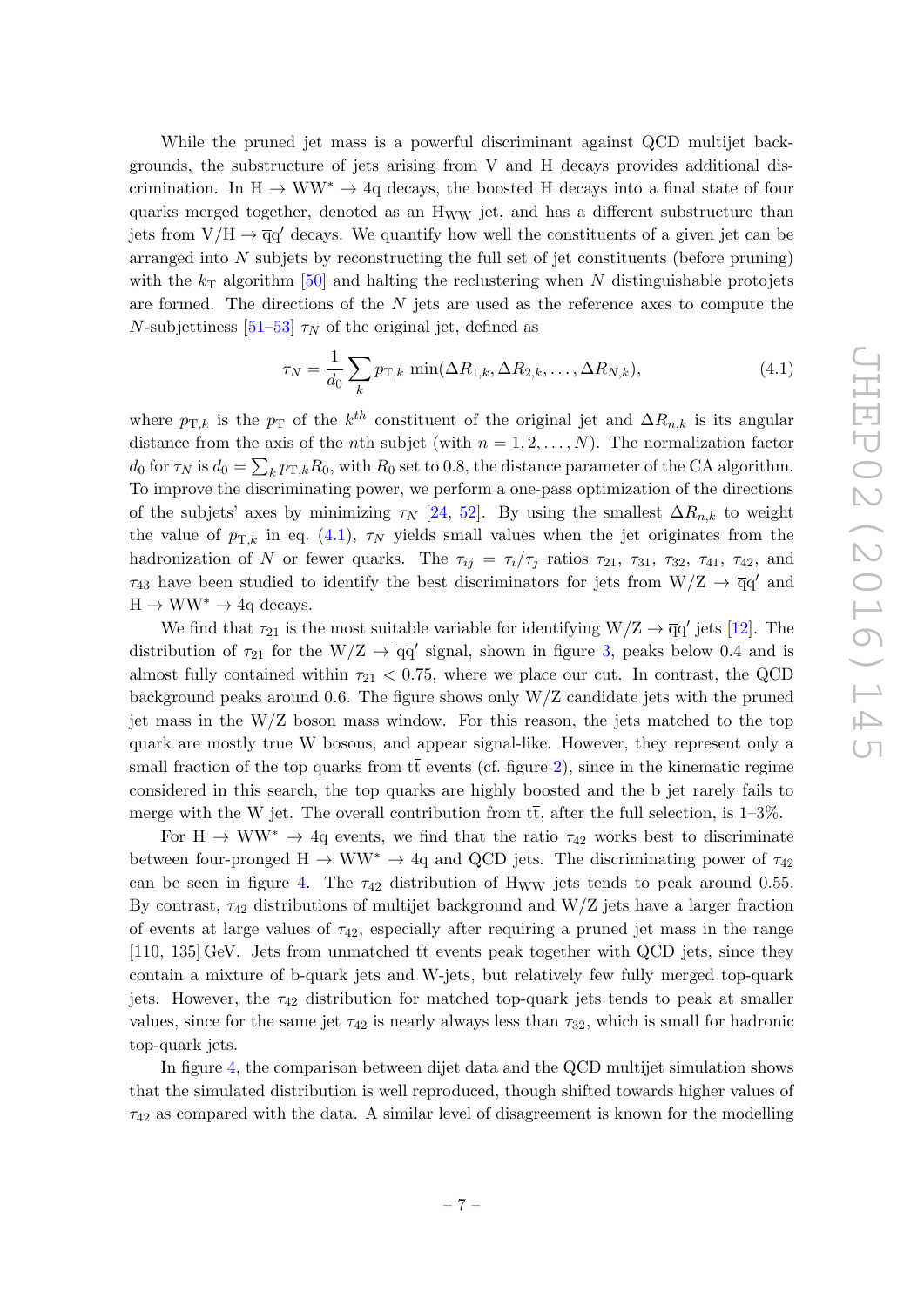While the pruned jet mass is a powerful discriminant against QCD multijet backgrounds, the substructure of jets arising from V and H decays provides additional discrimination. In $\mathrm{H} \to \mathrm{WW}^* \to 4\mathrm{q}$ decays, the boosted H decays into a final state of four quarks merged together, denoted as an $\mathrm{H_{WW}}$ jet, and has a different substructure than jets from $\mathrm{V/H} \to \overline{\mathrm{q}}\mathrm{q}'$ decays. We quantify how well the constituents of a given jet can be arranged into $N$ subjets by reconstructing the full set of jet constituents (before pruning) with the $k_\mathrm{T}$ algorithm [50] and halting the reclustering when $N$ distinguishable protojets are formed. The directions of the $N$ jets are used as the reference axes to compute the $N$-subjettiness [51–53] $\tau_N$ of the original jet, defined as

$$\tau_N = \frac{1}{d_0} \sum_k p_{\mathrm{T},k} \min(\Delta R_{1,k}, \Delta R_{2,k}, \ldots, \Delta R_{N,k}), \tag{4.1}$$

where $p_{\mathrm{T},k}$ is the $p_\mathrm{T}$ of the $k^{th}$ constituent of the original jet and $\Delta R_{n,k}$ is its angular distance from the axis of the $n$th subjet (with $n = 1, 2, \ldots, N$). The normalization factor $d_0$ for $\tau_N$ is $d_0 = \sum_k p_{\mathrm{T},k} R_0$, with $R_0$ set to 0.8, the distance parameter of the CA algorithm. To improve the discriminating power, we perform a one-pass optimization of the directions of the subjets' axes by minimizing $\tau_N$ [24, 52]. By using the smallest $\Delta R_{n,k}$ to weight the value of $p_{\mathrm{T},k}$ in eq. (4.1), $\tau_N$ yields small values when the jet originates from the hadronization of $N$ or fewer quarks. The $\tau_{ij} = \tau_i/\tau_j$ ratios $\tau_{21}$, $\tau_{31}$, $\tau_{32}$, $\tau_{41}$, $\tau_{42}$, and $\tau_{43}$ have been studied to identify the best discriminators for jets from $\mathrm{W/Z} \to \overline{\mathrm{q}}\mathrm{q}'$ and $\mathrm{H} \to \mathrm{WW}^* \to 4\mathrm{q}$ decays.

We find that $\tau_{21}$ is the most suitable variable for identifying $\mathrm{W/Z} \to \overline{\mathrm{q}}\mathrm{q}'$ jets [12]. The distribution of $\tau_{21}$ for the $\mathrm{W/Z} \to \overline{\mathrm{q}}\mathrm{q}'$ signal, shown in figure 3, peaks below 0.4 and is almost fully contained within $\tau_{21} < 0.75$, where we place our cut. In contrast, the QCD background peaks around 0.6. The figure shows only W/Z candidate jets with the pruned jet mass in the W/Z boson mass window. For this reason, the jets matched to the top quark are mostly true W bosons, and appear signal-like. However, they represent only a small fraction of the top quarks from $\mathrm{t\bar{t}}$ events (cf. figure 2), since in the kinematic regime considered in this search, the top quarks are highly boosted and the b jet rarely fails to merge with the W jet. The overall contribution from $\mathrm{t\bar{t}}$, after the full selection, is 1–3%.

For $\mathrm{H} \to \mathrm{WW}^* \to 4\mathrm{q}$ events, we find that the ratio $\tau_{42}$ works best to discriminate between four-pronged $\mathrm{H} \to \mathrm{WW}^* \to 4\mathrm{q}$ and QCD jets. The discriminating power of $\tau_{42}$ can be seen in figure 4. The $\tau_{42}$ distribution of $\mathrm{H_{WW}}$ jets tends to peak around 0.55. By contrast, $\tau_{42}$ distributions of multijet background and W/Z jets have a larger fraction of events at large values of $\tau_{42}$, especially after requiring a pruned jet mass in the range [110, 135] GeV. Jets from unmatched $\mathrm{t\bar{t}}$ events peak together with QCD jets, since they contain a mixture of b-quark jets and W-jets, but relatively few fully merged top-quark jets. However, the $\tau_{42}$ distribution for matched top-quark jets tends to peak at smaller values, since for the same jet $\tau_{42}$ is nearly always less than $\tau_{32}$, which is small for hadronic top-quark jets.

In figure 4, the comparison between dijet data and the QCD multijet simulation shows that the simulated distribution is well reproduced, though shifted towards higher values of $\tau_{42}$ as compared with the data. A similar level of disagreement is known for the modelling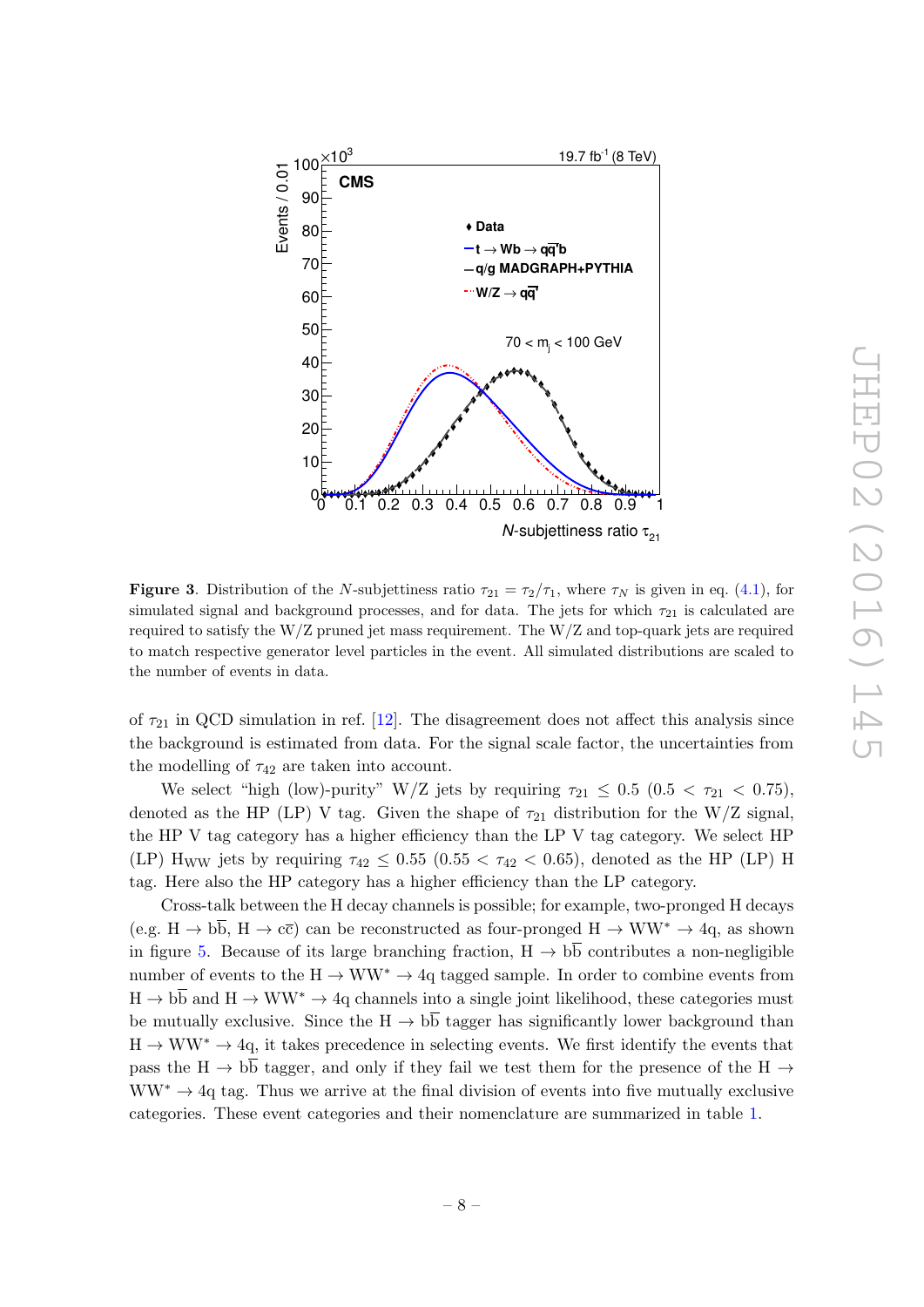100 ×10^3
Events / 0.01
19.7 fb^-1 (8 TeV)
CMS
Data
t → Wb → qq̄'b
q/g MADGRAPH+PYTHIA
W/Z → qq̄'
70 < m_j < 100 GeV
N-subjettiness ratio τ_21
0 0.1 0.2 0.3 0.4 0.5 0.6 0.7 0.8 0.9 1
0 10 20 30 40 50 60 70 80 90 100

**Figure 3**. Distribution of the $N$-subjettiness ratio $\tau_{21} = \tau_2/\tau_1$, where $\tau_N$ is given in eq. (4.1), for simulated signal and background processes, and for data. The jets for which $\tau_{21}$ is calculated are required to satisfy the W/Z pruned jet mass requirement. The W/Z and top-quark jets are required to match respective generator level particles in the event. All simulated distributions are scaled to the number of events in data.

of $\tau_{21}$ in QCD simulation in ref. [12]. The disagreement does not affect this analysis since the background is estimated from data. For the signal scale factor, the uncertainties from the modelling of $\tau_{42}$ are taken into account.

We select "high (low)-purity" W/Z jets by requiring $\tau_{21} \leq 0.5$ ($0.5 < \tau_{21} < 0.75$), denoted as the HP (LP) V tag. Given the shape of $\tau_{21}$ distribution for the W/Z signal, the HP V tag category has a higher efficiency than the LP V tag category. We select HP (LP) $H_{WW}$ jets by requiring $\tau_{42} \leq 0.55$ ($0.55 < \tau_{42} < 0.65$), denoted as the HP (LP) H tag. Here also the HP category has a higher efficiency than the LP category.

Cross-talk between the H decay channels is possible; for example, two-pronged H decays (e.g. $H \to b\overline{b}$, $H \to c\overline{c}$) can be reconstructed as four-pronged $H \to WW^* \to 4q$, as shown in figure 5. Because of its large branching fraction, $H \to b\overline{b}$ contributes a non-negligible number of events to the $H \to WW^* \to 4q$ tagged sample. In order to combine events from $H \to b\overline{b}$ and $H \to WW^* \to 4q$ channels into a single joint likelihood, these categories must be mutually exclusive. Since the $H \to b\overline{b}$ tagger has significantly lower background than $H \to WW^* \to 4q$, it takes precedence in selecting events. We first identify the events that pass the $H \to b\overline{b}$ tagger, and only if they fail we test them for the presence of the $H \to WW^* \to 4q$ tag. Thus we arrive at the final division of events into five mutually exclusive categories. These event categories and their nomenclature are summarized in table 1.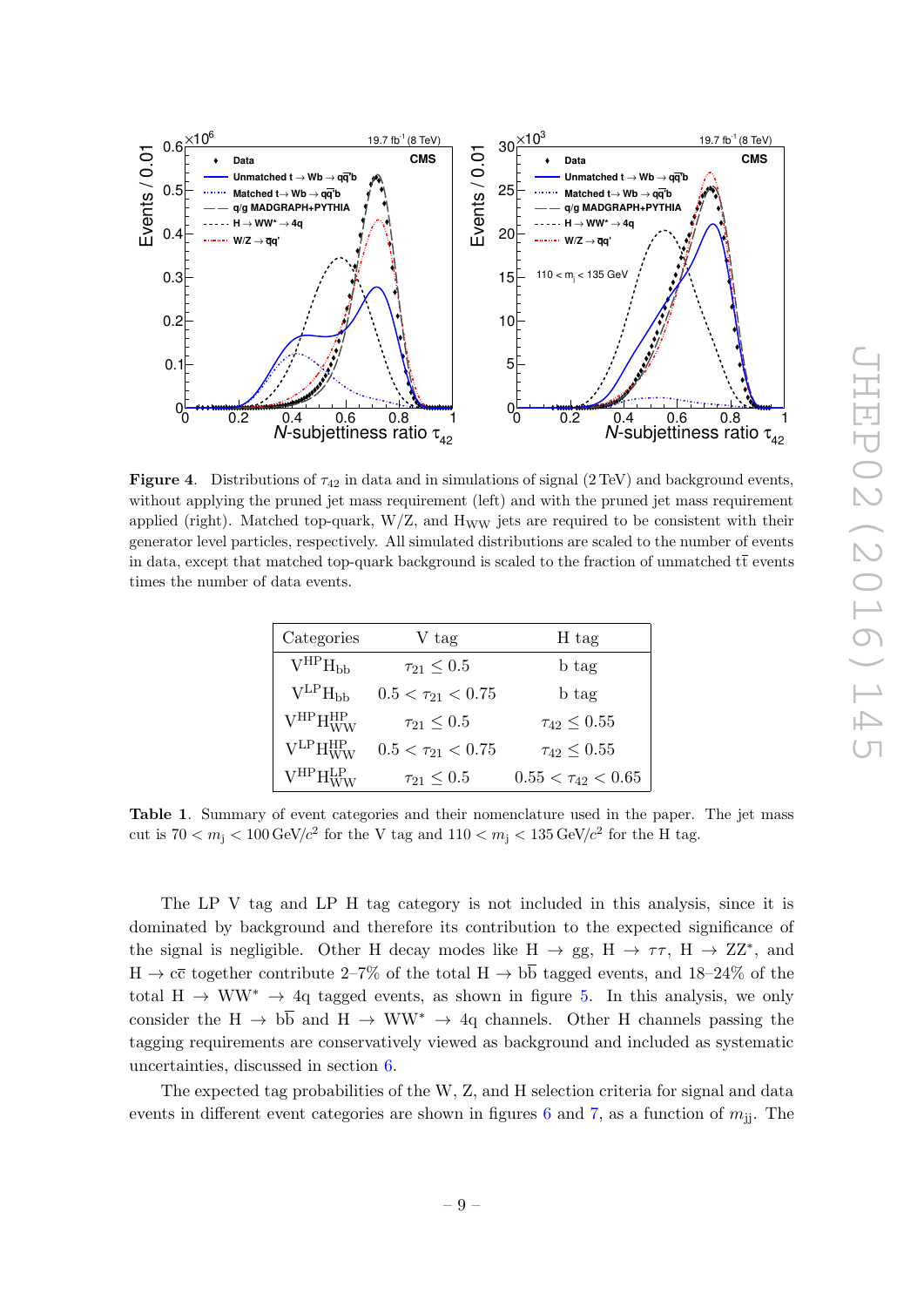0.6 ×10^6

Events / 0.01

19.7 fb^-1 (8 TeV)

CMS

Data

Unmatched t → Wb → q$\bar{q}$'b

Matched t→ Wb → q$\bar{q}$'b

q/g MADGRAPH+PYTHIA

H → WW* → 4q

W/Z → $\bar{q}$q'

N-subjettiness ratio $\tau_{42}$

30 ×10^3

Events / 0.01

19.7 fb^-1 (8 TeV)

CMS

Data

Unmatched t → Wb → q$\bar{q}$'b

Matched t→ Wb → q$\bar{q}$'b

q/g MADGRAPH+PYTHIA

H → WW* → 4q

W/Z → $\bar{q}$q'

110 < m_j < 135 GeV

N-subjettiness ratio $\tau_{42}$

**Figure 4**. Distributions of $\tau_{42}$ in data and in simulations of signal (2 TeV) and background events, without applying the pruned jet mass requirement (left) and with the pruned jet mass requirement applied (right). Matched top-quark, W/Z, and $H_{WW}$ jets are required to be consistent with their generator level particles, respectively. All simulated distributions are scaled to the number of events in data, except that matched top-quark background is scaled to the fraction of unmatched $t\bar{t}$ events times the number of data events.

| Categories | V tag | H tag |
|---|---|---|
| $V^{HP}H_{bb}$ | $\tau_{21} \leq 0.5$ | b tag |
| $V^{LP}H_{bb}$ | $0.5 < \tau_{21} < 0.75$ | b tag |
| $V^{HP}H^{HP}_{WW}$ | $\tau_{21} \leq 0.5$ | $\tau_{42} \leq 0.55$ |
| $V^{LP}H^{HP}_{WW}$ | $0.5 < \tau_{21} < 0.75$ | $\tau_{42} \leq 0.55$ |
| $V^{HP}H^{LP}_{WW}$ | $\tau_{21} \leq 0.5$ | $0.55 < \tau_{42} < 0.65$ |

**Table 1**. Summary of event categories and their nomenclature used in the paper. The jet mass cut is $70 < m_j < 100\,\text{GeV}/c^2$ for the V tag and $110 < m_j < 135\,\text{GeV}/c^2$ for the H tag.

The LP V tag and LP H tag category is not included in this analysis, since it is dominated by background and therefore its contribution to the expected significance of the signal is negligible. Other H decay modes like $H \to gg$, $H \to \tau\tau$, $H \to ZZ^*$, and $H \to c\bar{c}$ together contribute 2–7% of the total $H \to b\bar{b}$ tagged events, and 18–24% of the total $H \to WW^* \to 4q$ tagged events, as shown in figure 5. In this analysis, we only consider the $H \to b\bar{b}$ and $H \to WW^* \to 4q$ channels. Other H channels passing the tagging requirements are conservatively viewed as background and included as systematic uncertainties, discussed in section 6.

The expected tag probabilities of the W, Z, and H selection criteria for signal and data events in different event categories are shown in figures 6 and 7, as a function of $m_{jj}$. The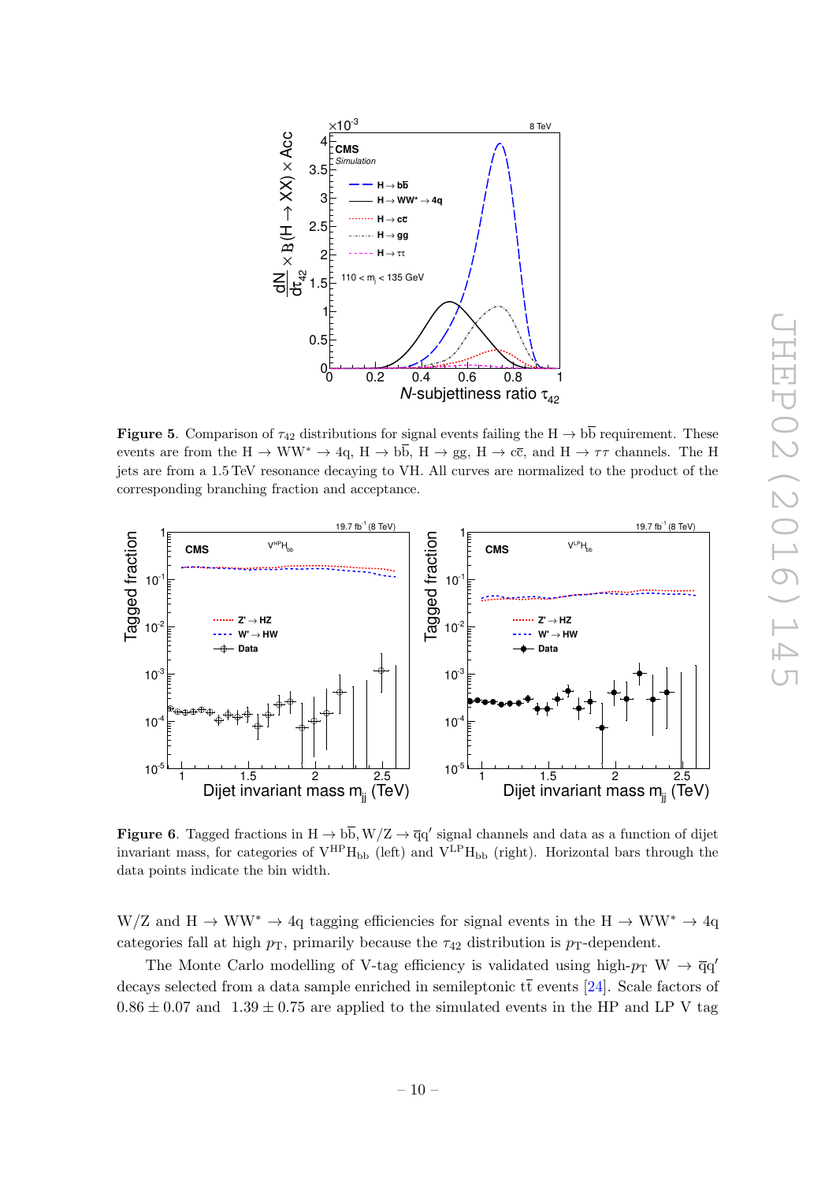×10^-3

8 TeV

CMS

Simulation

H → bb̄

H → WW* → 4q

H → cc̄

H → gg

H → ττ

110 < m_j < 135 GeV

dN/dτ_42 × B(H → XX) × Acc

N-subjettiness ratio τ_42

**Figure 5**. Comparison of $\tau_{42}$ distributions for signal events failing the $\mathrm{H} \to \mathrm{b\bar{b}}$ requirement. These events are from the $\mathrm{H} \to \mathrm{WW}^* \to 4\mathrm{q}$, $\mathrm{H} \to \mathrm{b\bar{b}}$, $\mathrm{H} \to \mathrm{gg}$, $\mathrm{H} \to \mathrm{c\bar{c}}$, and $\mathrm{H} \to \tau\tau$ channels. The H jets are from a 1.5 TeV resonance decaying to VH. All curves are normalized to the product of the corresponding branching fraction and acceptance.

19.7 fb^-1 (8 TeV)

CMS

V^HP H_bb

Z' → HZ

W' → HW

Data

Tagged fraction

Dijet invariant mass m_jj (TeV)

19.7 fb^-1 (8 TeV)

CMS

V^LP H_bb

Z' → HZ

W' → HW

Data

Tagged fraction

Dijet invariant mass m_jj (TeV)

**Figure 6**. Tagged fractions in $\mathrm{H} \to \mathrm{b\bar{b}}$, $\mathrm{W/Z} \to \mathrm{\bar{q}q'}$ signal channels and data as a function of dijet invariant mass, for categories of $\mathrm{V^{HP}H_{bb}}$ (left) and $\mathrm{V^{LP}H_{bb}}$ (right). Horizontal bars through the data points indicate the bin width.

W/Z and $\mathrm{H} \to \mathrm{WW}^* \to 4\mathrm{q}$ tagging efficiencies for signal events in the $\mathrm{H} \to \mathrm{WW}^* \to 4\mathrm{q}$ categories fall at high $p_\mathrm{T}$, primarily because the $\tau_{42}$ distribution is $p_\mathrm{T}$-dependent.

The Monte Carlo modelling of V-tag efficiency is validated using high-$p_\mathrm{T}$ $\mathrm{W} \to \mathrm{\bar{q}q'}$ decays selected from a data sample enriched in semileptonic $\mathrm{t\bar{t}}$ events [24]. Scale factors of $0.86 \pm 0.07$ and $1.39 \pm 0.75$ are applied to the simulated events in the HP and LP V tag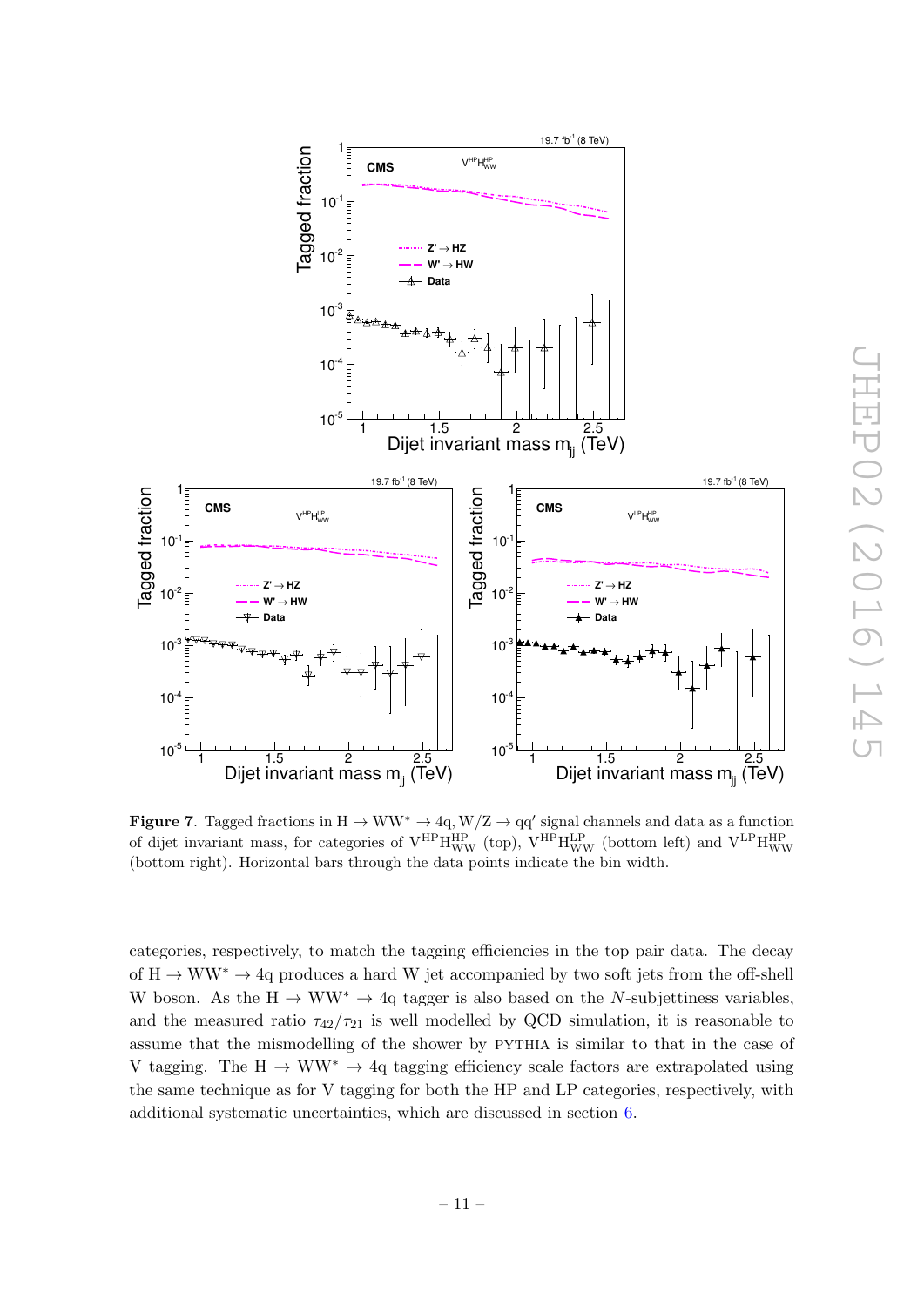CMS 19.7 fb$^{-1}$ (8 TeV)

$\mathrm{V^{HP}H^{HP}_{WW}}$

Tagged fraction

Dijet invariant mass $m_{jj}$ (TeV)

Z' → HZ

W' → HW

Data

CMS 19.7 fb$^{-1}$ (8 TeV)

$\mathrm{V^{HP}H^{LP}_{WW}}$

Tagged fraction

Dijet invariant mass $m_{jj}$ (TeV)

Z' → HZ

W' → HW

Data

CMS 19.7 fb$^{-1}$ (8 TeV)

$\mathrm{V^{LP}H^{HP}_{WW}}$

Tagged fraction

Dijet invariant mass $m_{jj}$ (TeV)

Z' → HZ

W' → HW

Data

**Figure 7**. Tagged fractions in $\mathrm{H \to WW^* \to 4q}$, $\mathrm{W/Z \to \overline{q}q'}$ signal channels and data as a function of dijet invariant mass, for categories of $\mathrm{V^{HP}H^{HP}_{WW}}$ (top), $\mathrm{V^{HP}H^{LP}_{WW}}$ (bottom left) and $\mathrm{V^{LP}H^{HP}_{WW}}$ (bottom right). Horizontal bars through the data points indicate the bin width.

categories, respectively, to match the tagging efficiencies in the top pair data. The decay of $\mathrm{H \to WW^* \to 4q}$ produces a hard W jet accompanied by two soft jets from the off-shell W boson. As the $\mathrm{H \to WW^* \to 4q}$ tagger is also based on the $N$-subjettiness variables, and the measured ratio $\tau_{42}/\tau_{21}$ is well modelled by QCD simulation, it is reasonable to assume that the mismodelling of the shower by PYTHIA is similar to that in the case of V tagging. The $\mathrm{H \to WW^* \to 4q}$ tagging efficiency scale factors are extrapolated using the same technique as for V tagging for both the HP and LP categories, respectively, with additional systematic uncertainties, which are discussed in section 6.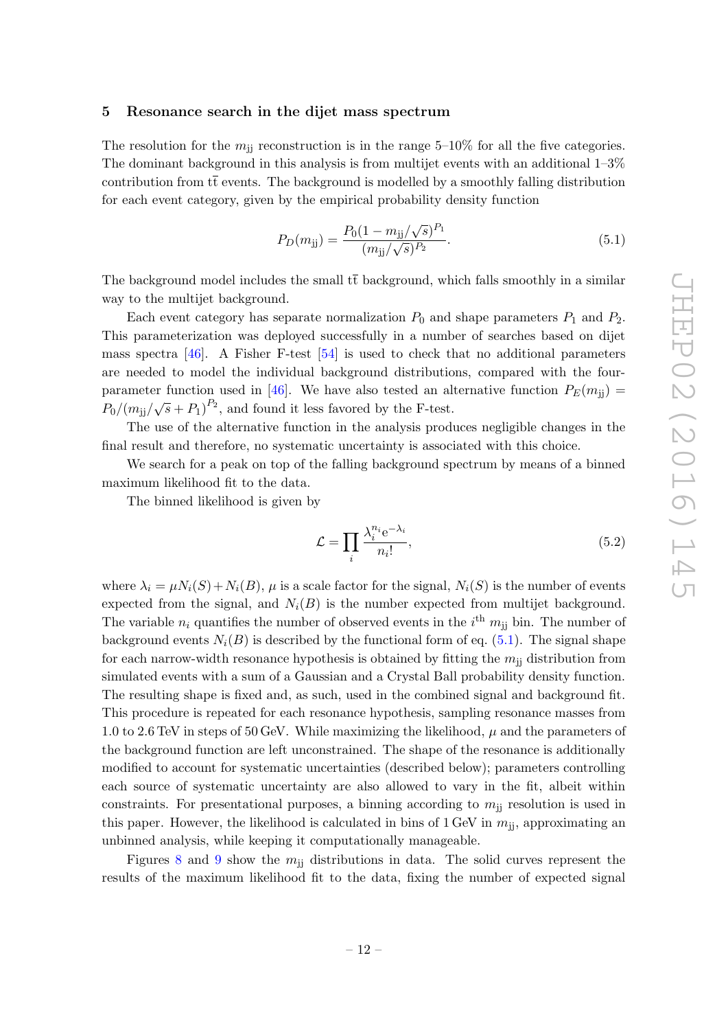## 5 Resonance search in the dijet mass spectrum

The resolution for the $m_{\rm jj}$ reconstruction is in the range 5–10% for all the five categories. The dominant background in this analysis is from multijet events with an additional 1–3% contribution from $\rm t\bar{t}$ events. The background is modelled by a smoothly falling distribution for each event category, given by the empirical probability density function

$$P_D(m_{\rm jj}) = \frac{P_0(1 - m_{\rm jj}/\sqrt{s})^{P_1}}{(m_{\rm jj}/\sqrt{s})^{P_2}}. \tag{5.1}$$

The background model includes the small $\rm t\bar{t}$ background, which falls smoothly in a similar way to the multijet background.

Each event category has separate normalization $P_0$ and shape parameters $P_1$ and $P_2$. This parameterization was deployed successfully in a number of searches based on dijet mass spectra [46]. A Fisher F-test [54] is used to check that no additional parameters are needed to model the individual background distributions, compared with the four-parameter function used in [46]. We have also tested an alternative function $P_E(m_{\rm jj}) = P_0/(m_{\rm jj}/\sqrt{s} + P_1)^{P_2}$, and found it less favored by the F-test.

The use of the alternative function in the analysis produces negligible changes in the final result and therefore, no systematic uncertainty is associated with this choice.

We search for a peak on top of the falling background spectrum by means of a binned maximum likelihood fit to the data.

The binned likelihood is given by

$$\mathcal{L} = \prod_i \frac{\lambda_i^{n_i} e^{-\lambda_i}}{n_i!}, \tag{5.2}$$

where $\lambda_i = \mu N_i(S) + N_i(B)$, $\mu$ is a scale factor for the signal, $N_i(S)$ is the number of events expected from the signal, and $N_i(B)$ is the number expected from multijet background. The variable $n_i$ quantifies the number of observed events in the $i^{\rm th}$ $m_{\rm jj}$ bin. The number of background events $N_i(B)$ is described by the functional form of eq. (5.1). The signal shape for each narrow-width resonance hypothesis is obtained by fitting the $m_{\rm jj}$ distribution from simulated events with a sum of a Gaussian and a Crystal Ball probability density function. The resulting shape is fixed and, as such, used in the combined signal and background fit. This procedure is repeated for each resonance hypothesis, sampling resonance masses from 1.0 to 2.6 TeV in steps of 50 GeV. While maximizing the likelihood, $\mu$ and the parameters of the background function are left unconstrained. The shape of the resonance is additionally modified to account for systematic uncertainties (described below); parameters controlling each source of systematic uncertainty are also allowed to vary in the fit, albeit within constraints. For presentational purposes, a binning according to $m_{\rm jj}$ resolution is used in this paper. However, the likelihood is calculated in bins of 1 GeV in $m_{\rm jj}$, approximating an unbinned analysis, while keeping it computationally manageable.

Figures 8 and 9 show the $m_{\rm jj}$ distributions in data. The solid curves represent the results of the maximum likelihood fit to the data, fixing the number of expected signal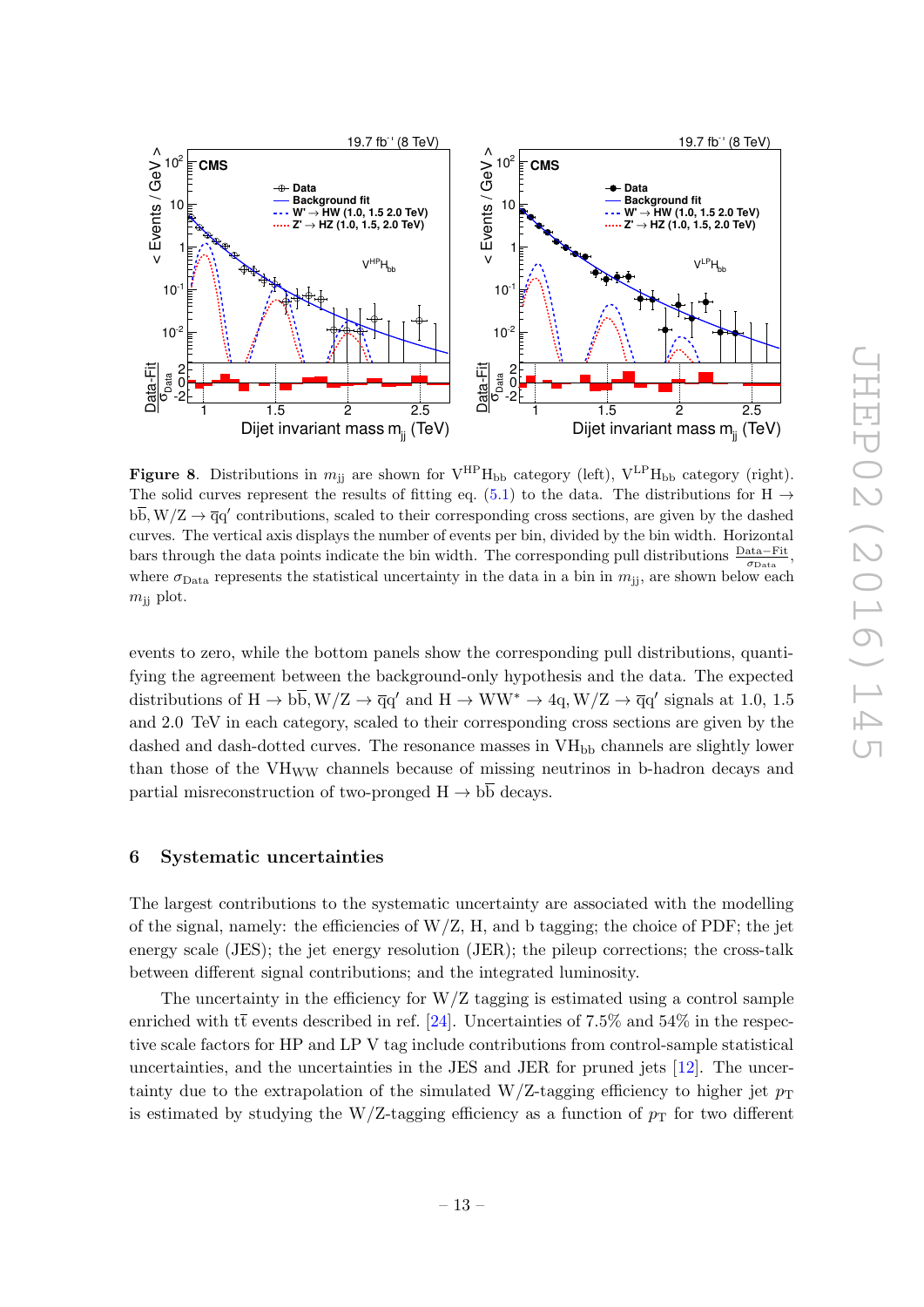19.7 fb⁻¹ (8 TeV)

CMS

Data

Background fit

W' → HW (1.0, 1.5 2.0 TeV)

Z' → HZ (1.0, 1.5, 2.0 TeV)

$V^{HP}H_{bb}$

< Events / GeV >

Data-Fit / $\sigma_{Data}$

Dijet invariant mass $m_{jj}$ (TeV)

19.7 fb⁻¹ (8 TeV)

CMS

Data

Background fit

W' → HW (1.0, 1.5 2.0 TeV)

Z' → HZ (1.0, 1.5, 2.0 TeV)

$V^{LP}H_{bb}$

< Events / GeV >

Data-Fit / $\sigma_{Data}$

Dijet invariant mass $m_{jj}$ (TeV)

**Figure 8**. Distributions in $m_{jj}$ are shown for $V^{HP}H_{bb}$ category (left), $V^{LP}H_{bb}$ category (right). The solid curves represent the results of fitting eq. (5.1) to the data. The distributions for $H \to b\bar{b}, W/Z \to \bar{q}q'$ contributions, scaled to their corresponding cross sections, are given by the dashed curves. The vertical axis displays the number of events per bin, divided by the bin width. Horizontal bars through the data points indicate the bin width. The corresponding pull distributions $\frac{\text{Data}-\text{Fit}}{\sigma_{\text{Data}}}$, where $\sigma_{\text{Data}}$ represents the statistical uncertainty in the data in a bin in $m_{jj}$, are shown below each $m_{jj}$ plot.

events to zero, while the bottom panels show the corresponding pull distributions, quantifying the agreement between the background-only hypothesis and the data. The expected distributions of $H \to b\bar{b}, W/Z \to \bar{q}q'$ and $H \to WW^* \to 4q, W/Z \to \bar{q}q'$ signals at 1.0, 1.5 and 2.0 TeV in each category, scaled to their corresponding cross sections are given by the dashed and dash-dotted curves. The resonance masses in $VH_{bb}$ channels are slightly lower than those of the $VH_{WW}$ channels because of missing neutrinos in b-hadron decays and partial misreconstruction of two-pronged $H \to b\bar{b}$ decays.

## 6 Systematic uncertainties

The largest contributions to the systematic uncertainty are associated with the modelling of the signal, namely: the efficiencies of W/Z, H, and b tagging; the choice of PDF; the jet energy scale (JES); the jet energy resolution (JER); the pileup corrections; the cross-talk between different signal contributions; and the integrated luminosity.

The uncertainty in the efficiency for W/Z tagging is estimated using a control sample enriched with $t\bar{t}$ events described in ref. [24]. Uncertainties of 7.5% and 54% in the respective scale factors for HP and LP V tag include contributions from control-sample statistical uncertainties, and the uncertainties in the JES and JER for pruned jets [12]. The uncertainty due to the extrapolation of the simulated W/Z-tagging efficiency to higher jet $p_T$ is estimated by studying the W/Z-tagging efficiency as a function of $p_T$ for two different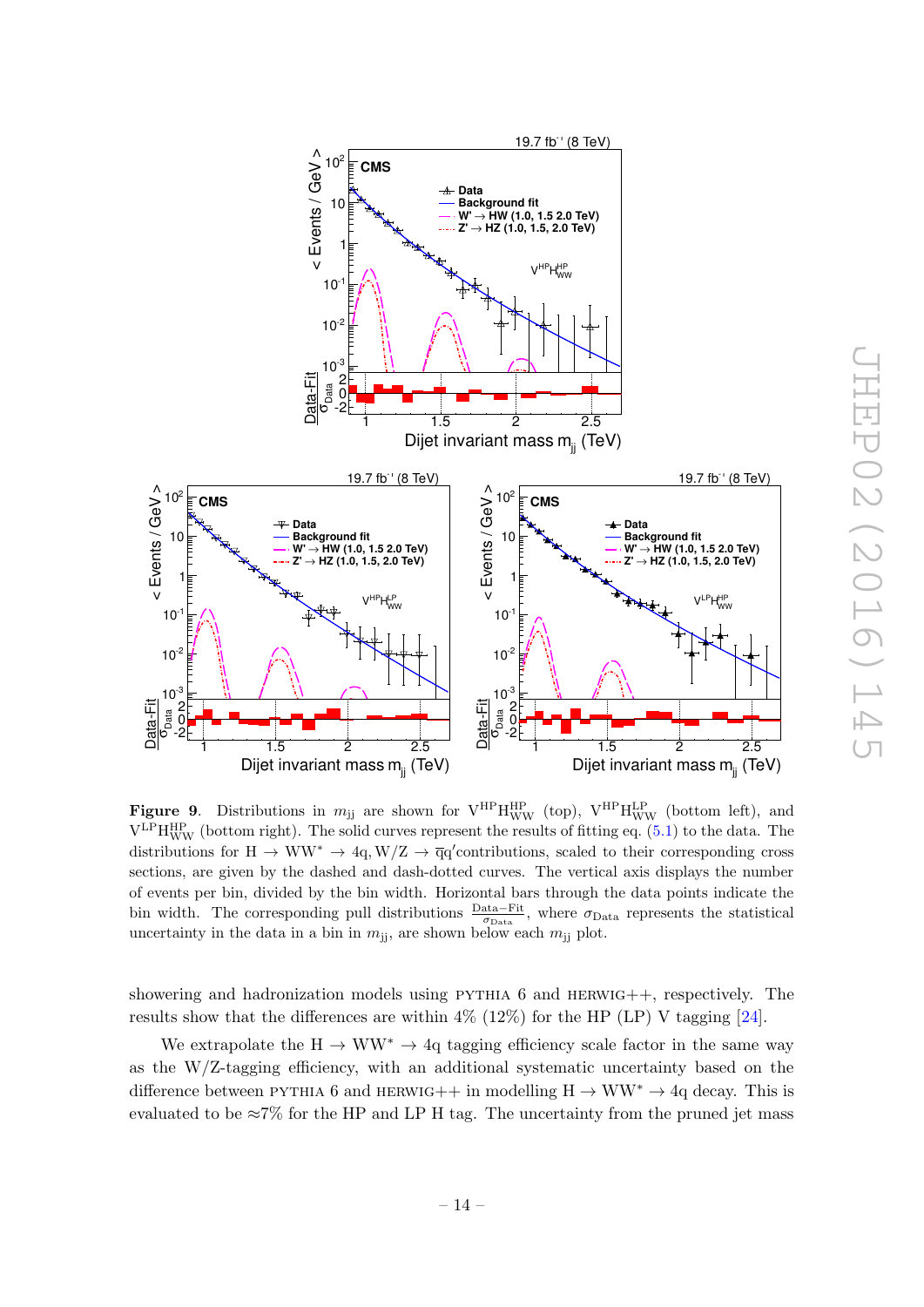CMS 19.7 fb⁻¹ (8 TeV)

Data
Background fit
W' → HW (1.0, 1.5 2.0 TeV)
Z' → HZ (1.0, 1.5, 2.0 TeV)

$V^{HP}H^{HP}_{WW}$

< Events / GeV >

Data-Fit / $\sigma_{Data}$

Dijet invariant mass $m_{jj}$ (TeV)

CMS 19.7 fb⁻¹ (8 TeV)

Data
Background fit
W' → HW (1.0, 1.5 2.0 TeV)
Z' → HZ (1.0, 1.5, 2.0 TeV)

$V^{HP}H^{LP}_{WW}$

< Events / GeV >

Data-Fit / $\sigma_{Data}$

Dijet invariant mass $m_{jj}$ (TeV)

CMS 19.7 fb⁻¹ (8 TeV)

Data
Background fit
W' → HW (1.0, 1.5 2.0 TeV)
Z' → HZ (1.0, 1.5, 2.0 TeV)

$V^{LP}H^{HP}_{WW}$

< Events / GeV >

Data-Fit / $\sigma_{Data}$

Dijet invariant mass $m_{jj}$ (TeV)

**Figure 9**. Distributions in $m_{jj}$ are shown for $V^{HP}H^{HP}_{WW}$ (top), $V^{HP}H^{LP}_{WW}$ (bottom left), and $V^{LP}H^{HP}_{WW}$ (bottom right). The solid curves represent the results of fitting eq. (5.1) to the data. The distributions for $H \to WW^* \to 4q$, $W/Z \to \bar{q}q'$contributions, scaled to their corresponding cross sections, are given by the dashed and dash-dotted curves. The vertical axis displays the number of events per bin, divided by the bin width. Horizontal bars through the data points indicate the bin width. The corresponding pull distributions $\frac{\text{Data}-\text{Fit}}{\sigma_{\text{Data}}}$, where $\sigma_{\text{Data}}$ represents the statistical uncertainty in the data in a bin in $m_{jj}$, are shown below each $m_{jj}$ plot.

showering and hadronization models using PYTHIA 6 and HERWIG++, respectively. The results show that the differences are within 4% (12%) for the HP (LP) V tagging [24].

We extrapolate the $H \to WW^* \to 4q$ tagging efficiency scale factor in the same way as the W/Z-tagging efficiency, with an additional systematic uncertainty based on the difference between PYTHIA 6 and HERWIG++ in modelling $H \to WW^* \to 4q$ decay. This is evaluated to be ≈7% for the HP and LP H tag. The uncertainty from the pruned jet mass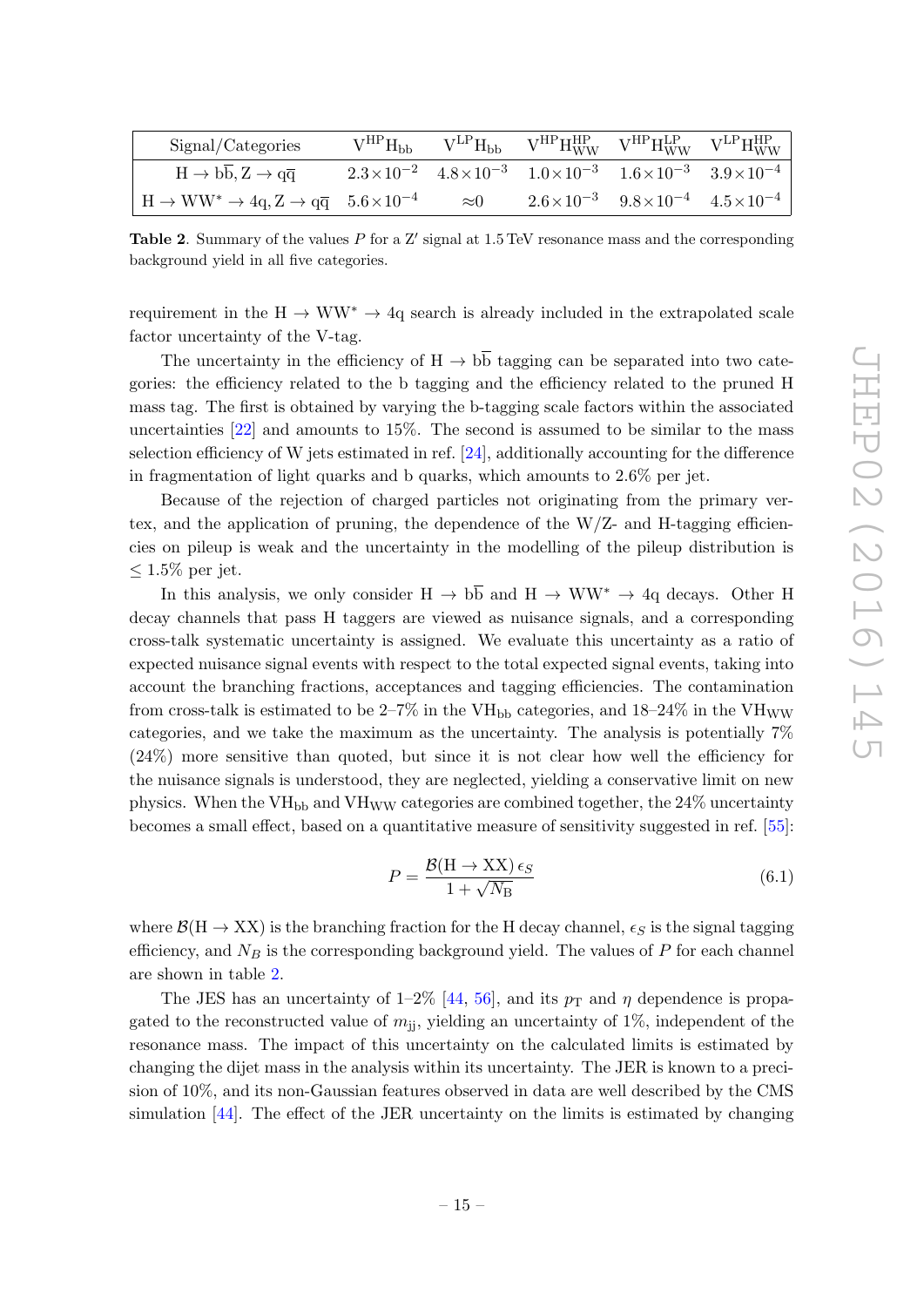| Signal/Categories | $\mathrm{V^{HP}H_{bb}}$ | $\mathrm{V^{LP}H_{bb}}$ | $\mathrm{V^{HP}H_{WW}^{HP}}$ | $\mathrm{V^{HP}H_{WW}^{LP}}$ | $\mathrm{V^{LP}H_{WW}^{HP}}$ |
|---|---|---|---|---|---|
| $\mathrm{H \to b\overline{b}, Z \to q\overline{q}}$ | $2.3{\times}10^{-2}$ | $4.8{\times}10^{-3}$ | $1.0{\times}10^{-3}$ | $1.6{\times}10^{-3}$ | $3.9{\times}10^{-4}$ |
| $\mathrm{H \to WW^{*} \to 4q, Z \to q\overline{q}}$ | $5.6{\times}10^{-4}$ | $\approx 0$ | $2.6{\times}10^{-3}$ | $9.8{\times}10^{-4}$ | $4.5{\times}10^{-4}$ |

**Table 2**. Summary of the values $P$ for a $\mathrm{Z'}$ signal at 1.5 TeV resonance mass and the corresponding background yield in all five categories.

requirement in the $\mathrm{H \to WW^{*} \to 4q}$ search is already included in the extrapolated scale factor uncertainty of the V-tag.

The uncertainty in the efficiency of $\mathrm{H \to b\overline{b}}$ tagging can be separated into two categories: the efficiency related to the b tagging and the efficiency related to the pruned H mass tag. The first is obtained by varying the b-tagging scale factors within the associated uncertainties [22] and amounts to 15%. The second is assumed to be similar to the mass selection efficiency of W jets estimated in ref. [24], additionally accounting for the difference in fragmentation of light quarks and b quarks, which amounts to 2.6% per jet.

Because of the rejection of charged particles not originating from the primary vertex, and the application of pruning, the dependence of the W/Z- and H-tagging efficiencies on pileup is weak and the uncertainty in the modelling of the pileup distribution is $\leq 1.5\%$ per jet.

In this analysis, we only consider $\mathrm{H \to b\overline{b}}$ and $\mathrm{H \to WW^{*} \to 4q}$ decays. Other H decay channels that pass H taggers are viewed as nuisance signals, and a corresponding cross-talk systematic uncertainty is assigned. We evaluate this uncertainty as a ratio of expected nuisance signal events with respect to the total expected signal events, taking into account the branching fractions, acceptances and tagging efficiencies. The contamination from cross-talk is estimated to be 2–7% in the $\mathrm{VH_{bb}}$ categories, and 18–24% in the $\mathrm{VH_{WW}}$ categories, and we take the maximum as the uncertainty. The analysis is potentially 7% (24%) more sensitive than quoted, but since it is not clear how well the efficiency for the nuisance signals is understood, they are neglected, yielding a conservative limit on new physics. When the $\mathrm{VH_{bb}}$ and $\mathrm{VH_{WW}}$ categories are combined together, the 24% uncertainty becomes a small effect, based on a quantitative measure of sensitivity suggested in ref. [55]:

$$P = \frac{\mathcal{B}(\mathrm{H \to XX})\, \epsilon_S}{1 + \sqrt{N_\mathrm{B}}} \tag{6.1}$$

where $\mathcal{B}(\mathrm{H \to XX})$ is the branching fraction for the H decay channel, $\epsilon_S$ is the signal tagging efficiency, and $N_B$ is the corresponding background yield. The values of $P$ for each channel are shown in table 2.

The JES has an uncertainty of 1–2% [44, 56], and its $p_\mathrm{T}$ and $\eta$ dependence is propagated to the reconstructed value of $m_\mathrm{jj}$, yielding an uncertainty of 1%, independent of the resonance mass. The impact of this uncertainty on the calculated limits is estimated by changing the dijet mass in the analysis within its uncertainty. The JER is known to a precision of 10%, and its non-Gaussian features observed in data are well described by the CMS simulation [44]. The effect of the JER uncertainty on the limits is estimated by changing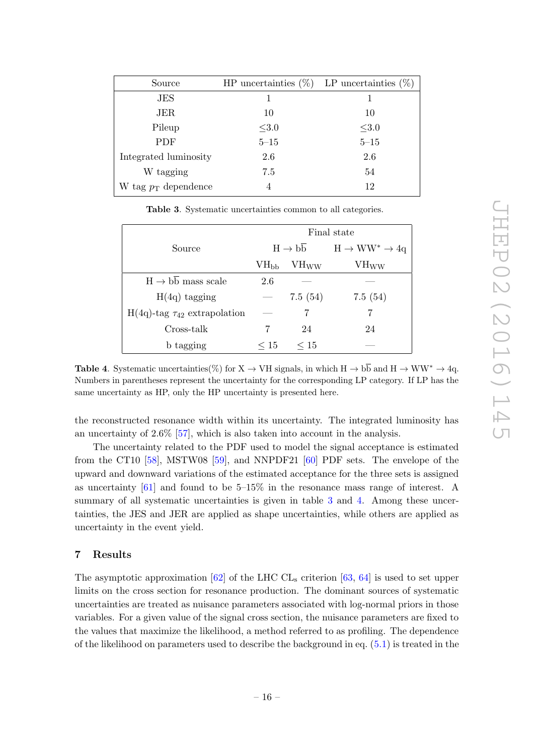| Source | HP uncertainties (%) | LP uncertainties (%) |
|---|---|---|
| JES | 1 | 1 |
| JER | 10 | 10 |
| Pileup | ≤3.0 | ≤3.0 |
| PDF | 5–15 | 5–15 |
| Integrated luminosity | 2.6 | 2.6 |
| W tagging | 7.5 | 54 |
| W tag $p_{\mathrm{T}}$ dependence | 4 | 12 |

**Table 3**. Systematic uncertainties common to all categories.

| Source | Final state | | |
|---|---|---|---|
| | $\mathrm{H} \to \mathrm{b}\overline{\mathrm{b}}$ | | $\mathrm{H} \to \mathrm{WW}^* \to 4\mathrm{q}$ |
| | $\mathrm{VH}_{\mathrm{bb}}$ | $\mathrm{VH}_{\mathrm{WW}}$ | $\mathrm{VH}_{\mathrm{WW}}$ |
| $\mathrm{H} \to \mathrm{b}\overline{\mathrm{b}}$ mass scale | 2.6 | — | — |
| H(4q) tagging | — | 7.5 (54) | 7.5 (54) |
| H(4q)-tag $\tau_{42}$ extrapolation | — | 7 | 7 |
| Cross-talk | 7 | 24 | 24 |
| b tagging | ≤ 15 | ≤ 15 | — |

**Table 4**. Systematic uncertainties(%) for $\mathrm{X} \to \mathrm{VH}$ signals, in which $\mathrm{H} \to \mathrm{b}\overline{\mathrm{b}}$ and $\mathrm{H} \to \mathrm{WW}^* \to 4\mathrm{q}$. Numbers in parentheses represent the uncertainty for the corresponding LP category. If LP has the same uncertainty as HP, only the HP uncertainty is presented here.

the reconstructed resonance width within its uncertainty. The integrated luminosity has an uncertainty of 2.6% [57], which is also taken into account in the analysis.

The uncertainty related to the PDF used to model the signal acceptance is estimated from the CT10 [58], MSTW08 [59], and NNPDF21 [60] PDF sets. The envelope of the upward and downward variations of the estimated acceptance for the three sets is assigned as uncertainty [61] and found to be 5–15% in the resonance mass range of interest. A summary of all systematic uncertainties is given in table 3 and 4. Among these uncertainties, the JES and JER are applied as shape uncertainties, while others are applied as uncertainty in the event yield.

## 7 Results

The asymptotic approximation [62] of the LHC $\mathrm{CL_s}$ criterion [63, 64] is used to set upper limits on the cross section for resonance production. The dominant sources of systematic uncertainties are treated as nuisance parameters associated with log-normal priors in those variables. For a given value of the signal cross section, the nuisance parameters are fixed to the values that maximize the likelihood, a method referred to as profiling. The dependence of the likelihood on parameters used to describe the background in eq. (5.1) is treated in the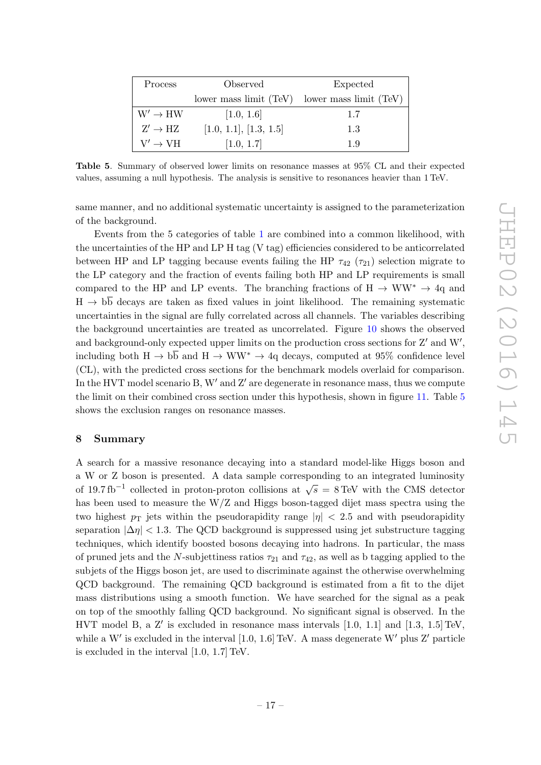| Process | Observed | Expected |
|---|---|---|
| | lower mass limit (TeV) | lower mass limit (TeV) |
| $\mathrm{W}' \to \mathrm{HW}$ | [1.0, 1.6] | 1.7 |
| $\mathrm{Z}' \to \mathrm{HZ}$ | [1.0, 1.1], [1.3, 1.5] | 1.3 |
| $\mathrm{V}' \to \mathrm{VH}$ | [1.0, 1.7] | 1.9 |

**Table 5**. Summary of observed lower limits on resonance masses at 95% CL and their expected values, assuming a null hypothesis. The analysis is sensitive to resonances heavier than 1 TeV.

same manner, and no additional systematic uncertainty is assigned to the parameterization of the background.

Events from the 5 categories of table 1 are combined into a common likelihood, with the uncertainties of the HP and LP H tag (V tag) efficiencies considered to be anticorrelated between HP and LP tagging because events failing the HP $\tau_{42}$ ($\tau_{21}$) selection migrate to the LP category and the fraction of events failing both HP and LP requirements is small compared to the HP and LP events. The branching fractions of $\mathrm{H} \to \mathrm{WW}^* \to 4\mathrm{q}$ and $\mathrm{H} \to \mathrm{b\overline{b}}$ decays are taken as fixed values in joint likelihood. The remaining systematic uncertainties in the signal are fully correlated across all channels. The variables describing the background uncertainties are treated as uncorrelated. Figure 10 shows the observed and background-only expected upper limits on the production cross sections for $\mathrm{Z}'$ and $\mathrm{W}'$, including both $\mathrm{H} \to \mathrm{b\overline{b}}$ and $\mathrm{H} \to \mathrm{WW}^* \to 4\mathrm{q}$ decays, computed at 95% confidence level (CL), with the predicted cross sections for the benchmark models overlaid for comparison. In the HVT model scenario B, $\mathrm{W}'$ and $\mathrm{Z}'$ are degenerate in resonance mass, thus we compute the limit on their combined cross section under this hypothesis, shown in figure 11. Table 5 shows the exclusion ranges on resonance masses.

## 8 Summary

A search for a massive resonance decaying into a standard model-like Higgs boson and a W or Z boson is presented. A data sample corresponding to an integrated luminosity of $19.7\,\mathrm{fb}^{-1}$ collected in proton-proton collisions at $\sqrt{s} = 8\,\mathrm{TeV}$ with the CMS detector has been used to measure the W/Z and Higgs boson-tagged dijet mass spectra using the two highest $p_{\mathrm{T}}$ jets within the pseudorapidity range $|\eta| < 2.5$ and with pseudorapidity separation $|\Delta\eta| < 1.3$. The QCD background is suppressed using jet substructure tagging techniques, which identify boosted bosons decaying into hadrons. In particular, the mass of pruned jets and the $N$-subjettiness ratios $\tau_{21}$ and $\tau_{42}$, as well as b tagging applied to the subjets of the Higgs boson jet, are used to discriminate against the otherwise overwhelming QCD background. The remaining QCD background is estimated from a fit to the dijet mass distributions using a smooth function. We have searched for the signal as a peak on top of the smoothly falling QCD background. No significant signal is observed. In the HVT model B, a $\mathrm{Z}'$ is excluded in resonance mass intervals [1.0, 1.1] and [1.3, 1.5] TeV, while a $\mathrm{W}'$ is excluded in the interval [1.0, 1.6] TeV. A mass degenerate $\mathrm{W}'$ plus $\mathrm{Z}'$ particle is excluded in the interval [1.0, 1.7] TeV.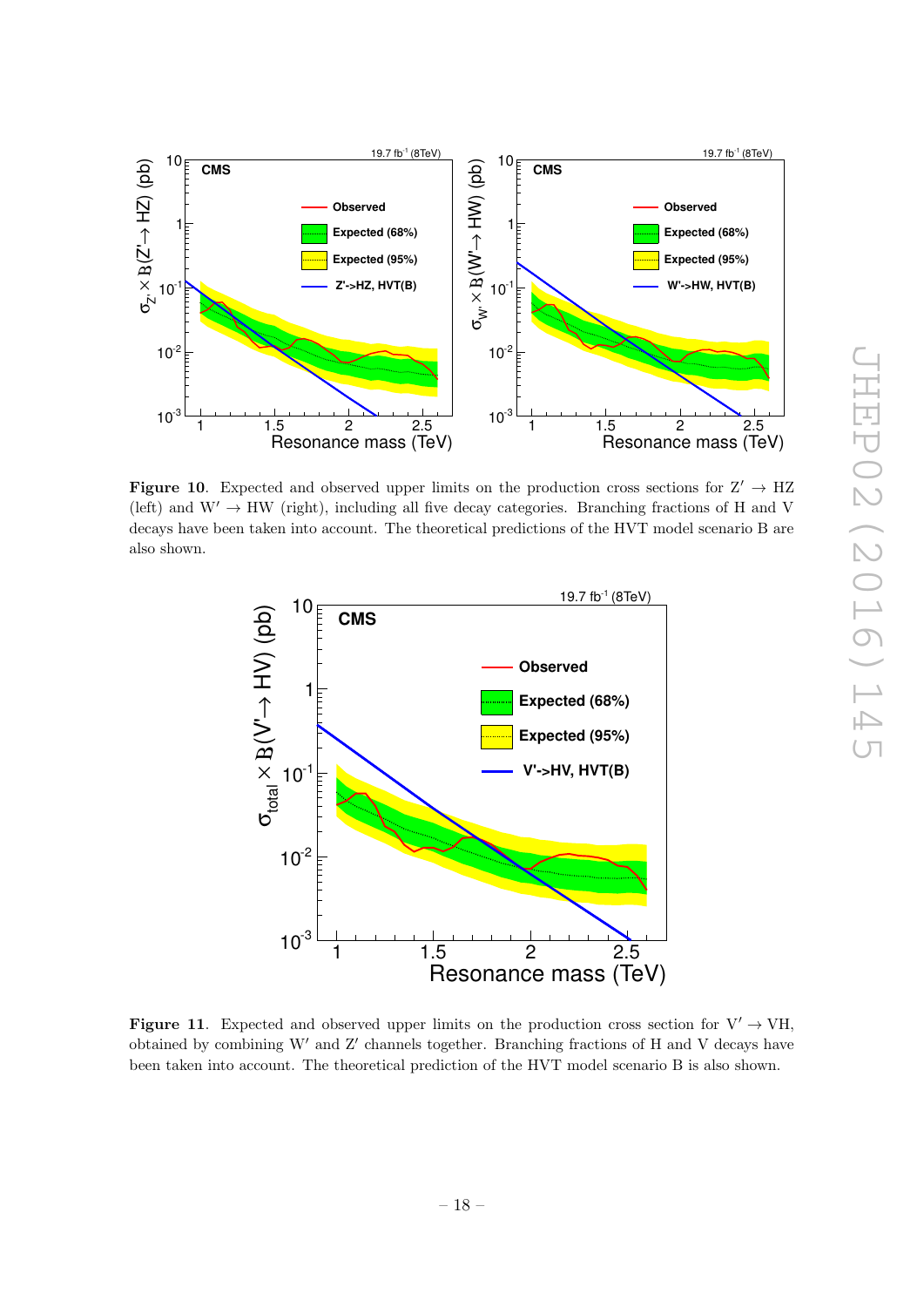CMS

19.7 fb$^{-1}$ (8TeV)

$\sigma_{Z'} \times B(Z' \rightarrow HZ)$ (pb)

Observed

Expected (68%)

Expected (95%)

Z'->HZ, HVT(B)

Resonance mass (TeV)

CMS

19.7 fb$^{-1}$ (8TeV)

$\sigma_{W'} \times B(W' \rightarrow HW)$ (pb)

Observed

Expected (68%)

Expected (95%)

W'->HW, HVT(B)

Resonance mass (TeV)

**Figure 10**. Expected and observed upper limits on the production cross sections for $Z' \rightarrow HZ$ (left) and $W' \rightarrow HW$ (right), including all five decay categories. Branching fractions of H and V decays have been taken into account. The theoretical predictions of the HVT model scenario B are also shown.

CMS

19.7 fb$^{-1}$ (8TeV)

$\sigma_{total} \times B(V' \rightarrow HV)$ (pb)

Observed

Expected (68%)

Expected (95%)

V'->HV, HVT(B)

Resonance mass (TeV)

**Figure 11**. Expected and observed upper limits on the production cross section for $V' \rightarrow VH$, obtained by combining $W'$ and $Z'$ channels together. Branching fractions of H and V decays have been taken into account. The theoretical prediction of the HVT model scenario B is also shown.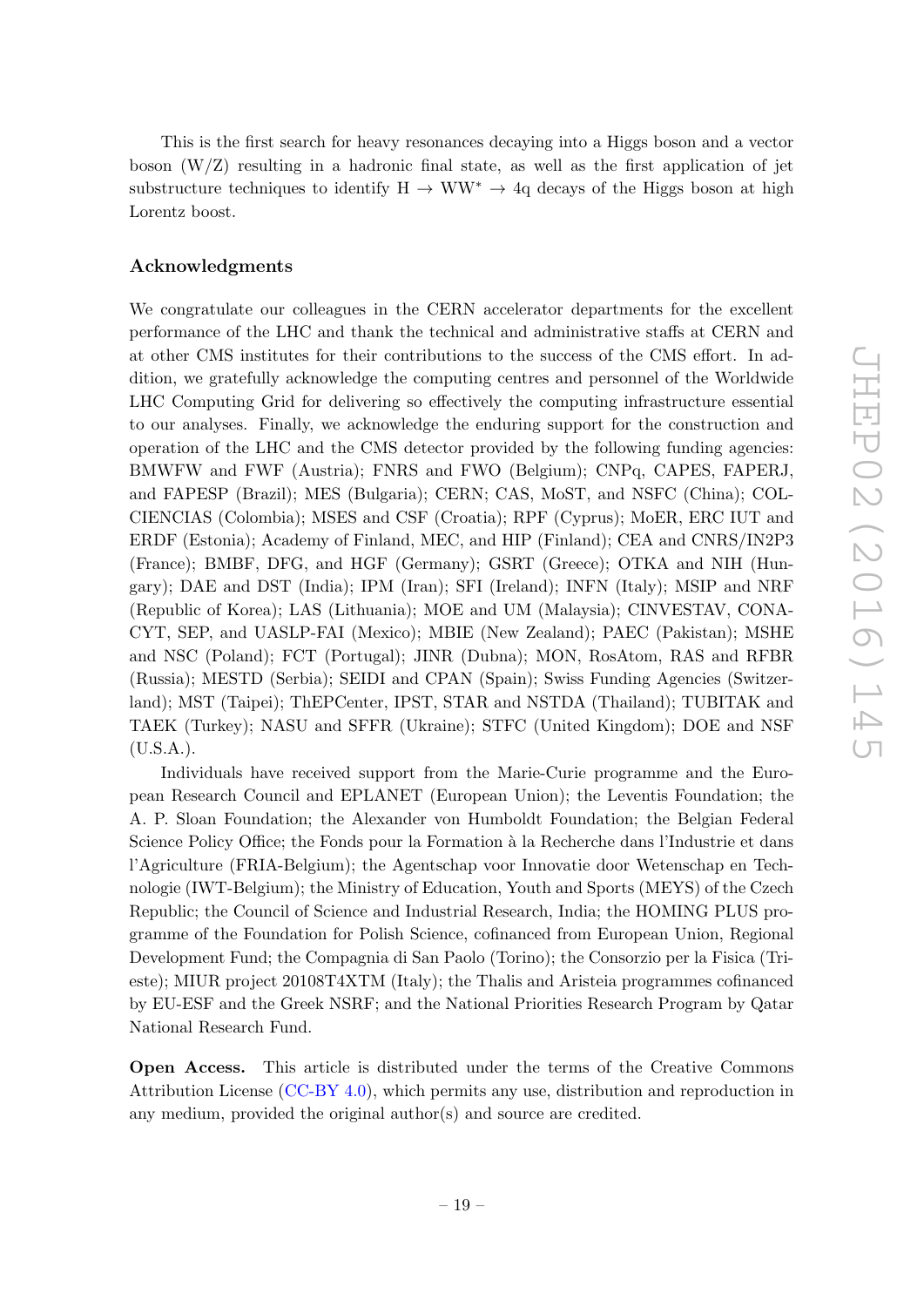This is the first search for heavy resonances decaying into a Higgs boson and a vector boson (W/Z) resulting in a hadronic final state, as well as the first application of jet substructure techniques to identify $\mathrm{H} \to \mathrm{WW}^* \to 4\mathrm{q}$ decays of the Higgs boson at high Lorentz boost.

## Acknowledgments

We congratulate our colleagues in the CERN accelerator departments for the excellent performance of the LHC and thank the technical and administrative staffs at CERN and at other CMS institutes for their contributions to the success of the CMS effort. In addition, we gratefully acknowledge the computing centres and personnel of the Worldwide LHC Computing Grid for delivering so effectively the computing infrastructure essential to our analyses. Finally, we acknowledge the enduring support for the construction and operation of the LHC and the CMS detector provided by the following funding agencies: BMWFW and FWF (Austria); FNRS and FWO (Belgium); CNPq, CAPES, FAPERJ, and FAPESP (Brazil); MES (Bulgaria); CERN; CAS, MoST, and NSFC (China); COLCIENCIAS (Colombia); MSES and CSF (Croatia); RPF (Cyprus); MoER, ERC IUT and ERDF (Estonia); Academy of Finland, MEC, and HIP (Finland); CEA and CNRS/IN2P3 (France); BMBF, DFG, and HGF (Germany); GSRT (Greece); OTKA and NIH (Hungary); DAE and DST (India); IPM (Iran); SFI (Ireland); INFN (Italy); MSIP and NRF (Republic of Korea); LAS (Lithuania); MOE and UM (Malaysia); CINVESTAV, CONACYT, SEP, and UASLP-FAI (Mexico); MBIE (New Zealand); PAEC (Pakistan); MSHE and NSC (Poland); FCT (Portugal); JINR (Dubna); MON, RosAtom, RAS and RFBR (Russia); MESTD (Serbia); SEIDI and CPAN (Spain); Swiss Funding Agencies (Switzerland); MST (Taipei); ThEPCenter, IPST, STAR and NSTDA (Thailand); TUBITAK and TAEK (Turkey); NASU and SFFR (Ukraine); STFC (United Kingdom); DOE and NSF (U.S.A.).

Individuals have received support from the Marie-Curie programme and the European Research Council and EPLANET (European Union); the Leventis Foundation; the A. P. Sloan Foundation; the Alexander von Humboldt Foundation; the Belgian Federal Science Policy Office; the Fonds pour la Formation à la Recherche dans l'Industrie et dans l'Agriculture (FRIA-Belgium); the Agentschap voor Innovatie door Wetenschap en Technologie (IWT-Belgium); the Ministry of Education, Youth and Sports (MEYS) of the Czech Republic; the Council of Science and Industrial Research, India; the HOMING PLUS programme of the Foundation for Polish Science, cofinanced from European Union, Regional Development Fund; the Compagnia di San Paolo (Torino); the Consorzio per la Fisica (Trieste); MIUR project 20108T4XTM (Italy); the Thalis and Aristeia programmes cofinanced by EU-ESF and the Greek NSRF; and the National Priorities Research Program by Qatar National Research Fund.

**Open Access.** This article is distributed under the terms of the Creative Commons Attribution License (CC-BY 4.0), which permits any use, distribution and reproduction in any medium, provided the original author(s) and source are credited.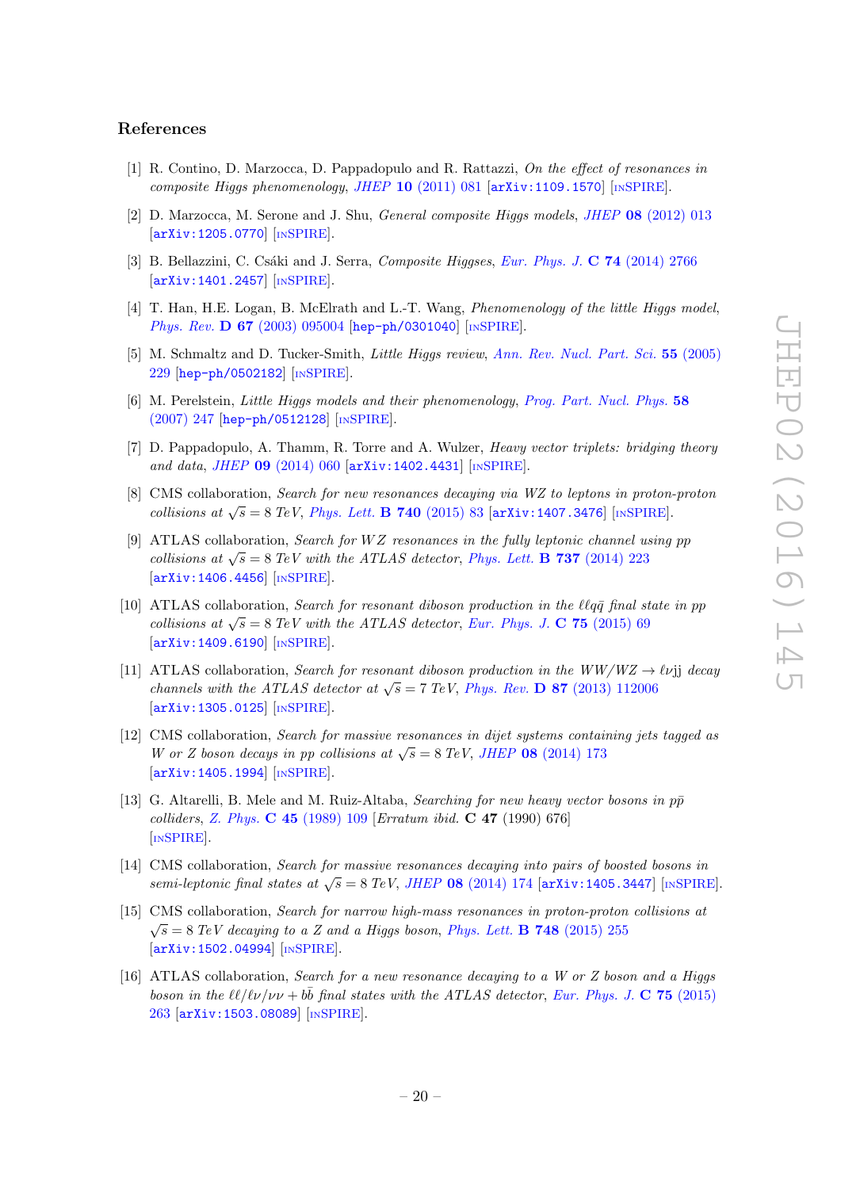## References

[1] R. Contino, D. Marzocca, D. Pappadopulo and R. Rattazzi, *On the effect of resonances in composite Higgs phenomenology*, *JHEP* **10** (2011) 081 [arXiv:1109.1570] [INSPIRE].

[2] D. Marzocca, M. Serone and J. Shu, *General composite Higgs models*, *JHEP* **08** (2012) 013 [arXiv:1205.0770] [INSPIRE].

[3] B. Bellazzini, C. Csáki and J. Serra, *Composite Higgses*, *Eur. Phys. J.* **C 74** (2014) 2766 [arXiv:1401.2457] [INSPIRE].

[4] T. Han, H.E. Logan, B. McElrath and L.-T. Wang, *Phenomenology of the little Higgs model*, *Phys. Rev.* **D 67** (2003) 095004 [hep-ph/0301040] [INSPIRE].

[5] M. Schmaltz and D. Tucker-Smith, *Little Higgs review*, *Ann. Rev. Nucl. Part. Sci.* **55** (2005) 229 [hep-ph/0502182] [INSPIRE].

[6] M. Perelstein, *Little Higgs models and their phenomenology*, *Prog. Part. Nucl. Phys.* **58** (2007) 247 [hep-ph/0512128] [INSPIRE].

[7] D. Pappadopulo, A. Thamm, R. Torre and A. Wulzer, *Heavy vector triplets: bridging theory and data*, *JHEP* **09** (2014) 060 [arXiv:1402.4431] [INSPIRE].

[8] CMS collaboration, *Search for new resonances decaying via WZ to leptons in proton-proton collisions at $\sqrt{s} = 8$ TeV*, *Phys. Lett.* **B 740** (2015) 83 [arXiv:1407.3476] [INSPIRE].

[9] ATLAS collaboration, *Search for $WZ$ resonances in the fully leptonic channel using pp collisions at $\sqrt{s} = 8$ TeV with the ATLAS detector*, *Phys. Lett.* **B 737** (2014) 223 [arXiv:1406.4456] [INSPIRE].

[10] ATLAS collaboration, *Search for resonant diboson production in the $\ell\ell q\bar{q}$ final state in pp collisions at $\sqrt{s} = 8$ TeV with the ATLAS detector*, *Eur. Phys. J.* **C 75** (2015) 69 [arXiv:1409.6190] [INSPIRE].

[11] ATLAS collaboration, *Search for resonant diboson production in the $WW/WZ \rightarrow \ell\nu$jj decay channels with the ATLAS detector at $\sqrt{s} = 7$ TeV*, *Phys. Rev.* **D 87** (2013) 112006 [arXiv:1305.0125] [INSPIRE].

[12] CMS collaboration, *Search for massive resonances in dijet systems containing jets tagged as W or Z boson decays in pp collisions at $\sqrt{s} = 8$ TeV*, *JHEP* **08** (2014) 173 [arXiv:1405.1994] [INSPIRE].

[13] G. Altarelli, B. Mele and M. Ruiz-Altaba, *Searching for new heavy vector bosons in $p\bar{p}$ colliders*, *Z. Phys.* **C 45** (1989) 109 [*Erratum ibid.* **C 47** (1990) 676] [INSPIRE].

[14] CMS collaboration, *Search for massive resonances decaying into pairs of boosted bosons in semi-leptonic final states at $\sqrt{s} = 8$ TeV*, *JHEP* **08** (2014) 174 [arXiv:1405.3447] [INSPIRE].

[15] CMS collaboration, *Search for narrow high-mass resonances in proton-proton collisions at $\sqrt{s} = 8$ TeV decaying to a Z and a Higgs boson*, *Phys. Lett.* **B 748** (2015) 255 [arXiv:1502.04994] [INSPIRE].

[16] ATLAS collaboration, *Search for a new resonance decaying to a W or Z boson and a Higgs boson in the $\ell\ell/\ell\nu/\nu\nu + b\bar{b}$ final states with the ATLAS detector*, *Eur. Phys. J.* **C 75** (2015) 263 [arXiv:1503.08089] [INSPIRE].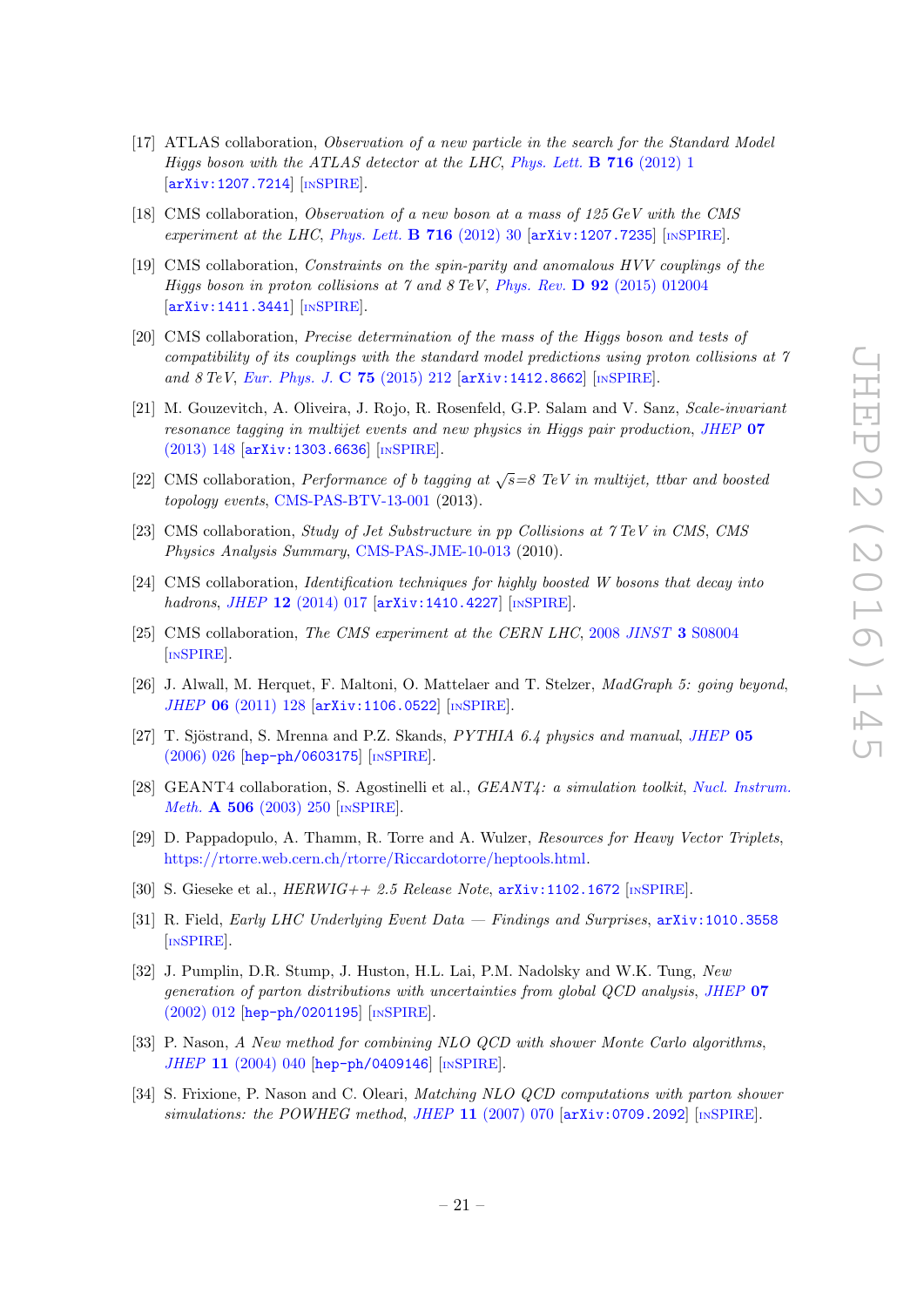[17] ATLAS collaboration, *Observation of a new particle in the search for the Standard Model Higgs boson with the ATLAS detector at the LHC*, *Phys. Lett.* **B 716** (2012) 1 [arXiv:1207.7214] [INSPIRE].

[18] CMS collaboration, *Observation of a new boson at a mass of 125 GeV with the CMS experiment at the LHC*, *Phys. Lett.* **B 716** (2012) 30 [arXiv:1207.7235] [INSPIRE].

[19] CMS collaboration, *Constraints on the spin-parity and anomalous HVV couplings of the Higgs boson in proton collisions at 7 and 8 TeV*, *Phys. Rev.* **D 92** (2015) 012004 [arXiv:1411.3441] [INSPIRE].

[20] CMS collaboration, *Precise determination of the mass of the Higgs boson and tests of compatibility of its couplings with the standard model predictions using proton collisions at 7 and 8 TeV*, *Eur. Phys. J.* **C 75** (2015) 212 [arXiv:1412.8662] [INSPIRE].

[21] M. Gouzevitch, A. Oliveira, J. Rojo, R. Rosenfeld, G.P. Salam and V. Sanz, *Scale-invariant resonance tagging in multijet events and new physics in Higgs pair production*, *JHEP* **07** (2013) 148 [arXiv:1303.6636] [INSPIRE].

[22] CMS collaboration, *Performance of b tagging at $\sqrt{s}=8$ TeV in multijet, ttbar and boosted topology events*, CMS-PAS-BTV-13-001 (2013).

[23] CMS collaboration, *Study of Jet Substructure in pp Collisions at 7 TeV in CMS*, *CMS Physics Analysis Summary*, CMS-PAS-JME-10-013 (2010).

[24] CMS collaboration, *Identification techniques for highly boosted W bosons that decay into hadrons*, *JHEP* **12** (2014) 017 [arXiv:1410.4227] [INSPIRE].

[25] CMS collaboration, *The CMS experiment at the CERN LHC*, 2008 *JINST* **3** S08004 [INSPIRE].

[26] J. Alwall, M. Herquet, F. Maltoni, O. Mattelaer and T. Stelzer, *MadGraph 5: going beyond*, *JHEP* **06** (2011) 128 [arXiv:1106.0522] [INSPIRE].

[27] T. Sjöstrand, S. Mrenna and P.Z. Skands, *PYTHIA 6.4 physics and manual*, *JHEP* **05** (2006) 026 [hep-ph/0603175] [INSPIRE].

[28] GEANT4 collaboration, S. Agostinelli et al., *GEANT4: a simulation toolkit*, *Nucl. Instrum. Meth.* **A 506** (2003) 250 [INSPIRE].

[29] D. Pappadopulo, A. Thamm, R. Torre and A. Wulzer, *Resources for Heavy Vector Triplets*, https://rtorre.web.cern.ch/rtorre/Riccardotorre/heptools.html.

[30] S. Gieseke et al., *HERWIG++ 2.5 Release Note*, arXiv:1102.1672 [INSPIRE].

[31] R. Field, *Early LHC Underlying Event Data — Findings and Surprises*, arXiv:1010.3558 [INSPIRE].

[32] J. Pumplin, D.R. Stump, J. Huston, H.L. Lai, P.M. Nadolsky and W.K. Tung, *New generation of parton distributions with uncertainties from global QCD analysis*, *JHEP* **07** (2002) 012 [hep-ph/0201195] [INSPIRE].

[33] P. Nason, *A New method for combining NLO QCD with shower Monte Carlo algorithms*, *JHEP* **11** (2004) 040 [hep-ph/0409146] [INSPIRE].

[34] S. Frixione, P. Nason and C. Oleari, *Matching NLO QCD computations with parton shower simulations: the POWHEG method*, *JHEP* **11** (2007) 070 [arXiv:0709.2092] [INSPIRE].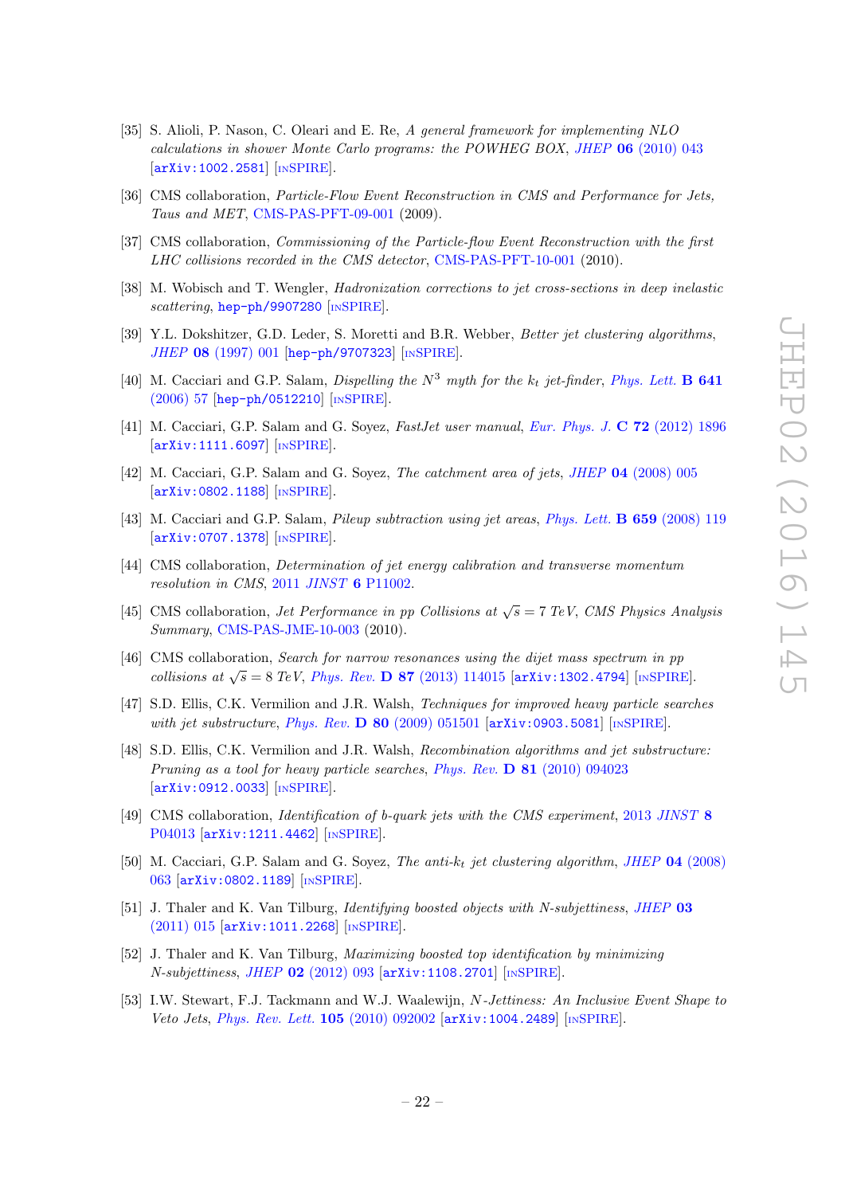[35] S. Alioli, P. Nason, C. Oleari and E. Re, *A general framework for implementing NLO calculations in shower Monte Carlo programs: the POWHEG BOX*, *JHEP* **06** (2010) 043 [arXiv:1002.2581] [INSPIRE].

[36] CMS collaboration, *Particle-Flow Event Reconstruction in CMS and Performance for Jets, Taus and MET*, CMS-PAS-PFT-09-001 (2009).

[37] CMS collaboration, *Commissioning of the Particle-flow Event Reconstruction with the first LHC collisions recorded in the CMS detector*, CMS-PAS-PFT-10-001 (2010).

[38] M. Wobisch and T. Wengler, *Hadronization corrections to jet cross-sections in deep inelastic scattering*, hep-ph/9907280 [INSPIRE].

[39] Y.L. Dokshitzer, G.D. Leder, S. Moretti and B.R. Webber, *Better jet clustering algorithms*, *JHEP* **08** (1997) 001 [hep-ph/9707323] [INSPIRE].

[40] M. Cacciari and G.P. Salam, *Dispelling the $N^3$ myth for the $k_t$ jet-finder*, *Phys. Lett.* **B 641** (2006) 57 [hep-ph/0512210] [INSPIRE].

[41] M. Cacciari, G.P. Salam and G. Soyez, *FastJet user manual*, *Eur. Phys. J.* **C 72** (2012) 1896 [arXiv:1111.6097] [INSPIRE].

[42] M. Cacciari, G.P. Salam and G. Soyez, *The catchment area of jets*, *JHEP* **04** (2008) 005 [arXiv:0802.1188] [INSPIRE].

[43] M. Cacciari and G.P. Salam, *Pileup subtraction using jet areas*, *Phys. Lett.* **B 659** (2008) 119 [arXiv:0707.1378] [INSPIRE].

[44] CMS collaboration, *Determination of jet energy calibration and transverse momentum resolution in CMS*, 2011 *JINST* **6** P11002.

[45] CMS collaboration, *Jet Performance in pp Collisions at $\sqrt{s} = 7$ TeV, CMS Physics Analysis Summary*, CMS-PAS-JME-10-003 (2010).

[46] CMS collaboration, *Search for narrow resonances using the dijet mass spectrum in pp collisions at $\sqrt{s} = 8$ TeV*, *Phys. Rev.* **D 87** (2013) 114015 [arXiv:1302.4794] [INSPIRE].

[47] S.D. Ellis, C.K. Vermilion and J.R. Walsh, *Techniques for improved heavy particle searches with jet substructure*, *Phys. Rev.* **D 80** (2009) 051501 [arXiv:0903.5081] [INSPIRE].

[48] S.D. Ellis, C.K. Vermilion and J.R. Walsh, *Recombination algorithms and jet substructure: Pruning as a tool for heavy particle searches*, *Phys. Rev.* **D 81** (2010) 094023 [arXiv:0912.0033] [INSPIRE].

[49] CMS collaboration, *Identification of b-quark jets with the CMS experiment*, 2013 *JINST* **8** P04013 [arXiv:1211.4462] [INSPIRE].

[50] M. Cacciari, G.P. Salam and G. Soyez, *The anti-$k_t$ jet clustering algorithm*, *JHEP* **04** (2008) 063 [arXiv:0802.1189] [INSPIRE].

[51] J. Thaler and K. Van Tilburg, *Identifying boosted objects with N-subjettiness*, *JHEP* **03** (2011) 015 [arXiv:1011.2268] [INSPIRE].

[52] J. Thaler and K. Van Tilburg, *Maximizing boosted top identification by minimizing N-subjettiness*, *JHEP* **02** (2012) 093 [arXiv:1108.2701] [INSPIRE].

[53] I.W. Stewart, F.J. Tackmann and W.J. Waalewijn, *N-Jettiness: An Inclusive Event Shape to Veto Jets*, *Phys. Rev. Lett.* **105** (2010) 092002 [arXiv:1004.2489] [INSPIRE].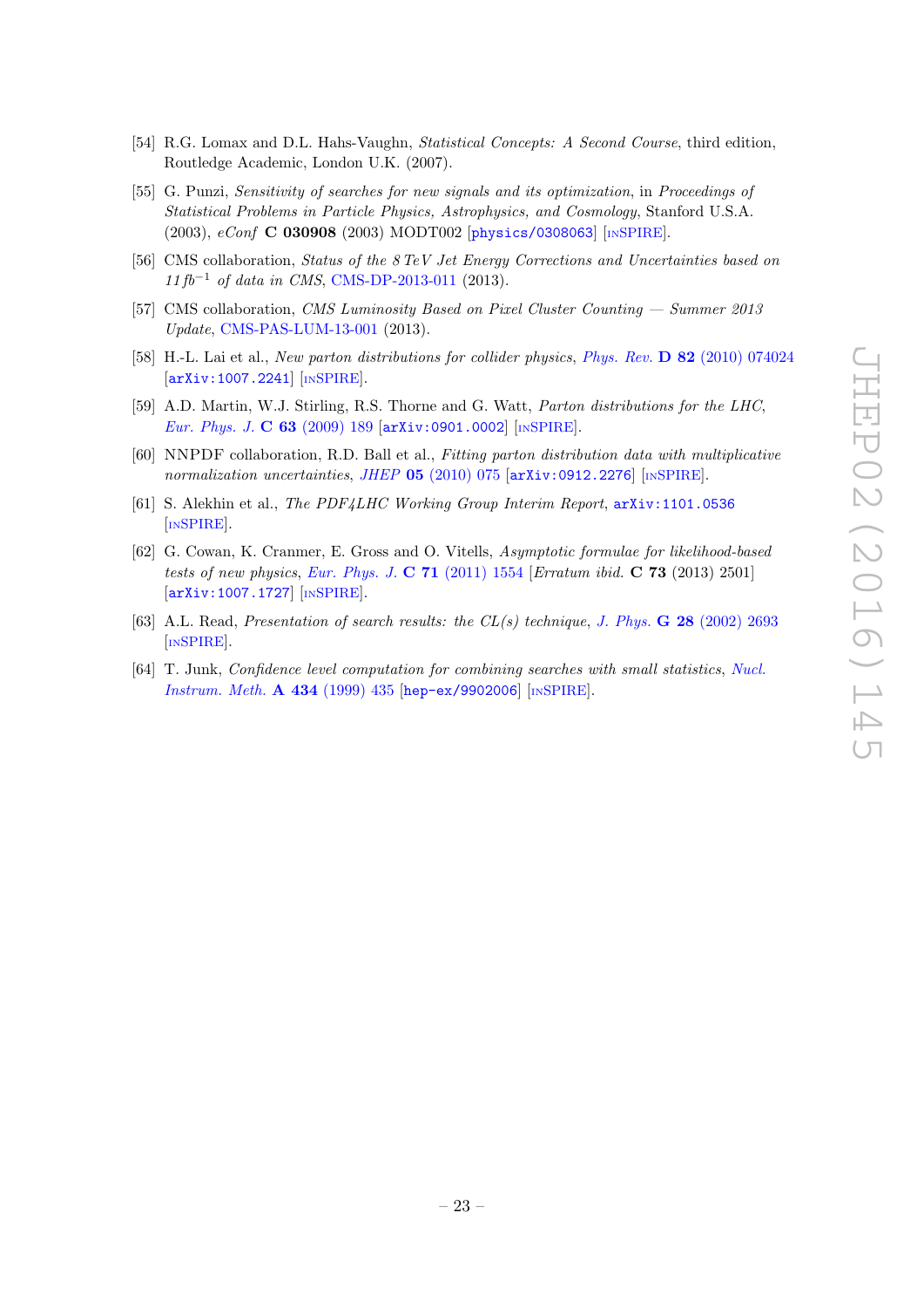[54] R.G. Lomax and D.L. Hahs-Vaughn, *Statistical Concepts: A Second Course*, third edition, Routledge Academic, London U.K. (2007).

[55] G. Punzi, *Sensitivity of searches for new signals and its optimization*, in *Proceedings of Statistical Problems in Particle Physics, Astrophysics, and Cosmology*, Stanford U.S.A. (2003), *eConf* **C 030908** (2003) MODT002 [physics/0308063] [INSPIRE].

[56] CMS collaboration, *Status of the 8 TeV Jet Energy Corrections and Uncertainties based on 11 fb$^{-1}$ of data in CMS*, CMS-DP-2013-011 (2013).

[57] CMS collaboration, *CMS Luminosity Based on Pixel Cluster Counting — Summer 2013 Update*, CMS-PAS-LUM-13-001 (2013).

[58] H.-L. Lai et al., *New parton distributions for collider physics*, *Phys. Rev.* **D 82** (2010) 074024 [arXiv:1007.2241] [INSPIRE].

[59] A.D. Martin, W.J. Stirling, R.S. Thorne and G. Watt, *Parton distributions for the LHC*, *Eur. Phys. J.* **C 63** (2009) 189 [arXiv:0901.0002] [INSPIRE].

[60] NNPDF collaboration, R.D. Ball et al., *Fitting parton distribution data with multiplicative normalization uncertainties*, *JHEP* **05** (2010) 075 [arXiv:0912.2276] [INSPIRE].

[61] S. Alekhin et al., *The PDF4LHC Working Group Interim Report*, arXiv:1101.0536 [INSPIRE].

[62] G. Cowan, K. Cranmer, E. Gross and O. Vitells, *Asymptotic formulae for likelihood-based tests of new physics*, *Eur. Phys. J.* **C 71** (2011) 1554 [*Erratum ibid.* **C 73** (2013) 2501] [arXiv:1007.1727] [INSPIRE].

[63] A.L. Read, *Presentation of search results: the CL(s) technique*, *J. Phys.* **G 28** (2002) 2693 [INSPIRE].

[64] T. Junk, *Confidence level computation for combining searches with small statistics*, *Nucl. Instrum. Meth.* **A 434** (1999) 435 [hep-ex/9902006] [INSPIRE].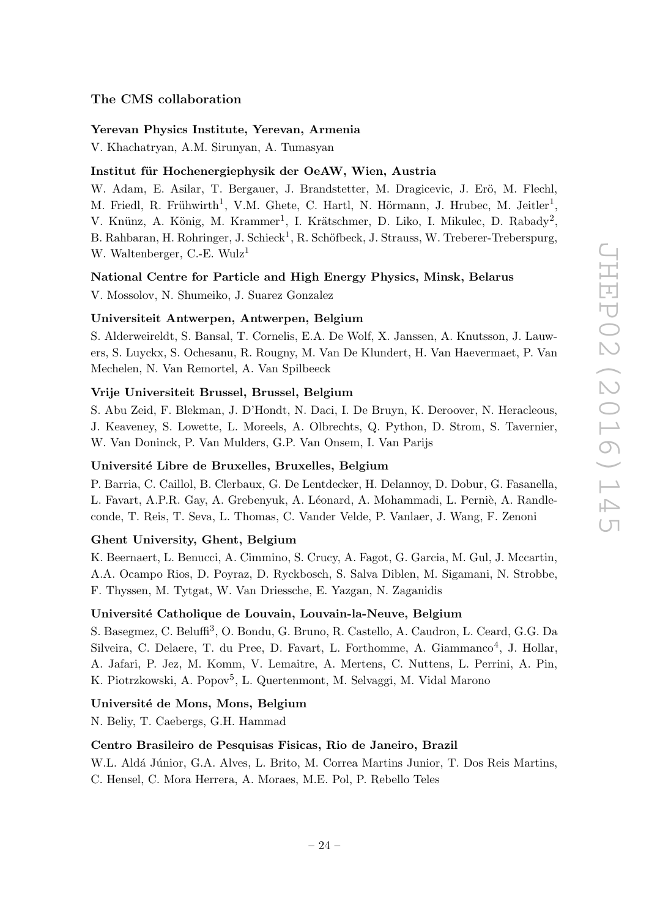## The CMS collaboration

### Yerevan Physics Institute, Yerevan, Armenia

V. Khachatryan, A.M. Sirunyan, A. Tumasyan

### Institut für Hochenergiephysik der OeAW, Wien, Austria

W. Adam, E. Asilar, T. Bergauer, J. Brandstetter, M. Dragicevic, J. Erö, M. Flechl, M. Friedl, R. Frühwirth[1], V.M. Ghete, C. Hartl, N. Hörmann, J. Hrubec, M. Jeitler[1], V. Knünz, A. König, M. Krammer[1], I. Krätschmer, D. Liko, I. Mikulec, D. Rabady[2], B. Rahbaran, H. Rohringer, J. Schieck[1], R. Schöfbeck, J. Strauss, W. Treberer-Treberspurg, W. Waltenberger, C.-E. Wulz[1]

### National Centre for Particle and High Energy Physics, Minsk, Belarus

V. Mossolov, N. Shumeiko, J. Suarez Gonzalez

### Universiteit Antwerpen, Antwerpen, Belgium

S. Alderweireldt, S. Bansal, T. Cornelis, E.A. De Wolf, X. Janssen, A. Knutsson, J. Lauwers, S. Luyckx, S. Ochesanu, R. Rougny, M. Van De Klundert, H. Van Haevermaet, P. Van Mechelen, N. Van Remortel, A. Van Spilbeeck

### Vrije Universiteit Brussel, Brussel, Belgium

S. Abu Zeid, F. Blekman, J. D'Hondt, N. Daci, I. De Bruyn, K. Deroover, N. Heracleous, J. Keaveney, S. Lowette, L. Moreels, A. Olbrechts, Q. Python, D. Strom, S. Tavernier, W. Van Doninck, P. Van Mulders, G.P. Van Onsem, I. Van Parijs

### Université Libre de Bruxelles, Bruxelles, Belgium

P. Barria, C. Caillol, B. Clerbaux, G. De Lentdecker, H. Delannoy, D. Dobur, G. Fasanella, L. Favart, A.P.R. Gay, A. Grebenyuk, A. Léonard, A. Mohammadi, L. Perniè, A. Randle-conde, T. Reis, T. Seva, L. Thomas, C. Vander Velde, P. Vanlaer, J. Wang, F. Zenoni

### Ghent University, Ghent, Belgium

K. Beernaert, L. Benucci, A. Cimmino, S. Crucy, A. Fagot, G. Garcia, M. Gul, J. Mccartin, A.A. Ocampo Rios, D. Poyraz, D. Ryckbosch, S. Salva Diblen, M. Sigamani, N. Strobbe, F. Thyssen, M. Tytgat, W. Van Driessche, E. Yazgan, N. Zaganidis

### Université Catholique de Louvain, Louvain-la-Neuve, Belgium

S. Basegmez, C. Beluffi[3], O. Bondu, G. Bruno, R. Castello, A. Caudron, L. Ceard, G.G. Da Silveira, C. Delaere, T. du Pree, D. Favart, L. Forthomme, A. Giammanco[4], J. Hollar, A. Jafari, P. Jez, M. Komm, V. Lemaitre, A. Mertens, C. Nuttens, L. Perrini, A. Pin, K. Piotrzkowski, A. Popov[5], L. Quertenmont, M. Selvaggi, M. Vidal Marono

### Université de Mons, Mons, Belgium

N. Beliy, T. Caebergs, G.H. Hammad

### Centro Brasileiro de Pesquisas Fisicas, Rio de Janeiro, Brazil

W.L. Aldá Júnior, G.A. Alves, L. Brito, M. Correa Martins Junior, T. Dos Reis Martins, C. Hensel, C. Mora Herrera, A. Moraes, M.E. Pol, P. Rebello Teles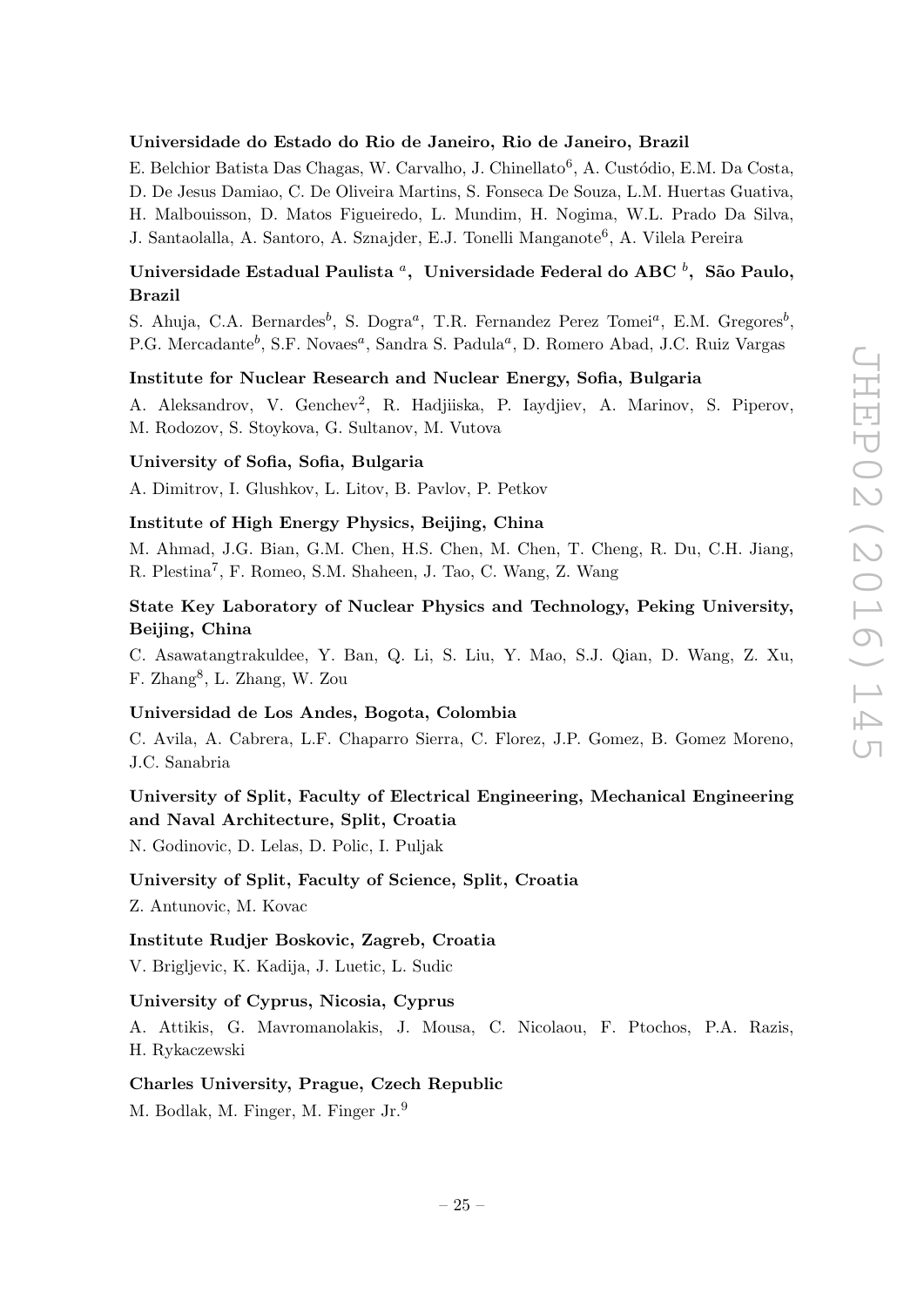**Universidade do Estado do Rio de Janeiro, Rio de Janeiro, Brazil**

E. Belchior Batista Das Chagas, W. Carvalho, J. Chinellato[6], A. Custódio, E.M. Da Costa, D. De Jesus Damiao, C. De Oliveira Martins, S. Fonseca De Souza, L.M. Huertas Guativa, H. Malbouisson, D. Matos Figueiredo, L. Mundim, H. Nogima, W.L. Prado Da Silva, J. Santaolalla, A. Santoro, A. Sznajder, E.J. Tonelli Manganote[6], A. Vilela Pereira

**Universidade Estadual Paulista [a], Universidade Federal do ABC [b], São Paulo, Brazil**

S. Ahuja, C.A. Bernardes[b], S. Dogra[a], T.R. Fernandez Perez Tomei[a], E.M. Gregores[b], P.G. Mercadante[b], S.F. Novaes[a], Sandra S. Padula[a], D. Romero Abad, J.C. Ruiz Vargas

**Institute for Nuclear Research and Nuclear Energy, Sofia, Bulgaria**

A. Aleksandrov, V. Genchev[2], R. Hadjiiska, P. Iaydjiev, A. Marinov, S. Piperov, M. Rodozov, S. Stoykova, G. Sultanov, M. Vutova

**University of Sofia, Sofia, Bulgaria**

A. Dimitrov, I. Glushkov, L. Litov, B. Pavlov, P. Petkov

**Institute of High Energy Physics, Beijing, China**

M. Ahmad, J.G. Bian, G.M. Chen, H.S. Chen, M. Chen, T. Cheng, R. Du, C.H. Jiang, R. Plestina[7], F. Romeo, S.M. Shaheen, J. Tao, C. Wang, Z. Wang

**State Key Laboratory of Nuclear Physics and Technology, Peking University, Beijing, China**

C. Asawatangtrakuldee, Y. Ban, Q. Li, S. Liu, Y. Mao, S.J. Qian, D. Wang, Z. Xu, F. Zhang[8], L. Zhang, W. Zou

**Universidad de Los Andes, Bogota, Colombia**

C. Avila, A. Cabrera, L.F. Chaparro Sierra, C. Florez, J.P. Gomez, B. Gomez Moreno, J.C. Sanabria

**University of Split, Faculty of Electrical Engineering, Mechanical Engineering and Naval Architecture, Split, Croatia**

N. Godinovic, D. Lelas, D. Polic, I. Puljak

**University of Split, Faculty of Science, Split, Croatia**

Z. Antunovic, M. Kovac

**Institute Rudjer Boskovic, Zagreb, Croatia**

V. Brigljevic, K. Kadija, J. Luetic, L. Sudic

**University of Cyprus, Nicosia, Cyprus**

A. Attikis, G. Mavromanolakis, J. Mousa, C. Nicolaou, F. Ptochos, P.A. Razis, H. Rykaczewski

**Charles University, Prague, Czech Republic**

M. Bodlak, M. Finger, M. Finger Jr.[9]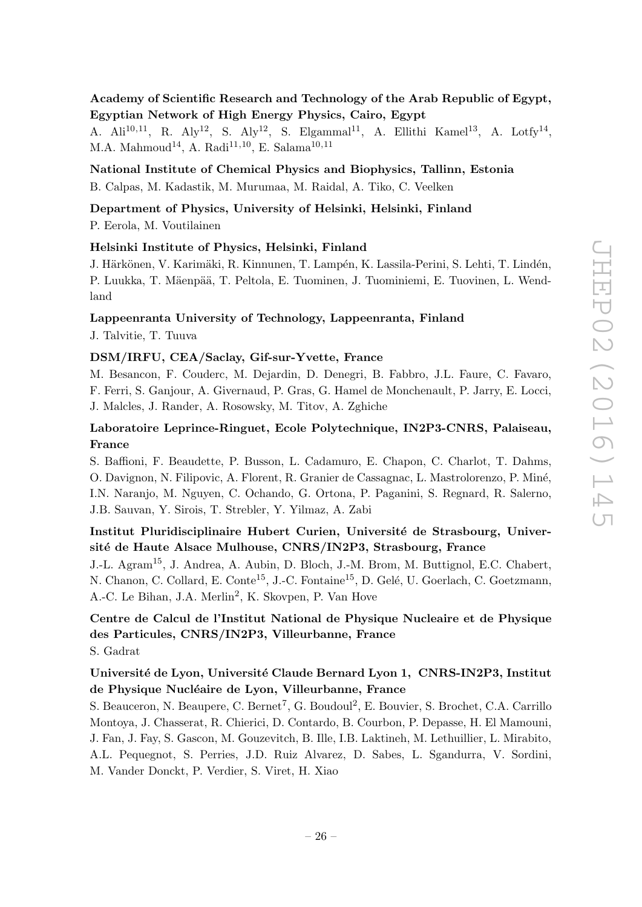**Academy of Scientific Research and Technology of the Arab Republic of Egypt, Egyptian Network of High Energy Physics, Cairo, Egypt**

A. Ali[10,11], R. Aly[12], S. Aly[12], S. Elgammal[11], A. Ellithi Kamel[13], A. Lotfy[14], M.A. Mahmoud[14], A. Radi[11,10], E. Salama[10,11]

**National Institute of Chemical Physics and Biophysics, Tallinn, Estonia**

B. Calpas, M. Kadastik, M. Murumaa, M. Raidal, A. Tiko, C. Veelken

**Department of Physics, University of Helsinki, Helsinki, Finland**

P. Eerola, M. Voutilainen

**Helsinki Institute of Physics, Helsinki, Finland**

J. Härkönen, V. Karimäki, R. Kinnunen, T. Lampén, K. Lassila-Perini, S. Lehti, T. Lindén, P. Luukka, T. Mäenpää, T. Peltola, E. Tuominen, J. Tuominiemi, E. Tuovinen, L. Wendland

**Lappeenranta University of Technology, Lappeenranta, Finland**

J. Talvitie, T. Tuuva

**DSM/IRFU, CEA/Saclay, Gif-sur-Yvette, France**

M. Besancon, F. Couderc, M. Dejardin, D. Denegri, B. Fabbro, J.L. Faure, C. Favaro, F. Ferri, S. Ganjour, A. Givernaud, P. Gras, G. Hamel de Monchenault, P. Jarry, E. Locci, J. Malcles, J. Rander, A. Rosowsky, M. Titov, A. Zghiche

**Laboratoire Leprince-Ringuet, Ecole Polytechnique, IN2P3-CNRS, Palaiseau, France**

S. Baffioni, F. Beaudette, P. Busson, L. Cadamuro, E. Chapon, C. Charlot, T. Dahms, O. Davignon, N. Filipovic, A. Florent, R. Granier de Cassagnac, L. Mastrolorenzo, P. Miné, I.N. Naranjo, M. Nguyen, C. Ochando, G. Ortona, P. Paganini, S. Regnard, R. Salerno, J.B. Sauvan, Y. Sirois, T. Strebler, Y. Yilmaz, A. Zabi

**Institut Pluridisciplinaire Hubert Curien, Université de Strasbourg, Université de Haute Alsace Mulhouse, CNRS/IN2P3, Strasbourg, France**

J.-L. Agram[15], J. Andrea, A. Aubin, D. Bloch, J.-M. Brom, M. Buttignol, E.C. Chabert, N. Chanon, C. Collard, E. Conte[15], J.-C. Fontaine[15], D. Gelé, U. Goerlach, C. Goetzmann, A.-C. Le Bihan, J.A. Merlin[2], K. Skovpen, P. Van Hove

**Centre de Calcul de l'Institut National de Physique Nucleaire et de Physique des Particules, CNRS/IN2P3, Villeurbanne, France**

S. Gadrat

**Université de Lyon, Université Claude Bernard Lyon 1, CNRS-IN2P3, Institut de Physique Nucléaire de Lyon, Villeurbanne, France**

S. Beauceron, N. Beaupere, C. Bernet[7], G. Boudoul[2], E. Bouvier, S. Brochet, C.A. Carrillo Montoya, J. Chasserat, R. Chierici, D. Contardo, B. Courbon, P. Depasse, H. El Mamouni, J. Fan, J. Fay, S. Gascon, M. Gouzevitch, B. Ille, I.B. Laktineh, M. Lethuillier, L. Mirabito, A.L. Pequegnot, S. Perries, J.D. Ruiz Alvarez, D. Sabes, L. Sgandurra, V. Sordini, M. Vander Donckt, P. Verdier, S. Viret, H. Xiao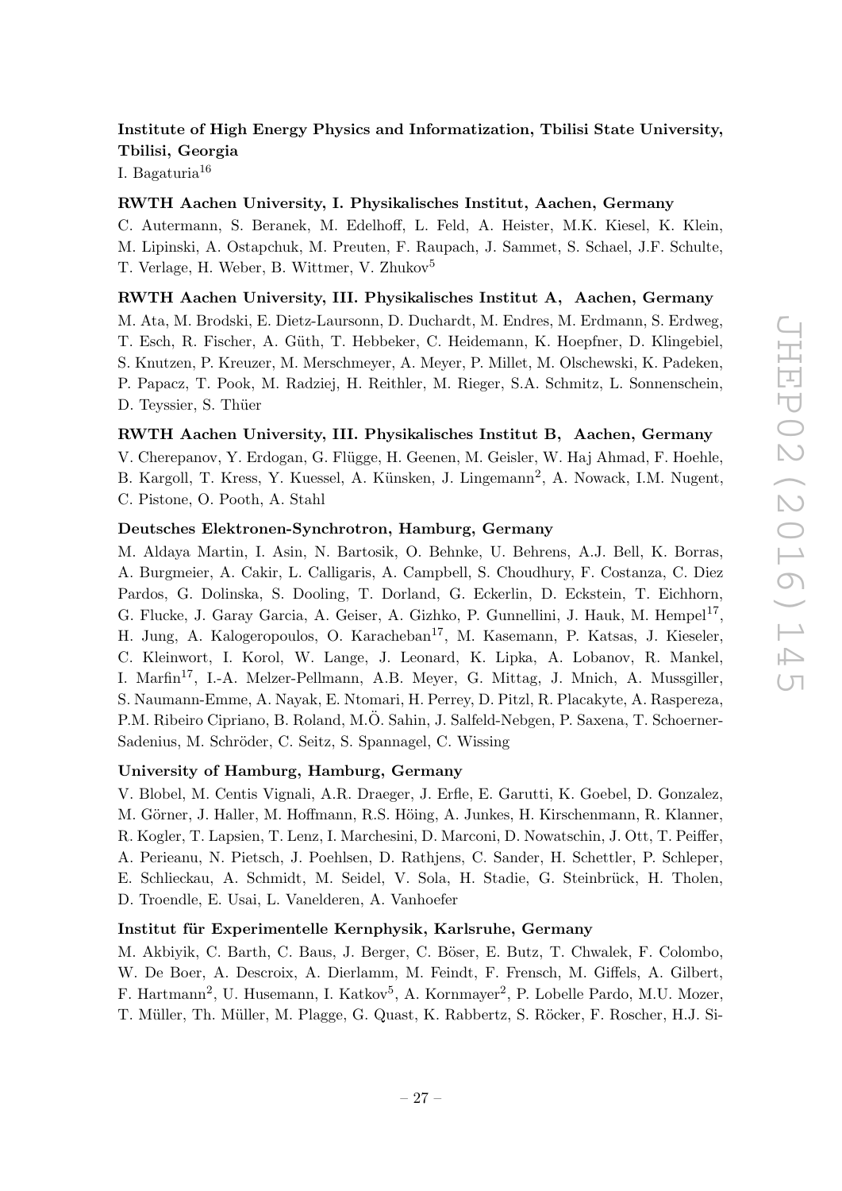**Institute of High Energy Physics and Informatization, Tbilisi State University, Tbilisi, Georgia**

I. Bagaturia[16]

**RWTH Aachen University, I. Physikalisches Institut, Aachen, Germany**

C. Autermann, S. Beranek, M. Edelhoff, L. Feld, A. Heister, M.K. Kiesel, K. Klein, M. Lipinski, A. Ostapchuk, M. Preuten, F. Raupach, J. Sammet, S. Schael, J.F. Schulte, T. Verlage, H. Weber, B. Wittmer, V. Zhukov[5]

**RWTH Aachen University, III. Physikalisches Institut A, Aachen, Germany**

M. Ata, M. Brodski, E. Dietz-Laursonn, D. Duchardt, M. Endres, M. Erdmann, S. Erdweg, T. Esch, R. Fischer, A. Güth, T. Hebbeker, C. Heidemann, K. Hoepfner, D. Klingebiel, S. Knutzen, P. Kreuzer, M. Merschmeyer, A. Meyer, P. Millet, M. Olschewski, K. Padeken, P. Papacz, T. Pook, M. Radziej, H. Reithler, M. Rieger, S.A. Schmitz, L. Sonnenschein, D. Teyssier, S. Thüer

**RWTH Aachen University, III. Physikalisches Institut B, Aachen, Germany**

V. Cherepanov, Y. Erdogan, G. Flügge, H. Geenen, M. Geisler, W. Haj Ahmad, F. Hoehle, B. Kargoll, T. Kress, Y. Kuessel, A. Künsken, J. Lingemann[2], A. Nowack, I.M. Nugent, C. Pistone, O. Pooth, A. Stahl

**Deutsches Elektronen-Synchrotron, Hamburg, Germany**

M. Aldaya Martin, I. Asin, N. Bartosik, O. Behnke, U. Behrens, A.J. Bell, K. Borras, A. Burgmeier, A. Cakir, L. Calligaris, A. Campbell, S. Choudhury, F. Costanza, C. Diez Pardos, G. Dolinska, S. Dooling, T. Dorland, G. Eckerlin, D. Eckstein, T. Eichhorn, G. Flucke, J. Garay Garcia, A. Geiser, A. Gizhko, P. Gunnellini, J. Hauk, M. Hempel[17], H. Jung, A. Kalogeropoulos, O. Karacheban[17], M. Kasemann, P. Katsas, J. Kieseler, C. Kleinwort, I. Korol, W. Lange, J. Leonard, K. Lipka, A. Lobanov, R. Mankel, I. Marfin[17], I.-A. Melzer-Pellmann, A.B. Meyer, G. Mittag, J. Mnich, A. Mussgiller, S. Naumann-Emme, A. Nayak, E. Ntomari, H. Perrey, D. Pitzl, R. Placakyte, A. Raspereza, P.M. Ribeiro Cipriano, B. Roland, M.Ö. Sahin, J. Salfeld-Nebgen, P. Saxena, T. Schoerner-Sadenius, M. Schröder, C. Seitz, S. Spannagel, C. Wissing

**University of Hamburg, Hamburg, Germany**

V. Blobel, M. Centis Vignali, A.R. Draeger, J. Erfle, E. Garutti, K. Goebel, D. Gonzalez, M. Görner, J. Haller, M. Hoffmann, R.S. Höing, A. Junkes, H. Kirschenmann, R. Klanner, R. Kogler, T. Lapsien, T. Lenz, I. Marchesini, D. Marconi, D. Nowatschin, J. Ott, T. Peiffer, A. Perieanu, N. Pietsch, J. Poehlsen, D. Rathjens, C. Sander, H. Schettler, P. Schleper, E. Schlieckau, A. Schmidt, M. Seidel, V. Sola, H. Stadie, G. Steinbrück, H. Tholen, D. Troendle, E. Usai, L. Vanelderen, A. Vanhoefer

**Institut für Experimentelle Kernphysik, Karlsruhe, Germany**

M. Akbiyik, C. Barth, C. Baus, J. Berger, C. Böser, E. Butz, T. Chwalek, F. Colombo, W. De Boer, A. Descroix, A. Dierlamm, M. Feindt, F. Frensch, M. Giffels, A. Gilbert, F. Hartmann[2], U. Husemann, I. Katkov[5], A. Kornmayer[2], P. Lobelle Pardo, M.U. Mozer, T. Müller, Th. Müller, M. Plagge, G. Quast, K. Rabbertz, S. Röcker, F. Roscher, H.J. Si-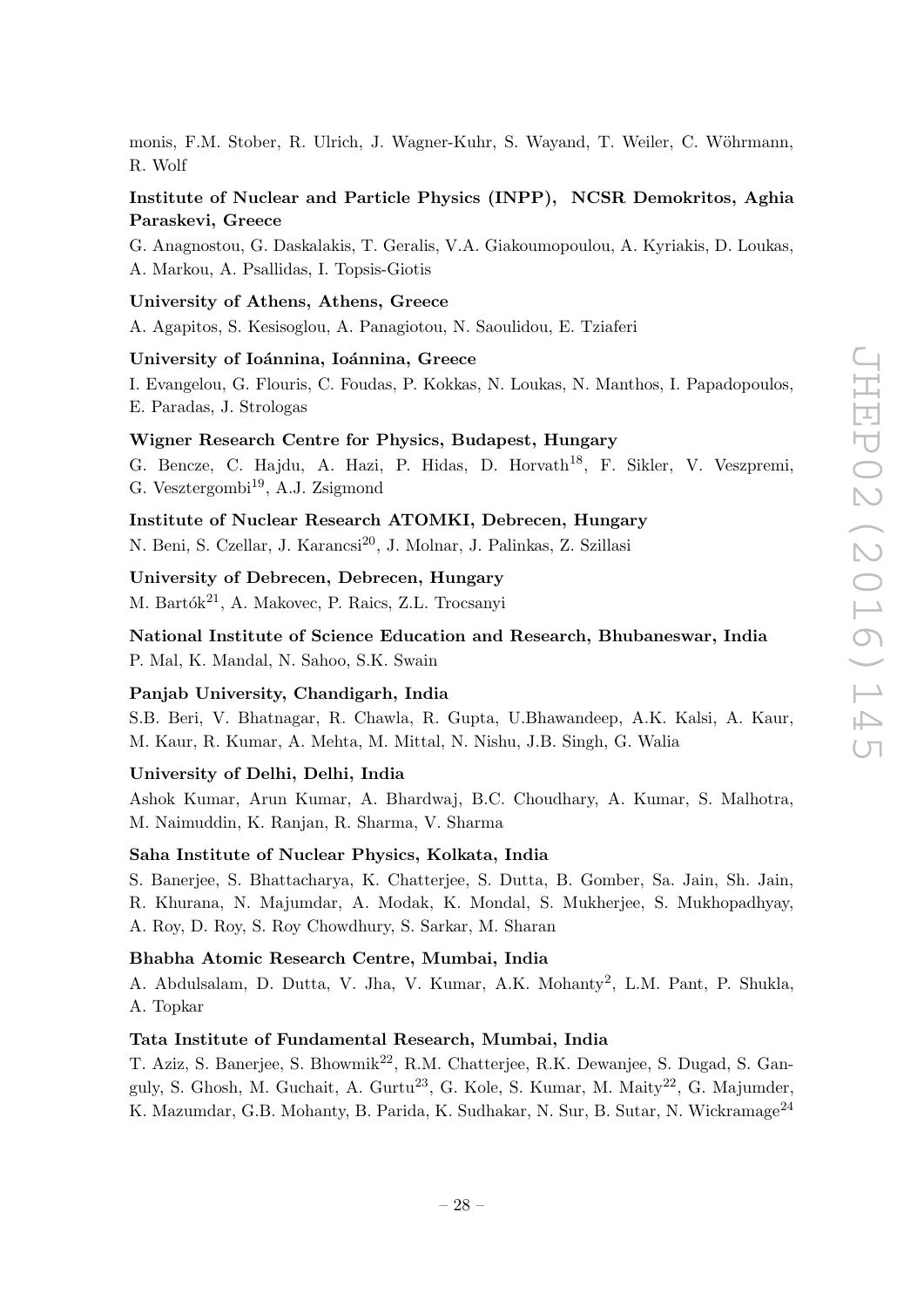monis, F.M. Stober, R. Ulrich, J. Wagner-Kuhr, S. Wayand, T. Weiler, C. Wöhrmann, R. Wolf

**Institute of Nuclear and Particle Physics (INPP), NCSR Demokritos, Aghia Paraskevi, Greece**

G. Anagnostou, G. Daskalakis, T. Geralis, V.A. Giakoumopoulou, A. Kyriakis, D. Loukas, A. Markou, A. Psallidas, I. Topsis-Giotis

**University of Athens, Athens, Greece**

A. Agapitos, S. Kesisoglou, A. Panagiotou, N. Saoulidou, E. Tziaferi

**University of Ioánnina, Ioánnina, Greece**

I. Evangelou, G. Flouris, C. Foudas, P. Kokkas, N. Loukas, N. Manthos, I. Papadopoulos, E. Paradas, J. Strologas

**Wigner Research Centre for Physics, Budapest, Hungary**

G. Bencze, C. Hajdu, A. Hazi, P. Hidas, D. Horvath[18], F. Sikler, V. Veszpremi, G. Vesztergombi[19], A.J. Zsigmond

**Institute of Nuclear Research ATOMKI, Debrecen, Hungary**

N. Beni, S. Czellar, J. Karancsi[20], J. Molnar, J. Palinkas, Z. Szillasi

**University of Debrecen, Debrecen, Hungary**

M. Bartók[21], A. Makovec, P. Raics, Z.L. Trocsanyi

**National Institute of Science Education and Research, Bhubaneswar, India**

P. Mal, K. Mandal, N. Sahoo, S.K. Swain

**Panjab University, Chandigarh, India**

S.B. Beri, V. Bhatnagar, R. Chawla, R. Gupta, U.Bhawandeep, A.K. Kalsi, A. Kaur, M. Kaur, R. Kumar, A. Mehta, M. Mittal, N. Nishu, J.B. Singh, G. Walia

**University of Delhi, Delhi, India**

Ashok Kumar, Arun Kumar, A. Bhardwaj, B.C. Choudhary, A. Kumar, S. Malhotra, M. Naimuddin, K. Ranjan, R. Sharma, V. Sharma

**Saha Institute of Nuclear Physics, Kolkata, India**

S. Banerjee, S. Bhattacharya, K. Chatterjee, S. Dutta, B. Gomber, Sa. Jain, Sh. Jain, R. Khurana, N. Majumdar, A. Modak, K. Mondal, S. Mukherjee, S. Mukhopadhyay, A. Roy, D. Roy, S. Roy Chowdhury, S. Sarkar, M. Sharan

**Bhabha Atomic Research Centre, Mumbai, India**

A. Abdulsalam, D. Dutta, V. Jha, V. Kumar, A.K. Mohanty[2], L.M. Pant, P. Shukla, A. Topkar

**Tata Institute of Fundamental Research, Mumbai, India**

T. Aziz, S. Banerjee, S. Bhowmik[22], R.M. Chatterjee, R.K. Dewanjee, S. Dugad, S. Ganguly, S. Ghosh, M. Guchait, A. Gurtu[23], G. Kole, S. Kumar, M. Maity[22], G. Majumder, K. Mazumdar, G.B. Mohanty, B. Parida, K. Sudhakar, N. Sur, B. Sutar, N. Wickramage[24]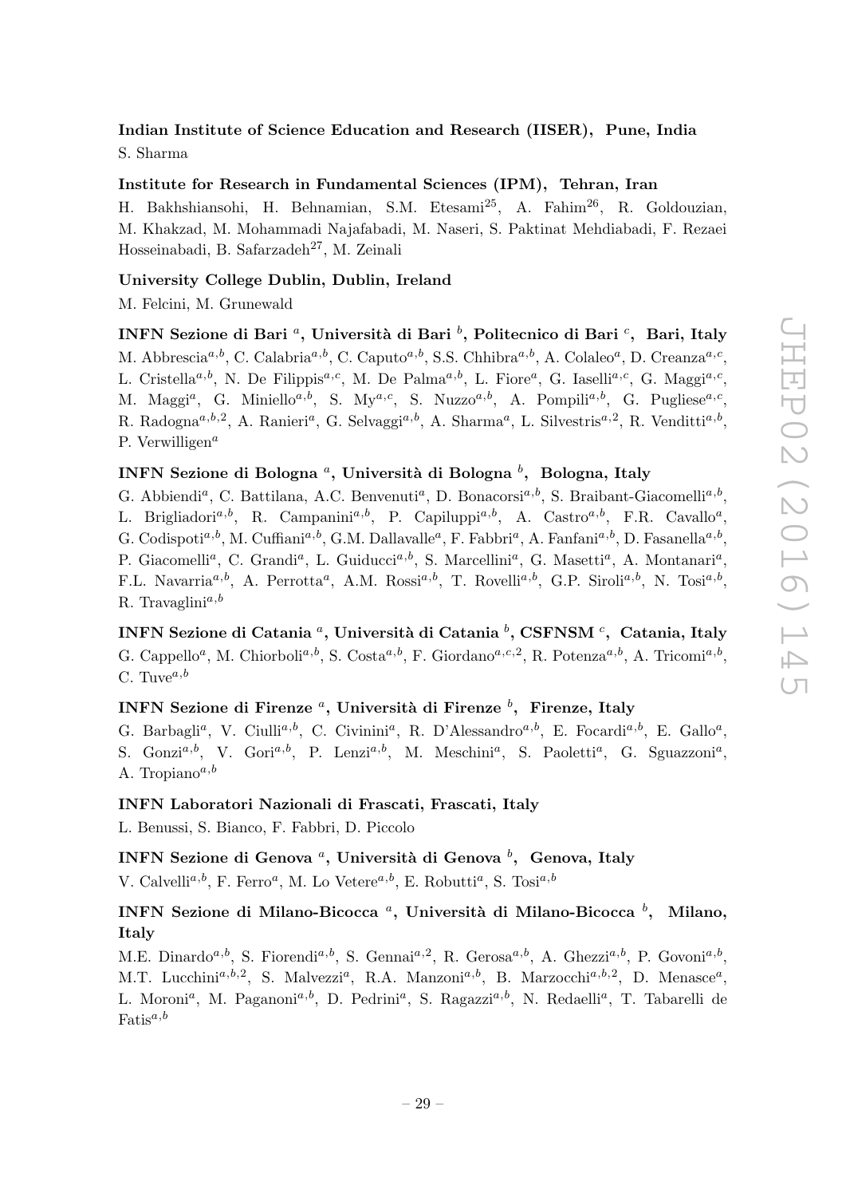**Indian Institute of Science Education and Research (IISER), Pune, India**

S. Sharma

**Institute for Research in Fundamental Sciences (IPM), Tehran, Iran**

H. Bakhshiansohi, H. Behnamian, S.M. Etesami[25], A. Fahim[26], R. Goldouzian, M. Khakzad, M. Mohammadi Najafabadi, M. Naseri, S. Paktinat Mehdiabadi, F. Rezaei Hosseinabadi, B. Safarzadeh[27], M. Zeinali

**University College Dublin, Dublin, Ireland**

M. Felcini, M. Grunewald

**INFN Sezione di Bari [a], Università di Bari [b], Politecnico di Bari [c], Bari, Italy**

M. Abbrescia[a,b], C. Calabria[a,b], C. Caputo[a,b], S.S. Chhibra[a,b], A. Colaleo[a], D. Creanza[a,c], L. Cristella[a,b], N. De Filippis[a,c], M. De Palma[a,b], L. Fiore[a], G. Iaselli[a,c], G. Maggi[a,c], M. Maggi[a], G. Miniello[a,b], S. My[a,c], S. Nuzzo[a,b], A. Pompili[a,b], G. Pugliese[a,c], R. Radogna[a,b,2], A. Ranieri[a], G. Selvaggi[a,b], A. Sharma[a], L. Silvestris[a,2], R. Venditti[a,b], P. Verwilligen[a]

**INFN Sezione di Bologna [a], Università di Bologna [b], Bologna, Italy**

G. Abbiendi[a], C. Battilana, A.C. Benvenuti[a], D. Bonacorsi[a,b], S. Braibant-Giacomelli[a,b], L. Brigliadori[a,b], R. Campanini[a,b], P. Capiluppi[a,b], A. Castro[a,b], F.R. Cavallo[a], G. Codispoti[a,b], M. Cuffiani[a,b], G.M. Dallavalle[a], F. Fabbri[a], A. Fanfani[a,b], D. Fasanella[a,b], P. Giacomelli[a], C. Grandi[a], L. Guiducci[a,b], S. Marcellini[a], G. Masetti[a], A. Montanari[a], F.L. Navarria[a,b], A. Perrotta[a], A.M. Rossi[a,b], T. Rovelli[a,b], G.P. Siroli[a,b], N. Tosi[a,b], R. Travaglini[a,b]

**INFN Sezione di Catania [a], Università di Catania [b], CSFNSM [c], Catania, Italy**

G. Cappello[a], M. Chiorboli[a,b], S. Costa[a,b], F. Giordano[a,c,2], R. Potenza[a,b], A. Tricomi[a,b], C. Tuve[a,b]

**INFN Sezione di Firenze [a], Università di Firenze [b], Firenze, Italy**

G. Barbagli[a], V. Ciulli[a,b], C. Civinini[a], R. D'Alessandro[a,b], E. Focardi[a,b], E. Gallo[a], S. Gonzi[a,b], V. Gori[a,b], P. Lenzi[a,b], M. Meschini[a], S. Paoletti[a], G. Sguazzoni[a], A. Tropiano[a,b]

**INFN Laboratori Nazionali di Frascati, Frascati, Italy**

L. Benussi, S. Bianco, F. Fabbri, D. Piccolo

**INFN Sezione di Genova [a], Università di Genova [b], Genova, Italy**

V. Calvelli[a,b], F. Ferro[a], M. Lo Vetere[a,b], E. Robutti[a], S. Tosi[a,b]

**INFN Sezione di Milano-Bicocca [a], Università di Milano-Bicocca [b], Milano, Italy**

M.E. Dinardo[a,b], S. Fiorendi[a,b], S. Gennai[a,2], R. Gerosa[a,b], A. Ghezzi[a,b], P. Govoni[a,b], M.T. Lucchini[a,b,2], S. Malvezzi[a], R.A. Manzoni[a,b], B. Marzocchi[a,b,2], D. Menasce[a], L. Moroni[a], M. Paganoni[a,b], D. Pedrini[a], S. Ragazzi[a,b], N. Redaelli[a], T. Tabarelli de Fatis[a,b]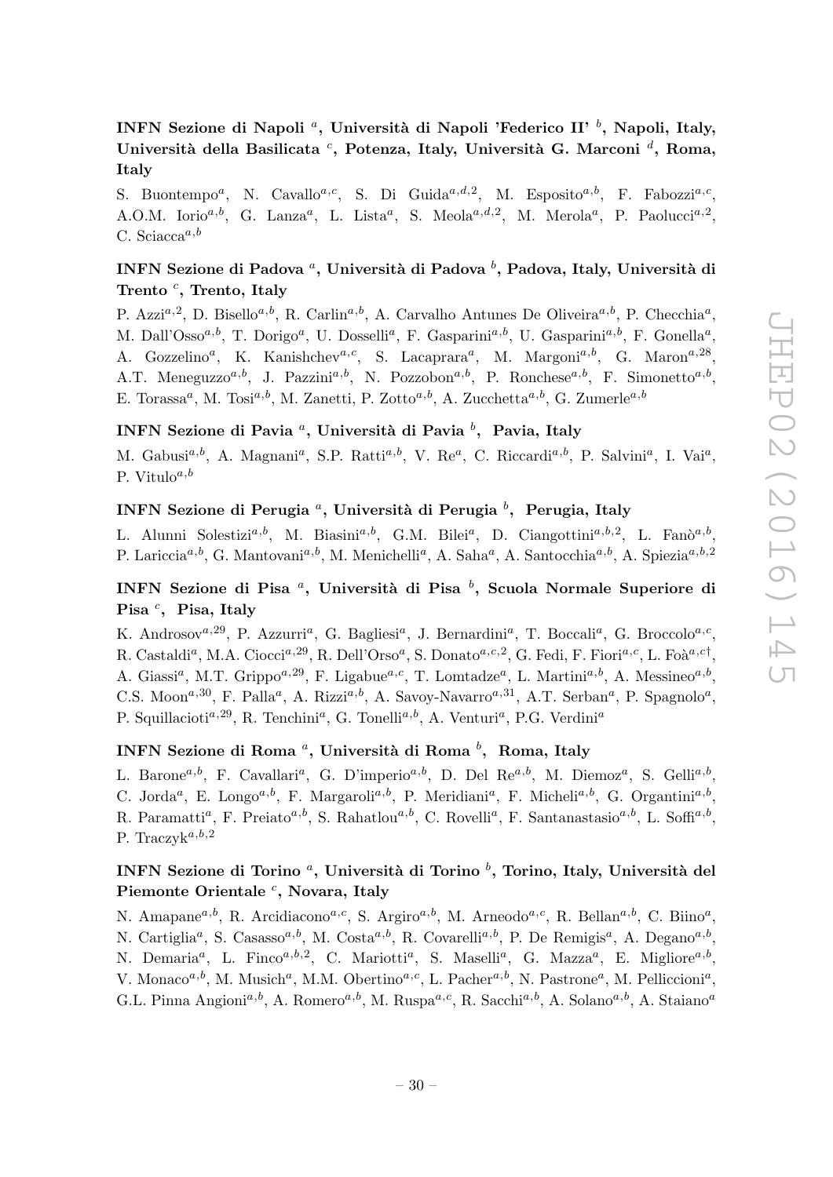### INFN Sezione di Napoli [a], Università di Napoli 'Federico II' [b], Napoli, Italy, Università della Basilicata [c], Potenza, Italy, Università G. Marconi [d], Roma, Italy

S. Buontempo[a], N. Cavallo[a,c], S. Di Guida[a,d,2], M. Esposito[a,b], F. Fabozzi[a,c], A.O.M. Iorio[a,b], G. Lanza[a], L. Lista[a], S. Meola[a,d,2], M. Merola[a], P. Paolucci[a,2], C. Sciacca[a,b]

### INFN Sezione di Padova [a], Università di Padova [b], Padova, Italy, Università di Trento [c], Trento, Italy

P. Azzi[a,2], D. Bisello[a,b], R. Carlin[a,b], A. Carvalho Antunes De Oliveira[a,b], P. Checchia[a], M. Dall'Osso[a,b], T. Dorigo[a], U. Dosselli[a], F. Gasparini[a,b], U. Gasparini[a,b], F. Gonella[a], A. Gozzelino[a], K. Kanishchev[a,c], S. Lacaprara[a], M. Margoni[a,b], G. Maron[a,28], A.T. Meneguzzo[a,b], J. Pazzini[a,b], N. Pozzobon[a,b], P. Ronchese[a,b], F. Simonetto[a,b], E. Torassa[a], M. Tosi[a,b], M. Zanetti, P. Zotto[a,b], A. Zucchetta[a,b], G. Zumerle[a,b]

### INFN Sezione di Pavia [a], Università di Pavia [b], Pavia, Italy

M. Gabusi[a,b], A. Magnani[a], S.P. Ratti[a,b], V. Re[a], C. Riccardi[a,b], P. Salvini[a], I. Vai[a], P. Vitulo[a,b]

### INFN Sezione di Perugia [a], Università di Perugia [b], Perugia, Italy

L. Alunni Solestizi[a,b], M. Biasini[a,b], G.M. Bilei[a], D. Ciangottini[a,b,2], L. Fanò[a,b], P. Lariccia[a,b], G. Mantovani[a,b], M. Menichelli[a], A. Saha[a], A. Santocchia[a,b], A. Spiezia[a,b,2]

### INFN Sezione di Pisa [a], Università di Pisa [b], Scuola Normale Superiore di Pisa [c], Pisa, Italy

K. Androsov[a,29], P. Azzurri[a], G. Bagliesi[a], J. Bernardini[a], T. Boccali[a], G. Broccolo[a,c], R. Castaldi[a], M.A. Ciocci[a,29], R. Dell'Orso[a], S. Donato[a,c,2], G. Fedi, F. Fiori[a,c], L. Foà[a,c†], A. Giassi[a], M.T. Grippo[a,29], F. Ligabue[a,c], T. Lomtadze[a], L. Martini[a,b], A. Messineo[a,b], C.S. Moon[a,30], F. Palla[a], A. Rizzi[a,b], A. Savoy-Navarro[a,31], A.T. Serban[a], P. Spagnolo[a], P. Squillacioti[a,29], R. Tenchini[a], G. Tonelli[a,b], A. Venturi[a], P.G. Verdini[a]

### INFN Sezione di Roma [a], Università di Roma [b], Roma, Italy

L. Barone[a,b], F. Cavallari[a], G. D'imperio[a,b], D. Del Re[a,b], M. Diemoz[a], S. Gelli[a,b], C. Jorda[a], E. Longo[a,b], F. Margaroli[a,b], P. Meridiani[a], F. Micheli[a,b], G. Organtini[a,b], R. Paramatti[a], F. Preiato[a,b], S. Rahatlou[a,b], C. Rovelli[a], F. Santanastasio[a,b], L. Soffi[a,b], P. Traczyk[a,b,2]

### INFN Sezione di Torino [a], Università di Torino [b], Torino, Italy, Università del Piemonte Orientale [c], Novara, Italy

N. Amapane[a,b], R. Arcidiacono[a,c], S. Argiro[a,b], M. Arneodo[a,c], R. Bellan[a,b], C. Biino[a], N. Cartiglia[a], S. Casasso[a,b], M. Costa[a,b], R. Covarelli[a,b], P. De Remigis[a], A. Degano[a,b], N. Demaria[a], L. Finco[a,b,2], C. Mariotti[a], S. Maselli[a], G. Mazza[a], E. Migliore[a,b], V. Monaco[a,b], M. Musich[a], M.M. Obertino[a,c], L. Pacher[a,b], N. Pastrone[a], M. Pelliccioni[a], G.L. Pinna Angioni[a,b], A. Romero[a,b], M. Ruspa[a,c], R. Sacchi[a,b], A. Solano[a,b], A. Staiano[a]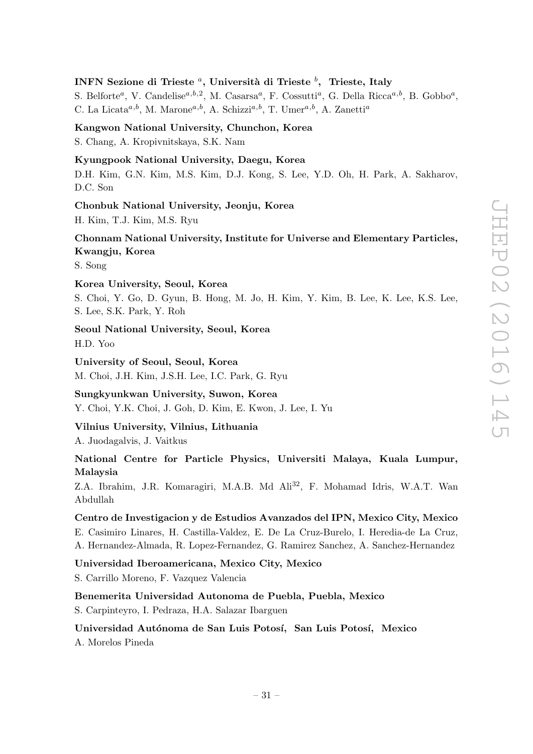**INFN Sezione di Trieste [a], Università di Trieste [b], Trieste, Italy**

S. Belforte[a], V. Candelise[a,b,2], M. Casarsa[a], F. Cossutti[a], G. Della Ricca[a,b], B. Gobbo[a], C. La Licata[a,b], M. Marone[a,b], A. Schizzi[a,b], T. Umer[a,b], A. Zanetti[a]

**Kangwon National University, Chunchon, Korea**

S. Chang, A. Kropivnitskaya, S.K. Nam

**Kyungpook National University, Daegu, Korea**

D.H. Kim, G.N. Kim, M.S. Kim, D.J. Kong, S. Lee, Y.D. Oh, H. Park, A. Sakharov, D.C. Son

**Chonbuk National University, Jeonju, Korea**

H. Kim, T.J. Kim, M.S. Ryu

**Chonnam National University, Institute for Universe and Elementary Particles, Kwangju, Korea**

S. Song

**Korea University, Seoul, Korea**

S. Choi, Y. Go, D. Gyun, B. Hong, M. Jo, H. Kim, Y. Kim, B. Lee, K. Lee, K.S. Lee, S. Lee, S.K. Park, Y. Roh

**Seoul National University, Seoul, Korea**

H.D. Yoo

**University of Seoul, Seoul, Korea**

M. Choi, J.H. Kim, J.S.H. Lee, I.C. Park, G. Ryu

**Sungkyunkwan University, Suwon, Korea**

Y. Choi, Y.K. Choi, J. Goh, D. Kim, E. Kwon, J. Lee, I. Yu

**Vilnius University, Vilnius, Lithuania**

A. Juodagalvis, J. Vaitkus

**National Centre for Particle Physics, Universiti Malaya, Kuala Lumpur, Malaysia**

Z.A. Ibrahim, J.R. Komaragiri, M.A.B. Md Ali[32], F. Mohamad Idris, W.A.T. Wan Abdullah

**Centro de Investigacion y de Estudios Avanzados del IPN, Mexico City, Mexico**

E. Casimiro Linares, H. Castilla-Valdez, E. De La Cruz-Burelo, I. Heredia-de La Cruz, A. Hernandez-Almada, R. Lopez-Fernandez, G. Ramirez Sanchez, A. Sanchez-Hernandez

**Universidad Iberoamericana, Mexico City, Mexico**

S. Carrillo Moreno, F. Vazquez Valencia

**Benemerita Universidad Autonoma de Puebla, Puebla, Mexico**

S. Carpinteyro, I. Pedraza, H.A. Salazar Ibarguen

**Universidad Autónoma de San Luis Potosí, San Luis Potosí, Mexico**

A. Morelos Pineda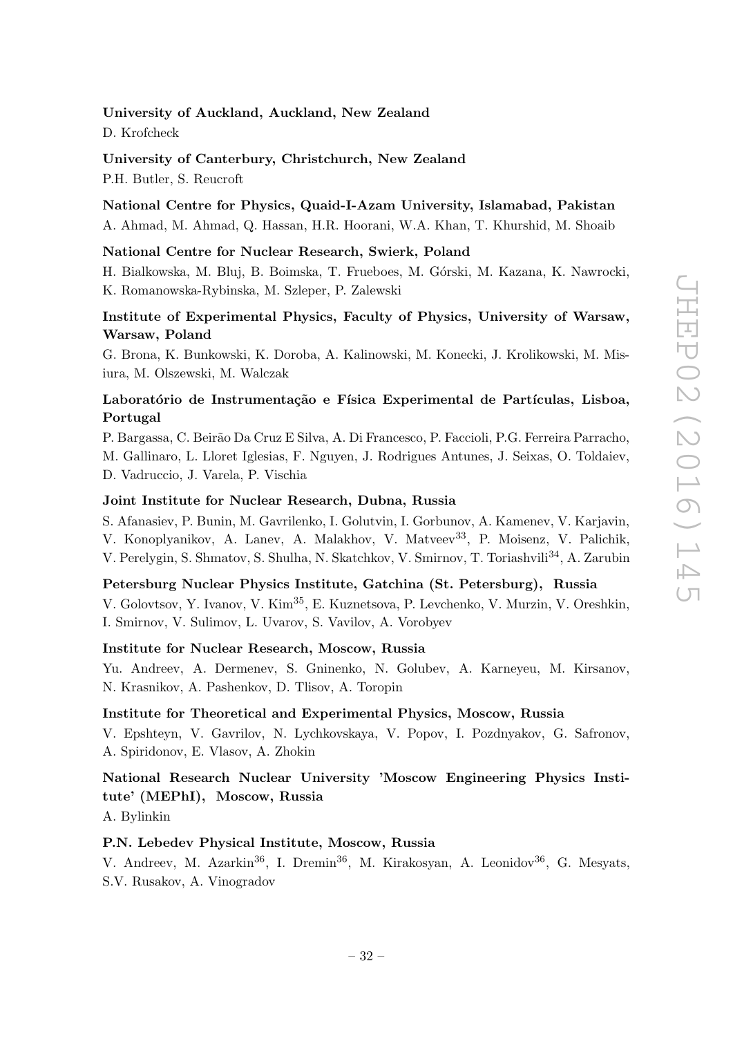**University of Auckland, Auckland, New Zealand**

D. Krofcheck

**University of Canterbury, Christchurch, New Zealand**

P.H. Butler, S. Reucroft

**National Centre for Physics, Quaid-I-Azam University, Islamabad, Pakistan**

A. Ahmad, M. Ahmad, Q. Hassan, H.R. Hoorani, W.A. Khan, T. Khurshid, M. Shoaib

**National Centre for Nuclear Research, Swierk, Poland**

H. Bialkowska, M. Bluj, B. Boimska, T. Frueboes, M. Górski, M. Kazana, K. Nawrocki, K. Romanowska-Rybinska, M. Szleper, P. Zalewski

**Institute of Experimental Physics, Faculty of Physics, University of Warsaw, Warsaw, Poland**

G. Brona, K. Bunkowski, K. Doroba, A. Kalinowski, M. Konecki, J. Krolikowski, M. Misiura, M. Olszewski, M. Walczak

**Laboratório de Instrumentação e Física Experimental de Partículas, Lisboa, Portugal**

P. Bargassa, C. Beirão Da Cruz E Silva, A. Di Francesco, P. Faccioli, P.G. Ferreira Parracho, M. Gallinaro, L. Lloret Iglesias, F. Nguyen, J. Rodrigues Antunes, J. Seixas, O. Toldaiev, D. Vadruccio, J. Varela, P. Vischia

**Joint Institute for Nuclear Research, Dubna, Russia**

S. Afanasiev, P. Bunin, M. Gavrilenko, I. Golutvin, I. Gorbunov, A. Kamenev, V. Karjavin, V. Konoplyanikov, A. Lanev, A. Malakhov, V. Matveev[33], P. Moisenz, V. Palichik, V. Perelygin, S. Shmatov, S. Shulha, N. Skatchkov, V. Smirnov, T. Toriashvili[34], A. Zarubin

**Petersburg Nuclear Physics Institute, Gatchina (St. Petersburg), Russia**

V. Golovtsov, Y. Ivanov, V. Kim[35], E. Kuznetsova, P. Levchenko, V. Murzin, V. Oreshkin, I. Smirnov, V. Sulimov, L. Uvarov, S. Vavilov, A. Vorobyev

**Institute for Nuclear Research, Moscow, Russia**

Yu. Andreev, A. Dermenev, S. Gninenko, N. Golubev, A. Karneyeu, M. Kirsanov, N. Krasnikov, A. Pashenkov, D. Tlisov, A. Toropin

**Institute for Theoretical and Experimental Physics, Moscow, Russia**

V. Epshteyn, V. Gavrilov, N. Lychkovskaya, V. Popov, I. Pozdnyakov, G. Safronov, A. Spiridonov, E. Vlasov, A. Zhokin

**National Research Nuclear University 'Moscow Engineering Physics Institute' (MEPhI), Moscow, Russia**

A. Bylinkin

**P.N. Lebedev Physical Institute, Moscow, Russia**

V. Andreev, M. Azarkin[36], I. Dremin[36], M. Kirakosyan, A. Leonidov[36], G. Mesyats, S.V. Rusakov, A. Vinogradov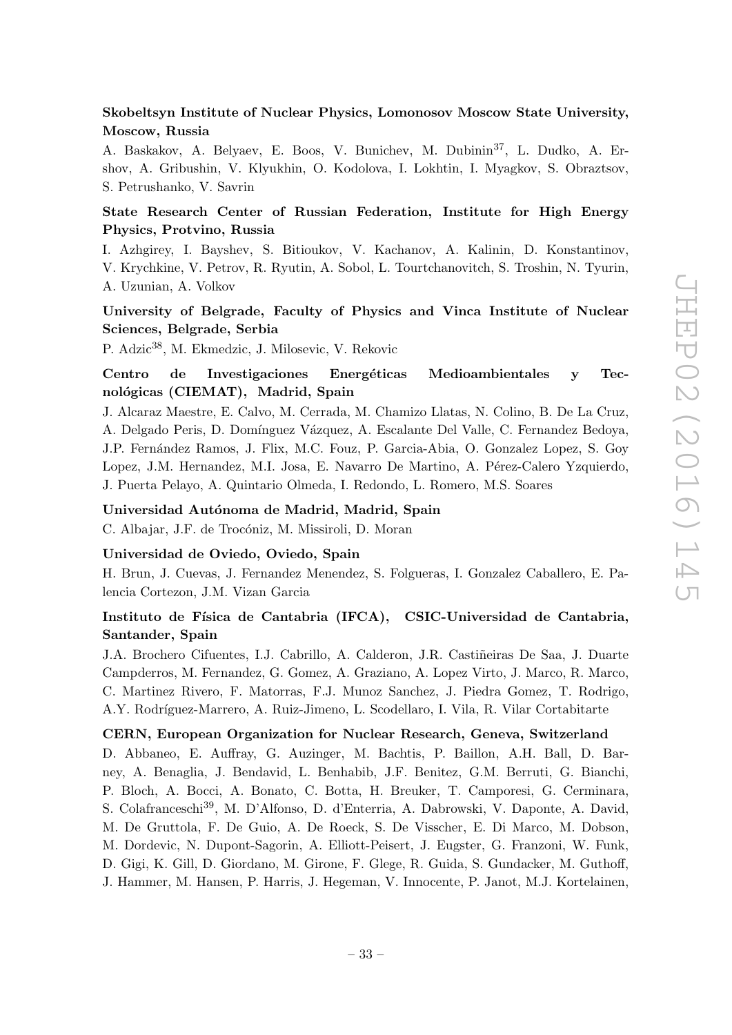**Skobeltsyn Institute of Nuclear Physics, Lomonosov Moscow State University, Moscow, Russia**

A. Baskakov, A. Belyaev, E. Boos, V. Bunichev, M. Dubinin[37], L. Dudko, A. Ershov, A. Gribushin, V. Klyukhin, O. Kodolova, I. Lokhtin, I. Myagkov, S. Obraztsov, S. Petrushanko, V. Savrin

**State Research Center of Russian Federation, Institute for High Energy Physics, Protvino, Russia**

I. Azhgirey, I. Bayshev, S. Bitioukov, V. Kachanov, A. Kalinin, D. Konstantinov, V. Krychkine, V. Petrov, R. Ryutin, A. Sobol, L. Tourtchanovitch, S. Troshin, N. Tyurin, A. Uzunian, A. Volkov

**University of Belgrade, Faculty of Physics and Vinca Institute of Nuclear Sciences, Belgrade, Serbia**

P. Adzic[38], M. Ekmedzic, J. Milosevic, V. Rekovic

**Centro de Investigaciones Energéticas Medioambientales y Tecnológicas (CIEMAT), Madrid, Spain**

J. Alcaraz Maestre, E. Calvo, M. Cerrada, M. Chamizo Llatas, N. Colino, B. De La Cruz, A. Delgado Peris, D. Domínguez Vázquez, A. Escalante Del Valle, C. Fernandez Bedoya, J.P. Fernández Ramos, J. Flix, M.C. Fouz, P. Garcia-Abia, O. Gonzalez Lopez, S. Goy Lopez, J.M. Hernandez, M.I. Josa, E. Navarro De Martino, A. Pérez-Calero Yzquierdo, J. Puerta Pelayo, A. Quintario Olmeda, I. Redondo, L. Romero, M.S. Soares

**Universidad Autónoma de Madrid, Madrid, Spain**

C. Albajar, J.F. de Trocóniz, M. Missiroli, D. Moran

**Universidad de Oviedo, Oviedo, Spain**

H. Brun, J. Cuevas, J. Fernandez Menendez, S. Folgueras, I. Gonzalez Caballero, E. Palencia Cortezon, J.M. Vizan Garcia

**Instituto de Física de Cantabria (IFCA), CSIC-Universidad de Cantabria, Santander, Spain**

J.A. Brochero Cifuentes, I.J. Cabrillo, A. Calderon, J.R. Castiñeiras De Saa, J. Duarte Campderros, M. Fernandez, G. Gomez, A. Graziano, A. Lopez Virto, J. Marco, R. Marco, C. Martinez Rivero, F. Matorras, F.J. Munoz Sanchez, J. Piedra Gomez, T. Rodrigo, A.Y. Rodríguez-Marrero, A. Ruiz-Jimeno, L. Scodellaro, I. Vila, R. Vilar Cortabitarte

**CERN, European Organization for Nuclear Research, Geneva, Switzerland**

D. Abbaneo, E. Auffray, G. Auzinger, M. Bachtis, P. Baillon, A.H. Ball, D. Barney, A. Benaglia, J. Bendavid, L. Benhabib, J.F. Benitez, G.M. Berruti, G. Bianchi, P. Bloch, A. Bocci, A. Bonato, C. Botta, H. Breuker, T. Camporesi, G. Cerminara, S. Colafranceschi[39], M. D'Alfonso, D. d'Enterria, A. Dabrowski, V. Daponte, A. David, M. De Gruttola, F. De Guio, A. De Roeck, S. De Visscher, E. Di Marco, M. Dobson, M. Dordevic, N. Dupont-Sagorin, A. Elliott-Peisert, J. Eugster, G. Franzoni, W. Funk, D. Gigi, K. Gill, D. Giordano, M. Girone, F. Glege, R. Guida, S. Gundacker, M. Guthoff, J. Hammer, M. Hansen, P. Harris, J. Hegeman, V. Innocente, P. Janot, M.J. Kortelainen,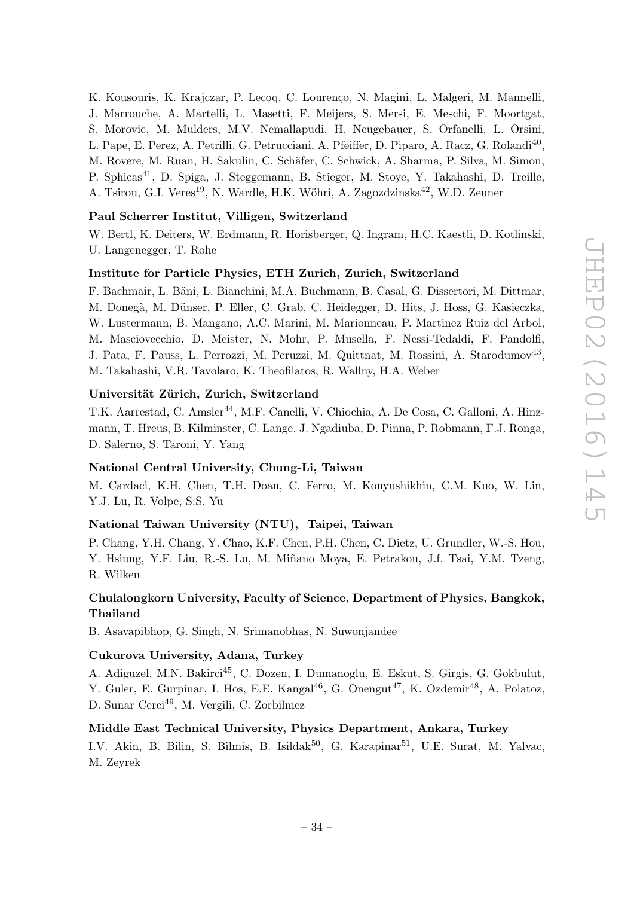K. Kousouris, K. Krajczar, P. Lecoq, C. Lourenço, N. Magini, L. Malgeri, M. Mannelli, J. Marrouche, A. Martelli, L. Masetti, F. Meijers, S. Mersi, E. Meschi, F. Moortgat, S. Morovic, M. Mulders, M.V. Nemallapudi, H. Neugebauer, S. Orfanelli, L. Orsini, L. Pape, E. Perez, A. Petrilli, G. Petrucciani, A. Pfeiffer, D. Piparo, A. Racz, G. Rolandi[40], M. Rovere, M. Ruan, H. Sakulin, C. Schäfer, C. Schwick, A. Sharma, P. Silva, M. Simon, P. Sphicas[41], D. Spiga, J. Steggemann, B. Stieger, M. Stoye, Y. Takahashi, D. Treille, A. Tsirou, G.I. Veres[19], N. Wardle, H.K. Wöhri, A. Zagozdzinska[42], W.D. Zeuner

**Paul Scherrer Institut, Villigen, Switzerland**

W. Bertl, K. Deiters, W. Erdmann, R. Horisberger, Q. Ingram, H.C. Kaestli, D. Kotlinski, U. Langenegger, T. Rohe

**Institute for Particle Physics, ETH Zurich, Zurich, Switzerland**

F. Bachmair, L. Bäni, L. Bianchini, M.A. Buchmann, B. Casal, G. Dissertori, M. Dittmar, M. Donegà, M. Dünser, P. Eller, C. Grab, C. Heidegger, D. Hits, J. Hoss, G. Kasieczka, W. Lustermann, B. Mangano, A.C. Marini, M. Marionneau, P. Martinez Ruiz del Arbol, M. Masciovecchio, D. Meister, N. Mohr, P. Musella, F. Nessi-Tedaldi, F. Pandolfi, J. Pata, F. Pauss, L. Perrozzi, M. Peruzzi, M. Quittnat, M. Rossini, A. Starodumov[43], M. Takahashi, V.R. Tavolaro, K. Theofilatos, R. Wallny, H.A. Weber

**Universität Zürich, Zurich, Switzerland**

T.K. Aarrestad, C. Amsler[44], M.F. Canelli, V. Chiochia, A. De Cosa, C. Galloni, A. Hinzmann, T. Hreus, B. Kilminster, C. Lange, J. Ngadiuba, D. Pinna, P. Robmann, F.J. Ronga, D. Salerno, S. Taroni, Y. Yang

**National Central University, Chung-Li, Taiwan**

M. Cardaci, K.H. Chen, T.H. Doan, C. Ferro, M. Konyushikhin, C.M. Kuo, W. Lin, Y.J. Lu, R. Volpe, S.S. Yu

**National Taiwan University (NTU), Taipei, Taiwan**

P. Chang, Y.H. Chang, Y. Chao, K.F. Chen, P.H. Chen, C. Dietz, U. Grundler, W.-S. Hou, Y. Hsiung, Y.F. Liu, R.-S. Lu, M. Miñano Moya, E. Petrakou, J.f. Tsai, Y.M. Tzeng, R. Wilken

**Chulalongkorn University, Faculty of Science, Department of Physics, Bangkok, Thailand**

B. Asavapibhop, G. Singh, N. Srimanobhas, N. Suwonjandee

**Cukurova University, Adana, Turkey**

A. Adiguzel, M.N. Bakirci[45], C. Dozen, I. Dumanoglu, E. Eskut, S. Girgis, G. Gokbulut, Y. Guler, E. Gurpinar, I. Hos, E.E. Kangal[46], G. Onengut[47], K. Ozdemir[48], A. Polatoz, D. Sunar Cerci[49], M. Vergili, C. Zorbilmez

**Middle East Technical University, Physics Department, Ankara, Turkey**

I.V. Akin, B. Bilin, S. Bilmis, B. Isildak[50], G. Karapinar[51], U.E. Surat, M. Yalvac, M. Zeyrek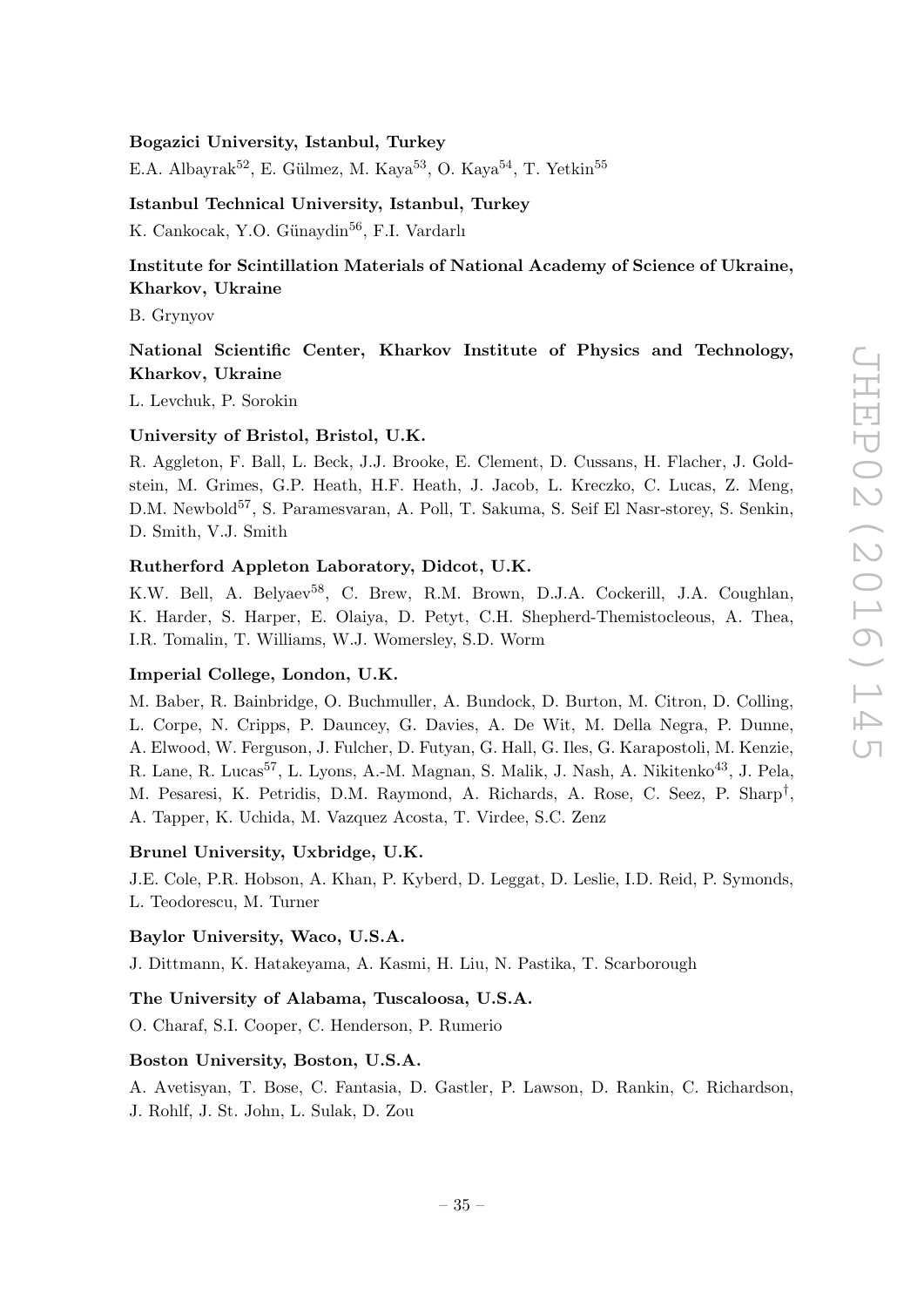**Bogazici University, Istanbul, Turkey**

E.A. Albayrak[52], E. Gülmez, M. Kaya[53], O. Kaya[54], T. Yetkin[55]

**Istanbul Technical University, Istanbul, Turkey**

K. Cankocak, Y.O. Günaydin[56], F.I. Vardarlı

**Institute for Scintillation Materials of National Academy of Science of Ukraine, Kharkov, Ukraine**

B. Grynyov

**National Scientific Center, Kharkov Institute of Physics and Technology, Kharkov, Ukraine**

L. Levchuk, P. Sorokin

**University of Bristol, Bristol, U.K.**

R. Aggleton, F. Ball, L. Beck, J.J. Brooke, E. Clement, D. Cussans, H. Flacher, J. Goldstein, M. Grimes, G.P. Heath, H.F. Heath, J. Jacob, L. Kreczko, C. Lucas, Z. Meng, D.M. Newbold[57], S. Paramesvaran, A. Poll, T. Sakuma, S. Seif El Nasr-storey, S. Senkin, D. Smith, V.J. Smith

**Rutherford Appleton Laboratory, Didcot, U.K.**

K.W. Bell, A. Belyaev[58], C. Brew, R.M. Brown, D.J.A. Cockerill, J.A. Coughlan, K. Harder, S. Harper, E. Olaiya, D. Petyt, C.H. Shepherd-Themistocleous, A. Thea, I.R. Tomalin, T. Williams, W.J. Womersley, S.D. Worm

**Imperial College, London, U.K.**

M. Baber, R. Bainbridge, O. Buchmuller, A. Bundock, D. Burton, M. Citron, D. Colling, L. Corpe, N. Cripps, P. Dauncey, G. Davies, A. De Wit, M. Della Negra, P. Dunne, A. Elwood, W. Ferguson, J. Fulcher, D. Futyan, G. Hall, G. Iles, G. Karapostoli, M. Kenzie, R. Lane, R. Lucas[57], L. Lyons, A.-M. Magnan, S. Malik, J. Nash, A. Nikitenko[43], J. Pela, M. Pesaresi, K. Petridis, D.M. Raymond, A. Richards, A. Rose, C. Seez, P. Sharp[†], A. Tapper, K. Uchida, M. Vazquez Acosta, T. Virdee, S.C. Zenz

**Brunel University, Uxbridge, U.K.**

J.E. Cole, P.R. Hobson, A. Khan, P. Kyberd, D. Leggat, D. Leslie, I.D. Reid, P. Symonds, L. Teodorescu, M. Turner

**Baylor University, Waco, U.S.A.**

J. Dittmann, K. Hatakeyama, A. Kasmi, H. Liu, N. Pastika, T. Scarborough

**The University of Alabama, Tuscaloosa, U.S.A.**

O. Charaf, S.I. Cooper, C. Henderson, P. Rumerio

**Boston University, Boston, U.S.A.**

A. Avetisyan, T. Bose, C. Fantasia, D. Gastler, P. Lawson, D. Rankin, C. Richardson, J. Rohlf, J. St. John, L. Sulak, D. Zou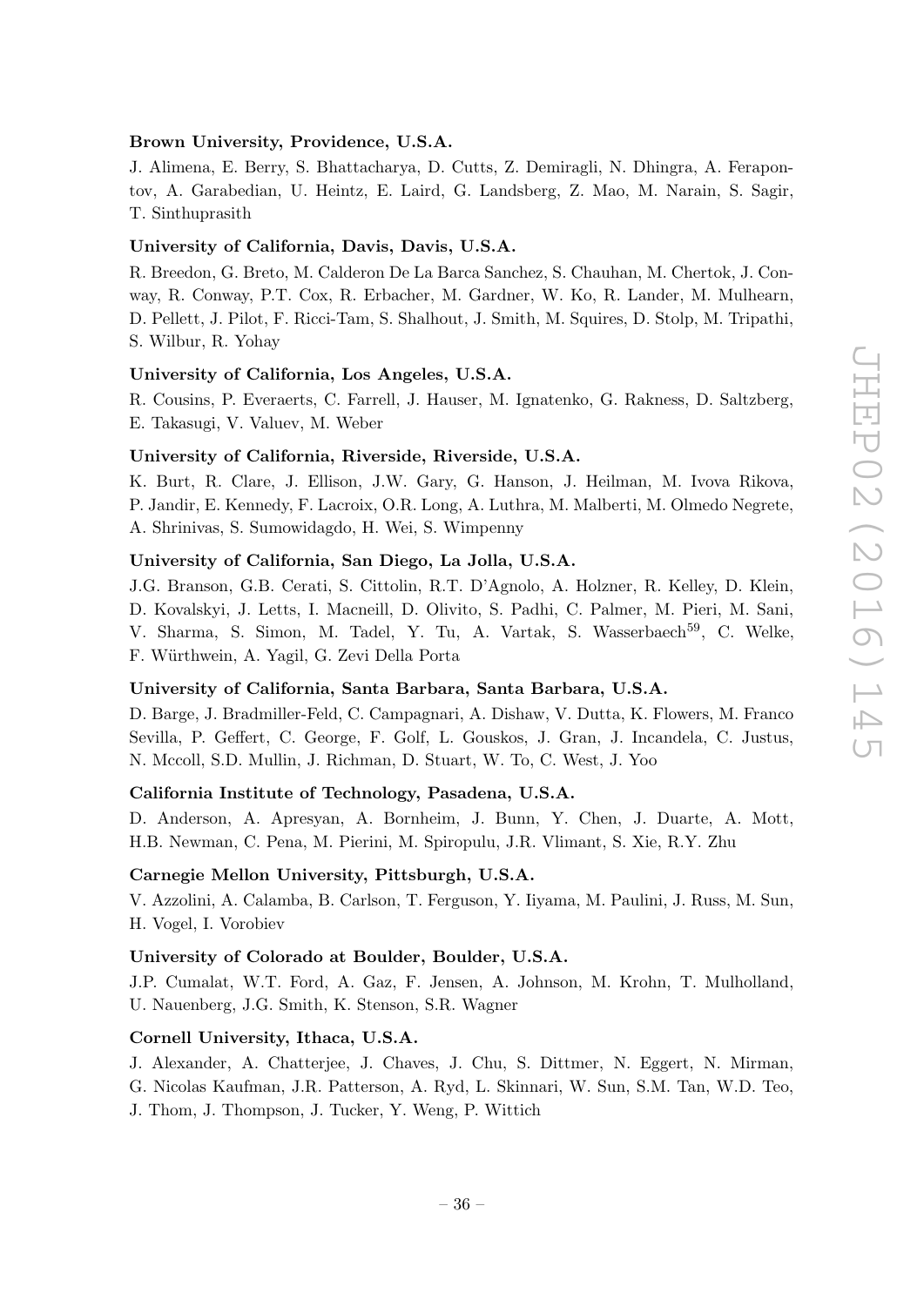**Brown University, Providence, U.S.A.**

J. Alimena, E. Berry, S. Bhattacharya, D. Cutts, Z. Demiragli, N. Dhingra, A. Ferapontov, A. Garabedian, U. Heintz, E. Laird, G. Landsberg, Z. Mao, M. Narain, S. Sagir, T. Sinthuprasith

**University of California, Davis, Davis, U.S.A.**

R. Breedon, G. Breto, M. Calderon De La Barca Sanchez, S. Chauhan, M. Chertok, J. Conway, R. Conway, P.T. Cox, R. Erbacher, M. Gardner, W. Ko, R. Lander, M. Mulhearn, D. Pellett, J. Pilot, F. Ricci-Tam, S. Shalhout, J. Smith, M. Squires, D. Stolp, M. Tripathi, S. Wilbur, R. Yohay

**University of California, Los Angeles, U.S.A.**

R. Cousins, P. Everaerts, C. Farrell, J. Hauser, M. Ignatenko, G. Rakness, D. Saltzberg, E. Takasugi, V. Valuev, M. Weber

**University of California, Riverside, Riverside, U.S.A.**

K. Burt, R. Clare, J. Ellison, J.W. Gary, G. Hanson, J. Heilman, M. Ivova Rikova, P. Jandir, E. Kennedy, F. Lacroix, O.R. Long, A. Luthra, M. Malberti, M. Olmedo Negrete, A. Shrinivas, S. Sumowidagdo, H. Wei, S. Wimpenny

**University of California, San Diego, La Jolla, U.S.A.**

J.G. Branson, G.B. Cerati, S. Cittolin, R.T. D'Agnolo, A. Holzner, R. Kelley, D. Klein, D. Kovalskyi, J. Letts, I. Macneill, D. Olivito, S. Padhi, C. Palmer, M. Pieri, M. Sani, V. Sharma, S. Simon, M. Tadel, Y. Tu, A. Vartak, S. Wasserbaech[59], C. Welke, F. Würthwein, A. Yagil, G. Zevi Della Porta

**University of California, Santa Barbara, Santa Barbara, U.S.A.**

D. Barge, J. Bradmiller-Feld, C. Campagnari, A. Dishaw, V. Dutta, K. Flowers, M. Franco Sevilla, P. Geffert, C. George, F. Golf, L. Gouskos, J. Gran, J. Incandela, C. Justus, N. Mccoll, S.D. Mullin, J. Richman, D. Stuart, W. To, C. West, J. Yoo

**California Institute of Technology, Pasadena, U.S.A.**

D. Anderson, A. Apresyan, A. Bornheim, J. Bunn, Y. Chen, J. Duarte, A. Mott, H.B. Newman, C. Pena, M. Pierini, M. Spiropulu, J.R. Vlimant, S. Xie, R.Y. Zhu

**Carnegie Mellon University, Pittsburgh, U.S.A.**

V. Azzolini, A. Calamba, B. Carlson, T. Ferguson, Y. Iiyama, M. Paulini, J. Russ, M. Sun, H. Vogel, I. Vorobiev

**University of Colorado at Boulder, Boulder, U.S.A.**

J.P. Cumalat, W.T. Ford, A. Gaz, F. Jensen, A. Johnson, M. Krohn, T. Mulholland, U. Nauenberg, J.G. Smith, K. Stenson, S.R. Wagner

**Cornell University, Ithaca, U.S.A.**

J. Alexander, A. Chatterjee, J. Chaves, J. Chu, S. Dittmer, N. Eggert, N. Mirman, G. Nicolas Kaufman, J.R. Patterson, A. Ryd, L. Skinnari, W. Sun, S.M. Tan, W.D. Teo, J. Thom, J. Thompson, J. Tucker, Y. Weng, P. Wittich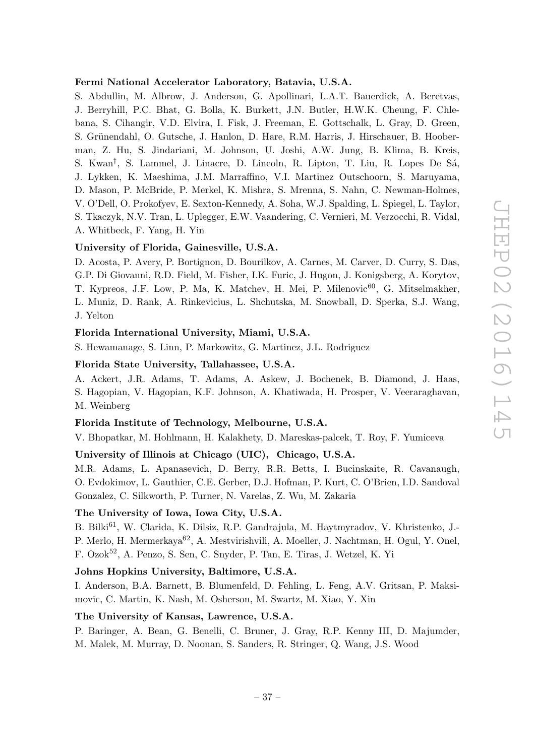**Fermi National Accelerator Laboratory, Batavia, U.S.A.**

S. Abdullin, M. Albrow, J. Anderson, G. Apollinari, L.A.T. Bauerdick, A. Beretvas, J. Berryhill, P.C. Bhat, G. Bolla, K. Burkett, J.N. Butler, H.W.K. Cheung, F. Chlebana, S. Cihangir, V.D. Elvira, I. Fisk, J. Freeman, E. Gottschalk, L. Gray, D. Green, S. Grünendahl, O. Gutsche, J. Hanlon, D. Hare, R.M. Harris, J. Hirschauer, B. Hooberman, Z. Hu, S. Jindariani, M. Johnson, U. Joshi, A.W. Jung, B. Klima, B. Kreis, S. Kwan†, S. Lammel, J. Linacre, D. Lincoln, R. Lipton, T. Liu, R. Lopes De Sá, J. Lykken, K. Maeshima, J.M. Marraffino, V.I. Martinez Outschoorn, S. Maruyama, D. Mason, P. McBride, P. Merkel, K. Mishra, S. Mrenna, S. Nahn, C. Newman-Holmes, V. O'Dell, O. Prokofyev, E. Sexton-Kennedy, A. Soha, W.J. Spalding, L. Spiegel, L. Taylor, S. Tkaczyk, N.V. Tran, L. Uplegger, E.W. Vaandering, C. Vernieri, M. Verzocchi, R. Vidal, A. Whitbeck, F. Yang, H. Yin

**University of Florida, Gainesville, U.S.A.**

D. Acosta, P. Avery, P. Bortignon, D. Bourilkov, A. Carnes, M. Carver, D. Curry, S. Das, G.P. Di Giovanni, R.D. Field, M. Fisher, I.K. Furic, J. Hugon, J. Konigsberg, A. Korytov, T. Kypreos, J.F. Low, P. Ma, K. Matchev, H. Mei, P. Milenovic[60], G. Mitselmakher, L. Muniz, D. Rank, A. Rinkevicius, L. Shchutska, M. Snowball, D. Sperka, S.J. Wang, J. Yelton

**Florida International University, Miami, U.S.A.**

S. Hewamanage, S. Linn, P. Markowitz, G. Martinez, J.L. Rodriguez

**Florida State University, Tallahassee, U.S.A.**

A. Ackert, J.R. Adams, T. Adams, A. Askew, J. Bochenek, B. Diamond, J. Haas, S. Hagopian, V. Hagopian, K.F. Johnson, A. Khatiwada, H. Prosper, V. Veeraraghavan, M. Weinberg

**Florida Institute of Technology, Melbourne, U.S.A.**

V. Bhopatkar, M. Hohlmann, H. Kalakhety, D. Mareskas-palcek, T. Roy, F. Yumiceva

**University of Illinois at Chicago (UIC), Chicago, U.S.A.**

M.R. Adams, L. Apanasevich, D. Berry, R.R. Betts, I. Bucinskaite, R. Cavanaugh, O. Evdokimov, L. Gauthier, C.E. Gerber, D.J. Hofman, P. Kurt, C. O'Brien, I.D. Sandoval Gonzalez, C. Silkworth, P. Turner, N. Varelas, Z. Wu, M. Zakaria

**The University of Iowa, Iowa City, U.S.A.**

B. Bilki[61], W. Clarida, K. Dilsiz, R.P. Gandrajula, M. Haytmyradov, V. Khristenko, J.-P. Merlo, H. Mermerkaya[62], A. Mestvirishvili, A. Moeller, J. Nachtman, H. Ogul, Y. Onel, F. Ozok[52], A. Penzo, S. Sen, C. Snyder, P. Tan, E. Tiras, J. Wetzel, K. Yi

**Johns Hopkins University, Baltimore, U.S.A.**

I. Anderson, B.A. Barnett, B. Blumenfeld, D. Fehling, L. Feng, A.V. Gritsan, P. Maksimovic, C. Martin, K. Nash, M. Osherson, M. Swartz, M. Xiao, Y. Xin

**The University of Kansas, Lawrence, U.S.A.**

P. Baringer, A. Bean, G. Benelli, C. Bruner, J. Gray, R.P. Kenny III, D. Majumder, M. Malek, M. Murray, D. Noonan, S. Sanders, R. Stringer, Q. Wang, J.S. Wood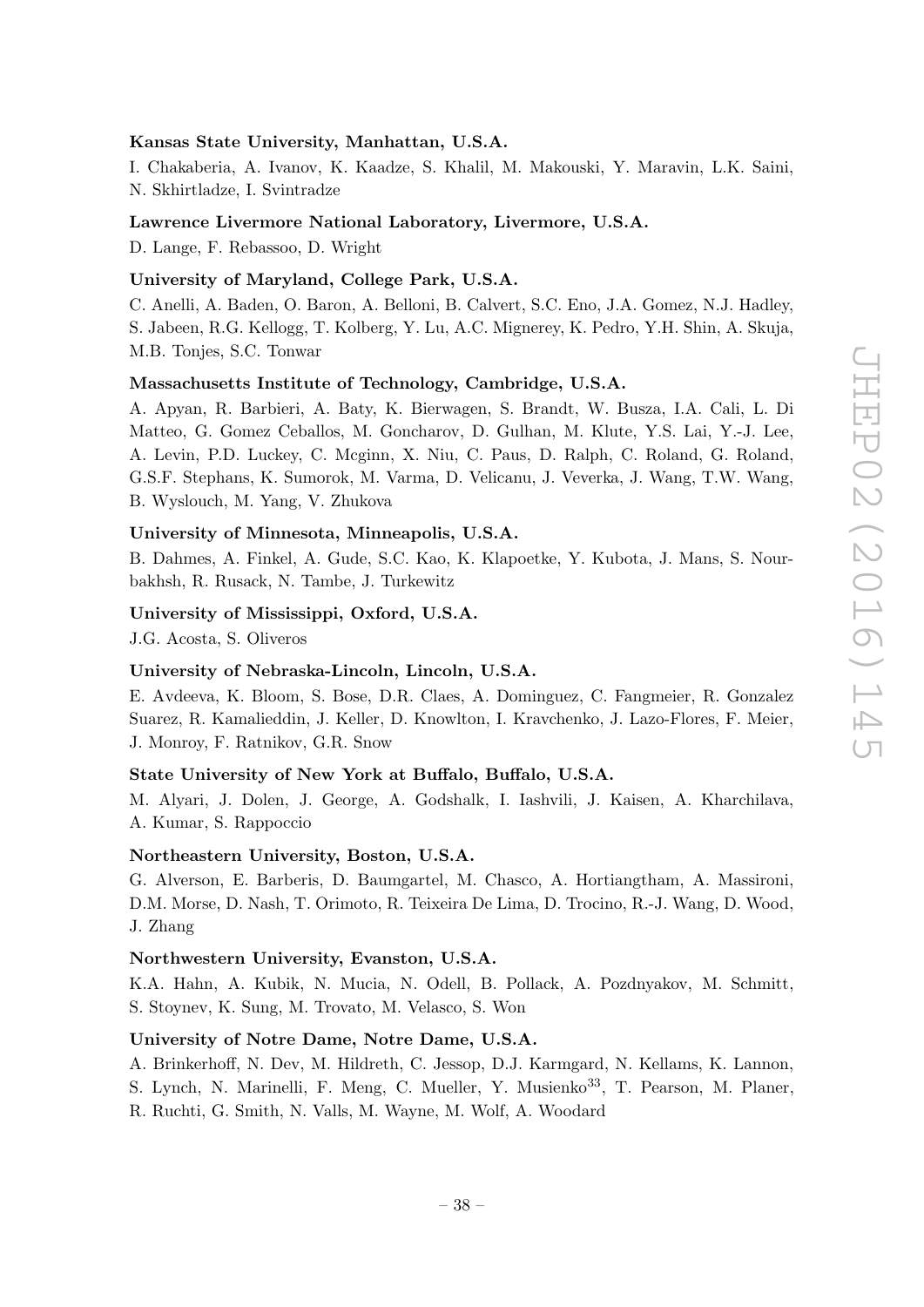**Kansas State University, Manhattan, U.S.A.**

I. Chakaberia, A. Ivanov, K. Kaadze, S. Khalil, M. Makouski, Y. Maravin, L.K. Saini, N. Skhirtladze, I. Svintradze

**Lawrence Livermore National Laboratory, Livermore, U.S.A.**

D. Lange, F. Rebassoo, D. Wright

**University of Maryland, College Park, U.S.A.**

C. Anelli, A. Baden, O. Baron, A. Belloni, B. Calvert, S.C. Eno, J.A. Gomez, N.J. Hadley, S. Jabeen, R.G. Kellogg, T. Kolberg, Y. Lu, A.C. Mignerey, K. Pedro, Y.H. Shin, A. Skuja, M.B. Tonjes, S.C. Tonwar

**Massachusetts Institute of Technology, Cambridge, U.S.A.**

A. Apyan, R. Barbieri, A. Baty, K. Bierwagen, S. Brandt, W. Busza, I.A. Cali, L. Di Matteo, G. Gomez Ceballos, M. Goncharov, D. Gulhan, M. Klute, Y.S. Lai, Y.-J. Lee, A. Levin, P.D. Luckey, C. Mcginn, X. Niu, C. Paus, D. Ralph, C. Roland, G. Roland, G.S.F. Stephans, K. Sumorok, M. Varma, D. Velicanu, J. Veverka, J. Wang, T.W. Wang, B. Wyslouch, M. Yang, V. Zhukova

**University of Minnesota, Minneapolis, U.S.A.**

B. Dahmes, A. Finkel, A. Gude, S.C. Kao, K. Klapoetke, Y. Kubota, J. Mans, S. Nourbakhsh, R. Rusack, N. Tambe, J. Turkewitz

**University of Mississippi, Oxford, U.S.A.**

J.G. Acosta, S. Oliveros

**University of Nebraska-Lincoln, Lincoln, U.S.A.**

E. Avdeeva, K. Bloom, S. Bose, D.R. Claes, A. Dominguez, C. Fangmeier, R. Gonzalez Suarez, R. Kamalieddin, J. Keller, D. Knowlton, I. Kravchenko, J. Lazo-Flores, F. Meier, J. Monroy, F. Ratnikov, G.R. Snow

**State University of New York at Buffalo, Buffalo, U.S.A.**

M. Alyari, J. Dolen, J. George, A. Godshalk, I. Iashvili, J. Kaisen, A. Kharchilava, A. Kumar, S. Rappoccio

**Northeastern University, Boston, U.S.A.**

G. Alverson, E. Barberis, D. Baumgartel, M. Chasco, A. Hortiangtham, A. Massironi, D.M. Morse, D. Nash, T. Orimoto, R. Teixeira De Lima, D. Trocino, R.-J. Wang, D. Wood, J. Zhang

**Northwestern University, Evanston, U.S.A.**

K.A. Hahn, A. Kubik, N. Mucia, N. Odell, B. Pollack, A. Pozdnyakov, M. Schmitt, S. Stoynev, K. Sung, M. Trovato, M. Velasco, S. Won

**University of Notre Dame, Notre Dame, U.S.A.**

A. Brinkerhoff, N. Dev, M. Hildreth, C. Jessop, D.J. Karmgard, N. Kellams, K. Lannon, S. Lynch, N. Marinelli, F. Meng, C. Mueller, Y. Musienko[33], T. Pearson, M. Planer, R. Ruchti, G. Smith, N. Valls, M. Wayne, M. Wolf, A. Woodard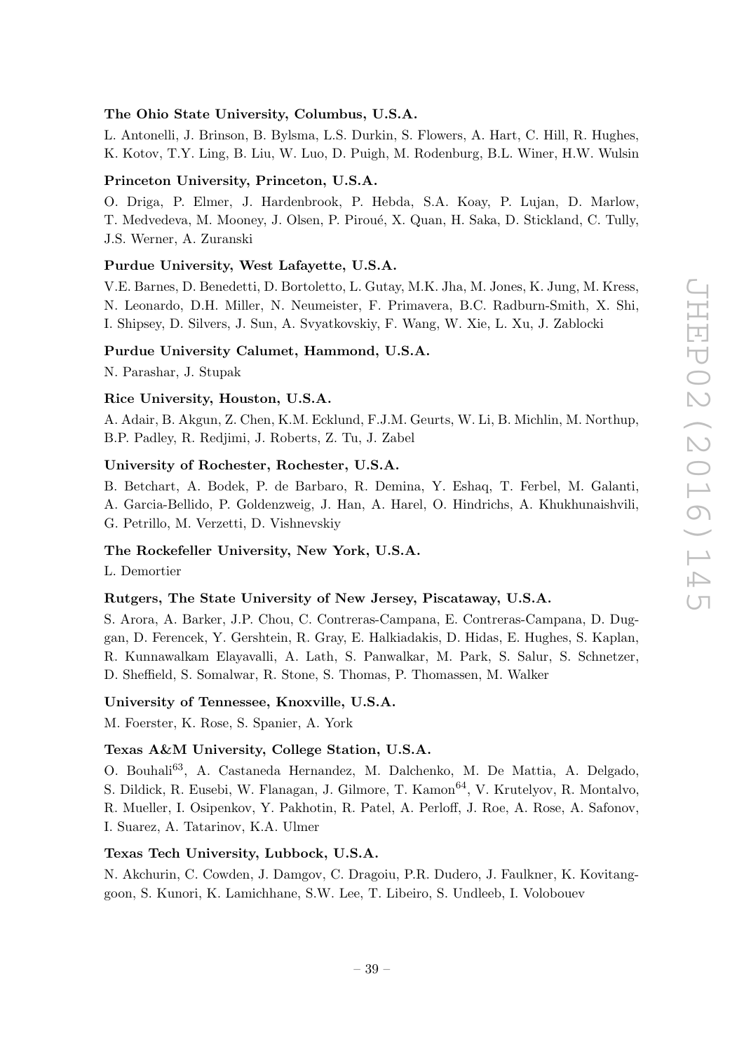**The Ohio State University, Columbus, U.S.A.**

L. Antonelli, J. Brinson, B. Bylsma, L.S. Durkin, S. Flowers, A. Hart, C. Hill, R. Hughes, K. Kotov, T.Y. Ling, B. Liu, W. Luo, D. Puigh, M. Rodenburg, B.L. Winer, H.W. Wulsin

**Princeton University, Princeton, U.S.A.**

O. Driga, P. Elmer, J. Hardenbrook, P. Hebda, S.A. Koay, P. Lujan, D. Marlow, T. Medvedeva, M. Mooney, J. Olsen, P. Piroué, X. Quan, H. Saka, D. Stickland, C. Tully, J.S. Werner, A. Zuranski

**Purdue University, West Lafayette, U.S.A.**

V.E. Barnes, D. Benedetti, D. Bortoletto, L. Gutay, M.K. Jha, M. Jones, K. Jung, M. Kress, N. Leonardo, D.H. Miller, N. Neumeister, F. Primavera, B.C. Radburn-Smith, X. Shi, I. Shipsey, D. Silvers, J. Sun, A. Svyatkovskiy, F. Wang, W. Xie, L. Xu, J. Zablocki

**Purdue University Calumet, Hammond, U.S.A.**

N. Parashar, J. Stupak

**Rice University, Houston, U.S.A.**

A. Adair, B. Akgun, Z. Chen, K.M. Ecklund, F.J.M. Geurts, W. Li, B. Michlin, M. Northup, B.P. Padley, R. Redjimi, J. Roberts, Z. Tu, J. Zabel

**University of Rochester, Rochester, U.S.A.**

B. Betchart, A. Bodek, P. de Barbaro, R. Demina, Y. Eshaq, T. Ferbel, M. Galanti, A. Garcia-Bellido, P. Goldenzweig, J. Han, A. Harel, O. Hindrichs, A. Khukhunaishvili, G. Petrillo, M. Verzetti, D. Vishnevskiy

**The Rockefeller University, New York, U.S.A.**

L. Demortier

**Rutgers, The State University of New Jersey, Piscataway, U.S.A.**

S. Arora, A. Barker, J.P. Chou, C. Contreras-Campana, E. Contreras-Campana, D. Duggan, D. Ferencek, Y. Gershtein, R. Gray, E. Halkiadakis, D. Hidas, E. Hughes, S. Kaplan, R. Kunnawalkam Elayavalli, A. Lath, S. Panwalkar, M. Park, S. Salur, S. Schnetzer, D. Sheffield, S. Somalwar, R. Stone, S. Thomas, P. Thomassen, M. Walker

**University of Tennessee, Knoxville, U.S.A.**

M. Foerster, K. Rose, S. Spanier, A. York

**Texas A&M University, College Station, U.S.A.**

O. Bouhali[63], A. Castaneda Hernandez, M. Dalchenko, M. De Mattia, A. Delgado, S. Dildick, R. Eusebi, W. Flanagan, J. Gilmore, T. Kamon[64], V. Krutelyov, R. Montalvo, R. Mueller, I. Osipenkov, Y. Pakhotin, R. Patel, A. Perloff, J. Roe, A. Rose, A. Safonov, I. Suarez, A. Tatarinov, K.A. Ulmer

**Texas Tech University, Lubbock, U.S.A.**

N. Akchurin, C. Cowden, J. Damgov, C. Dragoiu, P.R. Dudero, J. Faulkner, K. Kovitanggoon, S. Kunori, K. Lamichhane, S.W. Lee, T. Libeiro, S. Undleeb, I. Volobouev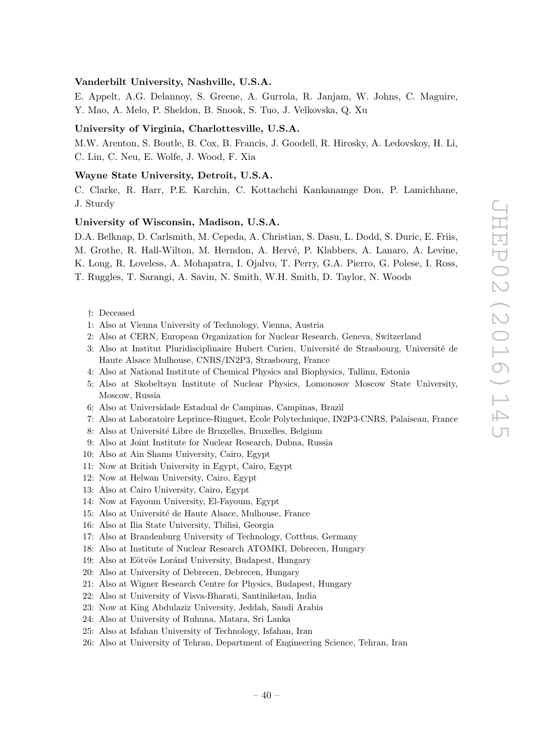**Vanderbilt University, Nashville, U.S.A.**

E. Appelt, A.G. Delannoy, S. Greene, A. Gurrola, R. Janjam, W. Johns, C. Maguire, Y. Mao, A. Melo, P. Sheldon, B. Snook, S. Tuo, J. Velkovska, Q. Xu

**University of Virginia, Charlottesville, U.S.A.**

M.W. Arenton, S. Boutle, B. Cox, B. Francis, J. Goodell, R. Hirosky, A. Ledovskoy, H. Li, C. Lin, C. Neu, E. Wolfe, J. Wood, F. Xia

**Wayne State University, Detroit, U.S.A.**

C. Clarke, R. Harr, P.E. Karchin, C. Kottachchi Kankanamge Don, P. Lamichhane, J. Sturdy

**University of Wisconsin, Madison, U.S.A.**

D.A. Belknap, D. Carlsmith, M. Cepeda, A. Christian, S. Dasu, L. Dodd, S. Duric, E. Friis, M. Grothe, R. Hall-Wilton, M. Herndon, A. Hervé, P. Klabbers, A. Lanaro, A. Levine, K. Long, R. Loveless, A. Mohapatra, I. Ojalvo, T. Perry, G.A. Pierro, G. Polese, I. Ross, T. Ruggles, T. Sarangi, A. Savin, N. Smith, W.H. Smith, D. Taylor, N. Woods

†: Deceased
1: Also at Vienna University of Technology, Vienna, Austria
2: Also at CERN, European Organization for Nuclear Research, Geneva, Switzerland
3: Also at Institut Pluridisciplinaire Hubert Curien, Université de Strasbourg, Université de Haute Alsace Mulhouse, CNRS/IN2P3, Strasbourg, France
4: Also at National Institute of Chemical Physics and Biophysics, Tallinn, Estonia
5: Also at Skobeltsyn Institute of Nuclear Physics, Lomonosov Moscow State University, Moscow, Russia
6: Also at Universidade Estadual de Campinas, Campinas, Brazil
7: Also at Laboratoire Leprince-Ringuet, Ecole Polytechnique, IN2P3-CNRS, Palaiseau, France
8: Also at Université Libre de Bruxelles, Bruxelles, Belgium
9: Also at Joint Institute for Nuclear Research, Dubna, Russia
10: Also at Ain Shams University, Cairo, Egypt
11: Now at British University in Egypt, Cairo, Egypt
12: Now at Helwan University, Cairo, Egypt
13: Also at Cairo University, Cairo, Egypt
14: Now at Fayoum University, El-Fayoum, Egypt
15: Also at Université de Haute Alsace, Mulhouse, France
16: Also at Ilia State University, Tbilisi, Georgia
17: Also at Brandenburg University of Technology, Cottbus, Germany
18: Also at Institute of Nuclear Research ATOMKI, Debrecen, Hungary
19: Also at Eötvös Loránd University, Budapest, Hungary
20: Also at University of Debrecen, Debrecen, Hungary
21: Also at Wigner Research Centre for Physics, Budapest, Hungary
22: Also at University of Visva-Bharati, Santiniketan, India
23: Now at King Abdulaziz University, Jeddah, Saudi Arabia
24: Also at University of Ruhuna, Matara, Sri Lanka
25: Also at Isfahan University of Technology, Isfahan, Iran
26: Also at University of Tehran, Department of Engineering Science, Tehran, Iran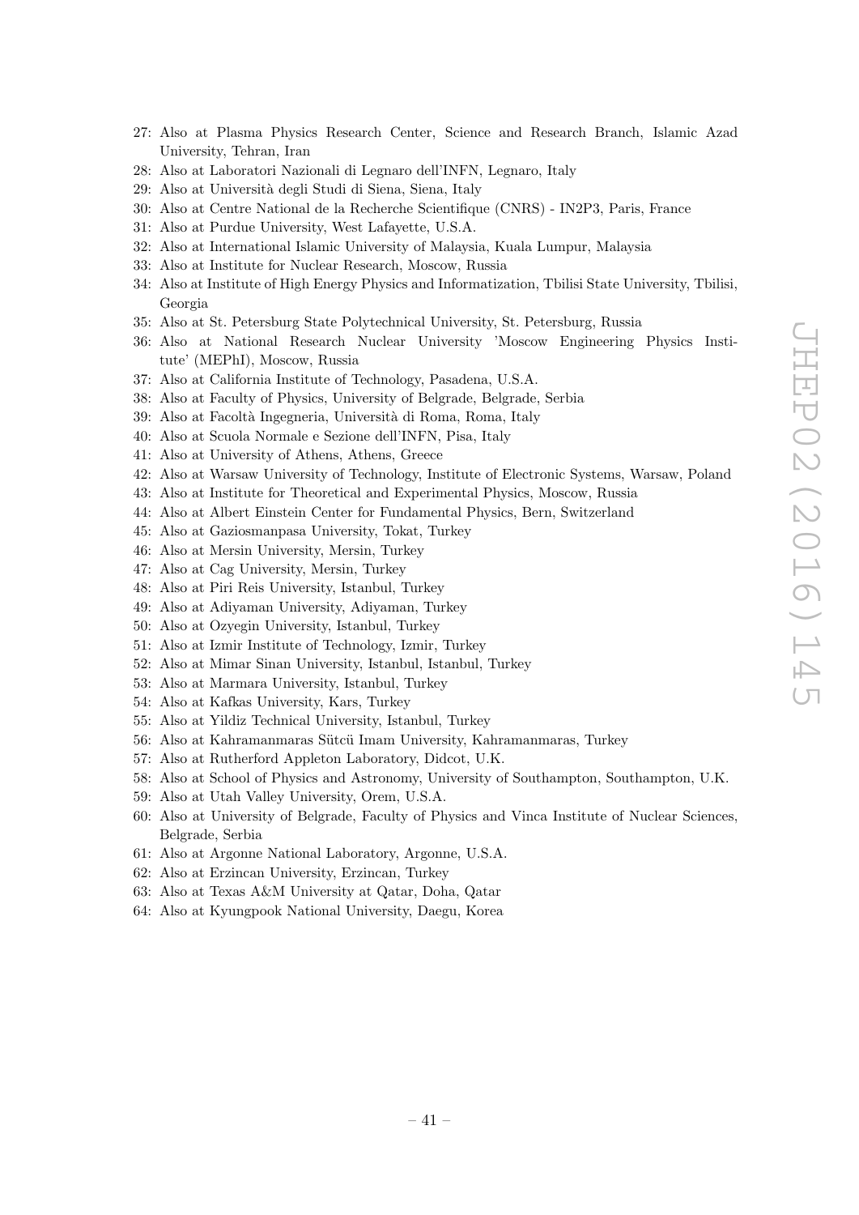27: Also at Plasma Physics Research Center, Science and Research Branch, Islamic Azad University, Tehran, Iran
28: Also at Laboratori Nazionali di Legnaro dell'INFN, Legnaro, Italy
29: Also at Università degli Studi di Siena, Siena, Italy
30: Also at Centre National de la Recherche Scientifique (CNRS) - IN2P3, Paris, France
31: Also at Purdue University, West Lafayette, U.S.A.
32: Also at International Islamic University of Malaysia, Kuala Lumpur, Malaysia
33: Also at Institute for Nuclear Research, Moscow, Russia
34: Also at Institute of High Energy Physics and Informatization, Tbilisi State University, Tbilisi, Georgia
35: Also at St. Petersburg State Polytechnical University, St. Petersburg, Russia
36: Also at National Research Nuclear University 'Moscow Engineering Physics Institute' (MEPhI), Moscow, Russia
37: Also at California Institute of Technology, Pasadena, U.S.A.
38: Also at Faculty of Physics, University of Belgrade, Belgrade, Serbia
39: Also at Facoltà Ingegneria, Università di Roma, Roma, Italy
40: Also at Scuola Normale e Sezione dell'INFN, Pisa, Italy
41: Also at University of Athens, Athens, Greece
42: Also at Warsaw University of Technology, Institute of Electronic Systems, Warsaw, Poland
43: Also at Institute for Theoretical and Experimental Physics, Moscow, Russia
44: Also at Albert Einstein Center for Fundamental Physics, Bern, Switzerland
45: Also at Gaziosmanpasa University, Tokat, Turkey
46: Also at Mersin University, Mersin, Turkey
47: Also at Cag University, Mersin, Turkey
48: Also at Piri Reis University, Istanbul, Turkey
49: Also at Adiyaman University, Adiyaman, Turkey
50: Also at Ozyegin University, Istanbul, Turkey
51: Also at Izmir Institute of Technology, Izmir, Turkey
52: Also at Mimar Sinan University, Istanbul, Istanbul, Turkey
53: Also at Marmara University, Istanbul, Turkey
54: Also at Kafkas University, Kars, Turkey
55: Also at Yildiz Technical University, Istanbul, Turkey
56: Also at Kahramanmaras Sütcü Imam University, Kahramanmaras, Turkey
57: Also at Rutherford Appleton Laboratory, Didcot, U.K.
58: Also at School of Physics and Astronomy, University of Southampton, Southampton, U.K.
59: Also at Utah Valley University, Orem, U.S.A.
60: Also at University of Belgrade, Faculty of Physics and Vinca Institute of Nuclear Sciences, Belgrade, Serbia
61: Also at Argonne National Laboratory, Argonne, U.S.A.
62: Also at Erzincan University, Erzincan, Turkey
63: Also at Texas A&M University at Qatar, Doha, Qatar
64: Also at Kyungpook National University, Daegu, Korea